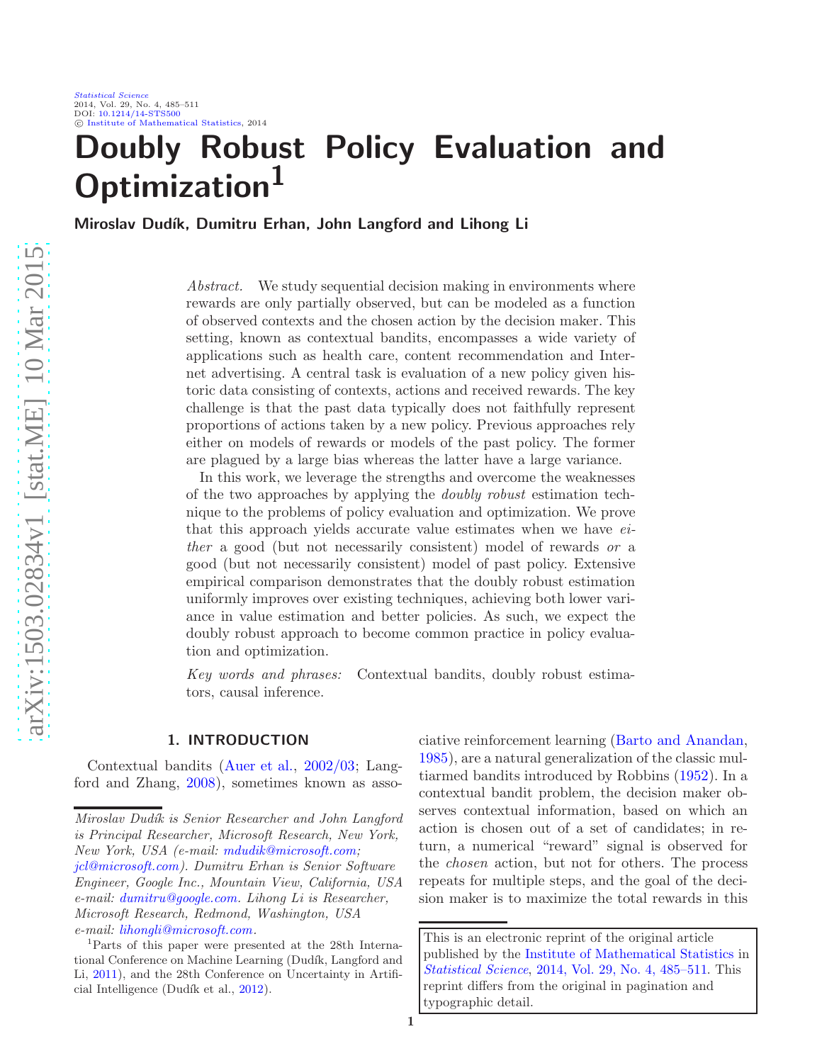# Doubly Robust Policy Evaluation and Optimization[1]

**Miroslav Dudík, Dumitru Erhan, John Langford and Lihong Li**

*Abstract.* We study sequential decision making in environments where rewards are only partially observed, but can be modeled as a function of observed contexts and the chosen action by the decision maker. This setting, known as contextual bandits, encompasses a wide variety of applications such as health care, content recommendation and Internet advertising. A central task is evaluation of a new policy given historic data consisting of contexts, actions and received rewards. The key challenge is that the past data typically does not faithfully represent proportions of actions taken by a new policy. Previous approaches rely either on models of rewards or models of the past policy. The former are plagued by a large bias whereas the latter have a large variance.

In this work, we leverage the strengths and overcome the weaknesses of the two approaches by applying the *doubly robust* estimation technique to the problems of policy evaluation and optimization. We prove that this approach yields accurate value estimates when we have *either* a good (but not necessarily consistent) model of rewards *or* a good (but not necessarily consistent) model of past policy. Extensive empirical comparison demonstrates that the doubly robust estimation uniformly improves over existing techniques, achieving both lower variance in value estimation and better policies. As such, we expect the doubly robust approach to become common practice in policy evaluation and optimization.

*Key words and phrases:* Contextual bandits, doubly robust estimators, causal inference.

## 1. INTRODUCTION

Contextual bandits (Auer et al., 2002/03; Langford and Zhang, 2008), sometimes known as associative reinforcement learning (Barto and Anandan, 1985), are a natural generalization of the classic multiarmed bandits introduced by Robbins (1952). In a contextual bandit problem, the decision maker observes contextual information, based on which an action is chosen out of a set of candidates; in return, a numerical "reward" signal is observed for the *chosen* action, but not for others. The process repeats for multiple steps, and the goal of the decision maker is to maximize the total rewards in this

*Miroslav Dudík is Senior Researcher and John Langford is Principal Researcher, Microsoft Research, New York, New York, USA (e-mail: mdudik@microsoft.com; jcl@microsoft.com). Dumitru Erhan is Senior Software Engineer, Google Inc., Mountain View, California, USA e-mail: dumitru@google.com. Lihong Li is Researcher, Microsoft Research, Redmond, Washington, USA e-mail: lihongli@microsoft.com.*

[1]Parts of this paper were presented at the 28th International Conference on Machine Learning (Dudík, Langford and Li, 2011), and the 28th Conference on Uncertainty in Artificial Intelligence (Dudík et al., 2012).

This is an electronic reprint of the original article published by the Institute of Mathematical Statistics in *Statistical Science*, 2014, Vol. 29, No. 4, 485–511. This reprint differs from the original in pagination and typographic detail.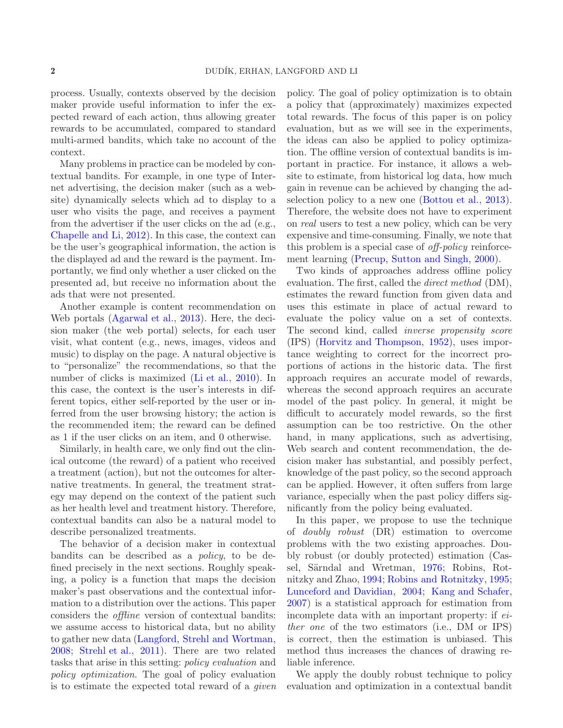process. Usually, contexts observed by the decision maker provide useful information to infer the expected reward of each action, thus allowing greater rewards to be accumulated, compared to standard multi-armed bandits, which take no account of the context.

Many problems in practice can be modeled by contextual bandits. For example, in one type of Internet advertising, the decision maker (such as a website) dynamically selects which ad to display to a user who visits the page, and receives a payment from the advertiser if the user clicks on the ad (e.g., Chapelle and Li, 2012). In this case, the context can be the user's geographical information, the action is the displayed ad and the reward is the payment. Importantly, we find only whether a user clicked on the presented ad, but receive no information about the ads that were not presented.

Another example is content recommendation on Web portals (Agarwal et al., 2013). Here, the decision maker (the web portal) selects, for each user visit, what content (e.g., news, images, videos and music) to display on the page. A natural objective is to "personalize" the recommendations, so that the number of clicks is maximized (Li et al., 2010). In this case, the context is the user's interests in different topics, either self-reported by the user or inferred from the user browsing history; the action is the recommended item; the reward can be defined as 1 if the user clicks on an item, and 0 otherwise.

Similarly, in health care, we only find out the clinical outcome (the reward) of a patient who received a treatment (action), but not the outcomes for alternative treatments. In general, the treatment strategy may depend on the context of the patient such as her health level and treatment history. Therefore, contextual bandits can also be a natural model to describe personalized treatments.

The behavior of a decision maker in contextual bandits can be described as a *policy*, to be defined precisely in the next sections. Roughly speaking, a policy is a function that maps the decision maker's past observations and the contextual information to a distribution over the actions. This paper considers the *offline* version of contextual bandits: we assume access to historical data, but no ability to gather new data (Langford, Strehl and Wortman, 2008; Strehl et al., 2011). There are two related tasks that arise in this setting: *policy evaluation* and *policy optimization*. The goal of policy evaluation is to estimate the expected total reward of a *given* policy. The goal of policy optimization is to obtain a policy that (approximately) maximizes expected total rewards. The focus of this paper is on policy evaluation, but as we will see in the experiments, the ideas can also be applied to policy optimization. The offline version of contextual bandits is important in practice. For instance, it allows a website to estimate, from historical log data, how much gain in revenue can be achieved by changing the ad-selection policy to a new one (Bottou et al., 2013). Therefore, the website does not have to experiment on *real* users to test a new policy, which can be very expensive and time-consuming. Finally, we note that this problem is a special case of *off-policy* reinforcement learning (Precup, Sutton and Singh, 2000).

Two kinds of approaches address offline policy evaluation. The first, called the *direct method* (DM), estimates the reward function from given data and uses this estimate in place of actual reward to evaluate the policy value on a set of contexts. The second kind, called *inverse propensity score* (IPS) (Horvitz and Thompson, 1952), uses importance weighting to correct for the incorrect proportions of actions in the historic data. The first approach requires an accurate model of rewards, whereas the second approach requires an accurate model of the past policy. In general, it might be difficult to accurately model rewards, so the first assumption can be too restrictive. On the other hand, in many applications, such as advertising, Web search and content recommendation, the decision maker has substantial, and possibly perfect, knowledge of the past policy, so the second approach can be applied. However, it often suffers from large variance, especially when the past policy differs significantly from the policy being evaluated.

In this paper, we propose to use the technique of *doubly robust* (DR) estimation to overcome problems with the two existing approaches. Doubly robust (or doubly protected) estimation (Cassel, Särndal and Wretman, 1976; Robins, Rotnitzky and Zhao, 1994; Robins and Rotnitzky, 1995; Lunceford and Davidian, 2004; Kang and Schafer, 2007) is a statistical approach for estimation from incomplete data with an important property: if *either one* of the two estimators (i.e., DM or IPS) is correct, then the estimation is unbiased. This method thus increases the chances of drawing reliable inference.

We apply the doubly robust technique to policy evaluation and optimization in a contextual bandit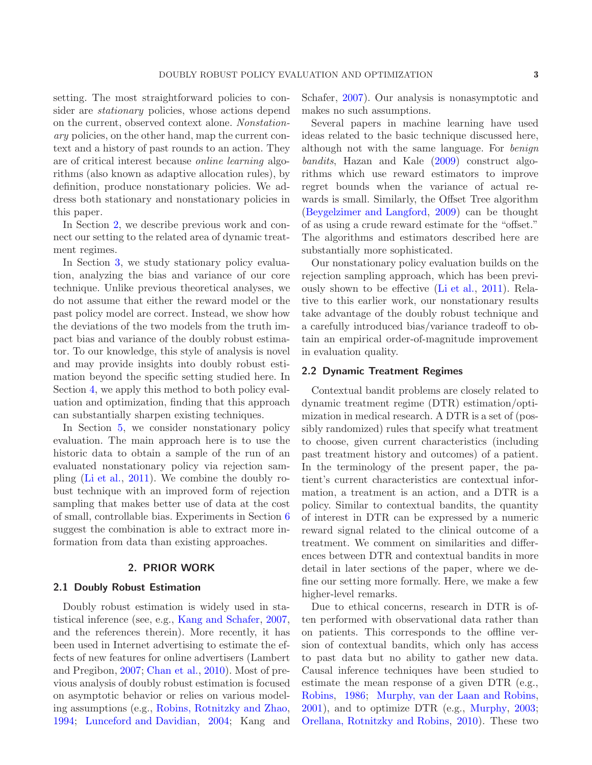setting. The most straightforward policies to consider are *stationary* policies, whose actions depend on the current, observed context alone. *Nonstationary* policies, on the other hand, map the current context and a history of past rounds to an action. They are of critical interest because *online learning* algorithms (also known as adaptive allocation rules), by definition, produce nonstationary policies. We address both stationary and nonstationary policies in this paper.

In Section 2, we describe previous work and connect our setting to the related area of dynamic treatment regimes.

In Section 3, we study stationary policy evaluation, analyzing the bias and variance of our core technique. Unlike previous theoretical analyses, we do not assume that either the reward model or the past policy model are correct. Instead, we show how the deviations of the two models from the truth impact bias and variance of the doubly robust estimator. To our knowledge, this style of analysis is novel and may provide insights into doubly robust estimation beyond the specific setting studied here. In Section 4, we apply this method to both policy evaluation and optimization, finding that this approach can substantially sharpen existing techniques.

In Section 5, we consider nonstationary policy evaluation. The main approach here is to use the historic data to obtain a sample of the run of an evaluated nonstationary policy via rejection sampling (Li et al., 2011). We combine the doubly robust technique with an improved form of rejection sampling that makes better use of data at the cost of small, controllable bias. Experiments in Section 6 suggest the combination is able to extract more information from data than existing approaches.

## 2. PRIOR WORK

### 2.1 Doubly Robust Estimation

Doubly robust estimation is widely used in statistical inference (see, e.g., Kang and Schafer, 2007, and the references therein). More recently, it has been used in Internet advertising to estimate the effects of new features for online advertisers (Lambert and Pregibon, 2007; Chan et al., 2010). Most of previous analysis of doubly robust estimation is focused on asymptotic behavior or relies on various modeling assumptions (e.g., Robins, Rotnitzky and Zhao, 1994; Lunceford and Davidian, 2004; Kang and Schafer, 2007). Our analysis is nonasymptotic and makes no such assumptions.

Several papers in machine learning have used ideas related to the basic technique discussed here, although not with the same language. For *benign bandits*, Hazan and Kale (2009) construct algorithms which use reward estimators to improve regret bounds when the variance of actual rewards is small. Similarly, the Offset Tree algorithm (Beygelzimer and Langford, 2009) can be thought of as using a crude reward estimate for the "offset." The algorithms and estimators described here are substantially more sophisticated.

Our nonstationary policy evaluation builds on the rejection sampling approach, which has been previously shown to be effective (Li et al., 2011). Relative to this earlier work, our nonstationary results take advantage of the doubly robust technique and a carefully introduced bias/variance tradeoff to obtain an empirical order-of-magnitude improvement in evaluation quality.

### 2.2 Dynamic Treatment Regimes

Contextual bandit problems are closely related to dynamic treatment regime (DTR) estimation/optimization in medical research. A DTR is a set of (possibly randomized) rules that specify what treatment to choose, given current characteristics (including past treatment history and outcomes) of a patient. In the terminology of the present paper, the patient's current characteristics are contextual information, a treatment is an action, and a DTR is a policy. Similar to contextual bandits, the quantity of interest in DTR can be expressed by a numeric reward signal related to the clinical outcome of a treatment. We comment on similarities and differences between DTR and contextual bandits in more detail in later sections of the paper, where we define our setting more formally. Here, we make a few higher-level remarks.

Due to ethical concerns, research in DTR is often performed with observational data rather than on patients. This corresponds to the offline version of contextual bandits, which only has access to past data but no ability to gather new data. Causal inference techniques have been studied to estimate the mean response of a given DTR (e.g., Robins, 1986; Murphy, van der Laan and Robins, 2001), and to optimize DTR (e.g., Murphy, 2003; Orellana, Rotnitzky and Robins, 2010). These two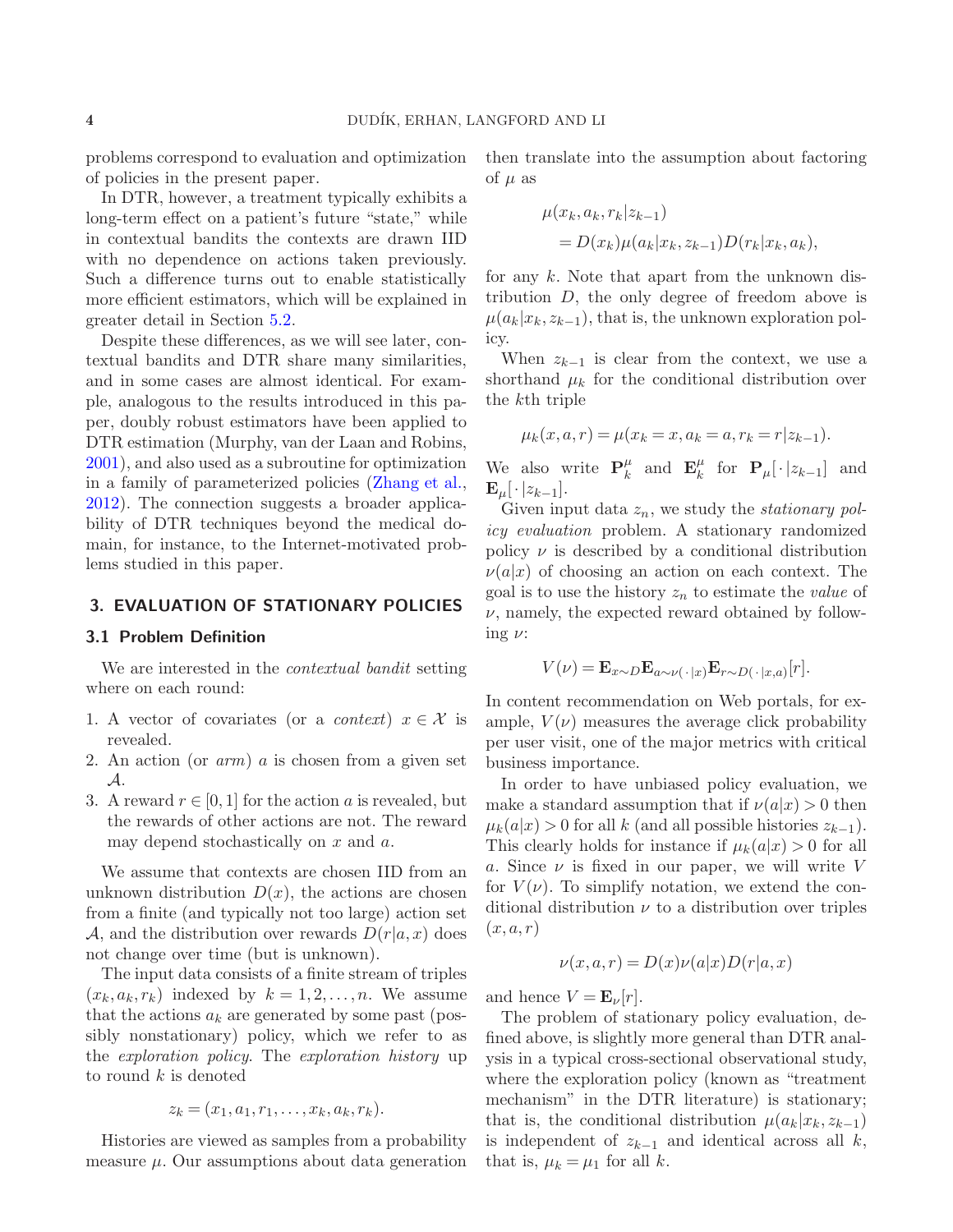problems correspond to evaluation and optimization of policies in the present paper.

In DTR, however, a treatment typically exhibits a long-term effect on a patient's future "state," while in contextual bandits the contexts are drawn IID with no dependence on actions taken previously. Such a difference turns out to enable statistically more efficient estimators, which will be explained in greater detail in Section 5.2.

Despite these differences, as we will see later, contextual bandits and DTR share many similarities, and in some cases are almost identical. For example, analogous to the results introduced in this paper, doubly robust estimators have been applied to DTR estimation (Murphy, van der Laan and Robins, 2001), and also used as a subroutine for optimization in a family of parameterized policies (Zhang et al., 2012). The connection suggests a broader applicability of DTR techniques beyond the medical domain, for instance, to the Internet-motivated problems studied in this paper.

## 3. EVALUATION OF STATIONARY POLICIES

### 3.1 Problem Definition

We are interested in the *contextual bandit* setting where on each round:

1. A vector of covariates (or a *context*) $x \in \mathcal{X}$ is revealed.
2. An action (or *arm*) $a$ is chosen from a given set $\mathcal{A}$.
3. A reward $r \in [0,1]$ for the action $a$ is revealed, but the rewards of other actions are not. The reward may depend stochastically on $x$ and $a$.

We assume that contexts are chosen IID from an unknown distribution $D(x)$, the actions are chosen from a finite (and typically not too large) action set $\mathcal{A}$, and the distribution over rewards $D(r|a,x)$ does not change over time (but is unknown).

The input data consists of a finite stream of triples $(x_k, a_k, r_k)$ indexed by $k = 1, 2, \ldots, n$. We assume that the actions $a_k$ are generated by some past (possibly nonstationary) policy, which we refer to as the *exploration policy*. The *exploration history* up to round $k$ is denoted

$$z_k = (x_1, a_1, r_1, \ldots, x_k, a_k, r_k).$$

Histories are viewed as samples from a probability measure $\mu$. Our assumptions about data generation then translate into the assumption about factoring of $\mu$ as

$$\begin{aligned}\mu(x_k, a_k, r_k|z_{k-1}) \\ = D(x_k)\mu(a_k|x_k, z_{k-1})D(r_k|x_k, a_k),\end{aligned}$$

for any $k$. Note that apart from the unknown distribution $D$, the only degree of freedom above is $\mu(a_k|x_k, z_{k-1})$, that is, the unknown exploration policy.

When $z_{k-1}$ is clear from the context, we use a shorthand $\mu_k$ for the conditional distribution over the $k$th triple

$$\mu_k(x, a, r) = \mu(x_k = x, a_k = a, r_k = r|z_{k-1}).$$

We also write $\mathbf{P}_k^\mu$ and $\mathbf{E}_k^\mu$ for $\mathbf{P}_\mu[\cdot|z_{k-1}]$ and $\mathbf{E}_\mu[\cdot|z_{k-1}]$.

Given input data $z_n$, we study the *stationary policy evaluation* problem. A stationary randomized policy $\nu$ is described by a conditional distribution $\nu(a|x)$ of choosing an action on each context. The goal is to use the history $z_n$ to estimate the *value* of $\nu$, namely, the expected reward obtained by following $\nu$:

$$V(\nu) = \mathbf{E}_{x \sim D}\mathbf{E}_{a \sim \nu(\cdot|x)}\mathbf{E}_{r \sim D(\cdot|x,a)}[r].$$

In content recommendation on Web portals, for example, $V(\nu)$ measures the average click probability per user visit, one of the major metrics with critical business importance.

In order to have unbiased policy evaluation, we make a standard assumption that if $\nu(a|x) > 0$ then $\mu_k(a|x) > 0$ for all $k$ (and all possible histories $z_{k-1}$). This clearly holds for instance if $\mu_k(a|x) > 0$ for all $a$. Since $\nu$ is fixed in our paper, we will write $V$ for $V(\nu)$. To simplify notation, we extend the conditional distribution $\nu$ to a distribution over triples $(x, a, r)$

$$\nu(x, a, r) = D(x)\nu(a|x)D(r|a, x)$$

and hence $V = \mathbf{E}_\nu[r]$.

The problem of stationary policy evaluation, defined above, is slightly more general than DTR analysis in a typical cross-sectional observational study, where the exploration policy (known as "treatment mechanism" in the DTR literature) is stationary; that is, the conditional distribution $\mu(a_k|x_k, z_{k-1})$ is independent of $z_{k-1}$ and identical across all $k$, that is, $\mu_k = \mu_1$ for all $k$.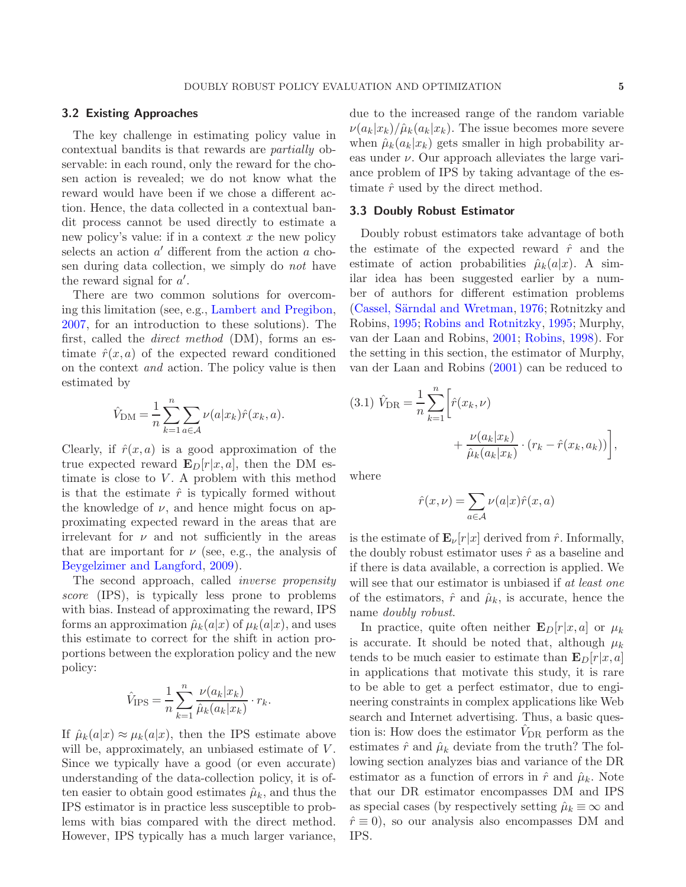### 3.2 Existing Approaches

The key challenge in estimating policy value in contextual bandits is that rewards are *partially* observable: in each round, only the reward for the chosen action is revealed; we do not know what the reward would have been if we chose a different action. Hence, the data collected in a contextual bandit process cannot be used directly to estimate a new policy's value: if in a context $x$ the new policy selects an action $a'$ different from the action $a$ chosen during data collection, we simply do *not* have the reward signal for $a'$.

There are two common solutions for overcoming this limitation (see, e.g., Lambert and Pregibon, 2007, for an introduction to these solutions). The first, called the *direct method* (DM), forms an estimate $\hat{r}(x, a)$ of the expected reward conditioned on the context *and* action. The policy value is then estimated by

$$\hat{V}_{\text{DM}} = \frac{1}{n} \sum_{k=1}^{n} \sum_{a \in \mathcal{A}} \nu(a|x_k) \hat{r}(x_k, a).$$

Clearly, if $\hat{r}(x, a)$ is a good approximation of the true expected reward $\mathbf{E}_D[r|x, a]$, then the DM estimate is close to $V$. A problem with this method is that the estimate $\hat{r}$ is typically formed without the knowledge of $\nu$, and hence might focus on approximating expected reward in the areas that are irrelevant for $\nu$ and not sufficiently in the areas that are important for $\nu$ (see, e.g., the analysis of Beygelzimer and Langford, 2009).

The second approach, called *inverse propensity score* (IPS), is typically less prone to problems with bias. Instead of approximating the reward, IPS forms an approximation $\hat{\mu}_k(a|x)$ of $\mu_k(a|x)$, and uses this estimate to correct for the shift in action proportions between the exploration policy and the new policy:

$$\hat{V}_{\text{IPS}} = \frac{1}{n} \sum_{k=1}^{n} \frac{\nu(a_k|x_k)}{\hat{\mu}_k(a_k|x_k)} \cdot r_k.$$

If $\hat{\mu}_k(a|x) \approx \mu_k(a|x)$, then the IPS estimate above will be, approximately, an unbiased estimate of $V$. Since we typically have a good (or even accurate) understanding of the data-collection policy, it is often easier to obtain good estimates $\hat{\mu}_k$, and thus the IPS estimator is in practice less susceptible to problems with bias compared with the direct method. However, IPS typically has a much larger variance, due to the increased range of the random variable $\nu(a_k|x_k)/\hat{\mu}_k(a_k|x_k)$. The issue becomes more severe when $\hat{\mu}_k(a_k|x_k)$ gets smaller in high probability areas under $\nu$. Our approach alleviates the large variance problem of IPS by taking advantage of the estimate $\hat{r}$ used by the direct method.

### 3.3 Doubly Robust Estimator

Doubly robust estimators take advantage of both the estimate of the expected reward $\hat{r}$ and the estimate of action probabilities $\hat{\mu}_k(a|x)$. A similar idea has been suggested earlier by a number of authors for different estimation problems (Cassel, Särndal and Wretman, 1976; Rotnitzky and Robins, 1995; Robins and Rotnitzky, 1995; Murphy, van der Laan and Robins, 2001; Robins, 1998). For the setting in this section, the estimator of Murphy, van der Laan and Robins (2001) can be reduced to

$$\hat{V}_{\text{DR}} = \frac{1}{n} \sum_{k=1}^{n} \left[ \hat{r}(x_k, \nu) + \frac{\nu(a_k|x_k)}{\hat{\mu}_k(a_k|x_k)} \cdot (r_k - \hat{r}(x_k, a_k)) \right], \tag{3.1}$$

where

$$\hat{r}(x, \nu) = \sum_{a \in \mathcal{A}} \nu(a|x) \hat{r}(x, a)$$

is the estimate of $\mathbf{E}_\nu[r|x]$ derived from $\hat{r}$. Informally, the doubly robust estimator uses $\hat{r}$ as a baseline and if there is data available, a correction is applied. We will see that our estimator is unbiased if *at least one* of the estimators, $\hat{r}$ and $\hat{\mu}_k$, is accurate, hence the name *doubly robust*.

In practice, quite often neither $\mathbf{E}_D[r|x, a]$ or $\mu_k$ is accurate. It should be noted that, although $\mu_k$ tends to be much easier to estimate than $\mathbf{E}_D[r|x, a]$ in applications that motivate this study, it is rare to be able to get a perfect estimator, due to engineering constraints in complex applications like Web search and Internet advertising. Thus, a basic question is: How does the estimator $\hat{V}_{\text{DR}}$ perform as the estimates $\hat{r}$ and $\hat{\mu}_k$ deviate from the truth? The following section analyzes bias and variance of the DR estimator as a function of errors in $\hat{r}$ and $\hat{\mu}_k$. Note that our DR estimator encompasses DM and IPS as special cases (by respectively setting $\hat{\mu}_k \equiv \infty$ and $\hat{r} \equiv 0$), so our analysis also encompasses DM and IPS.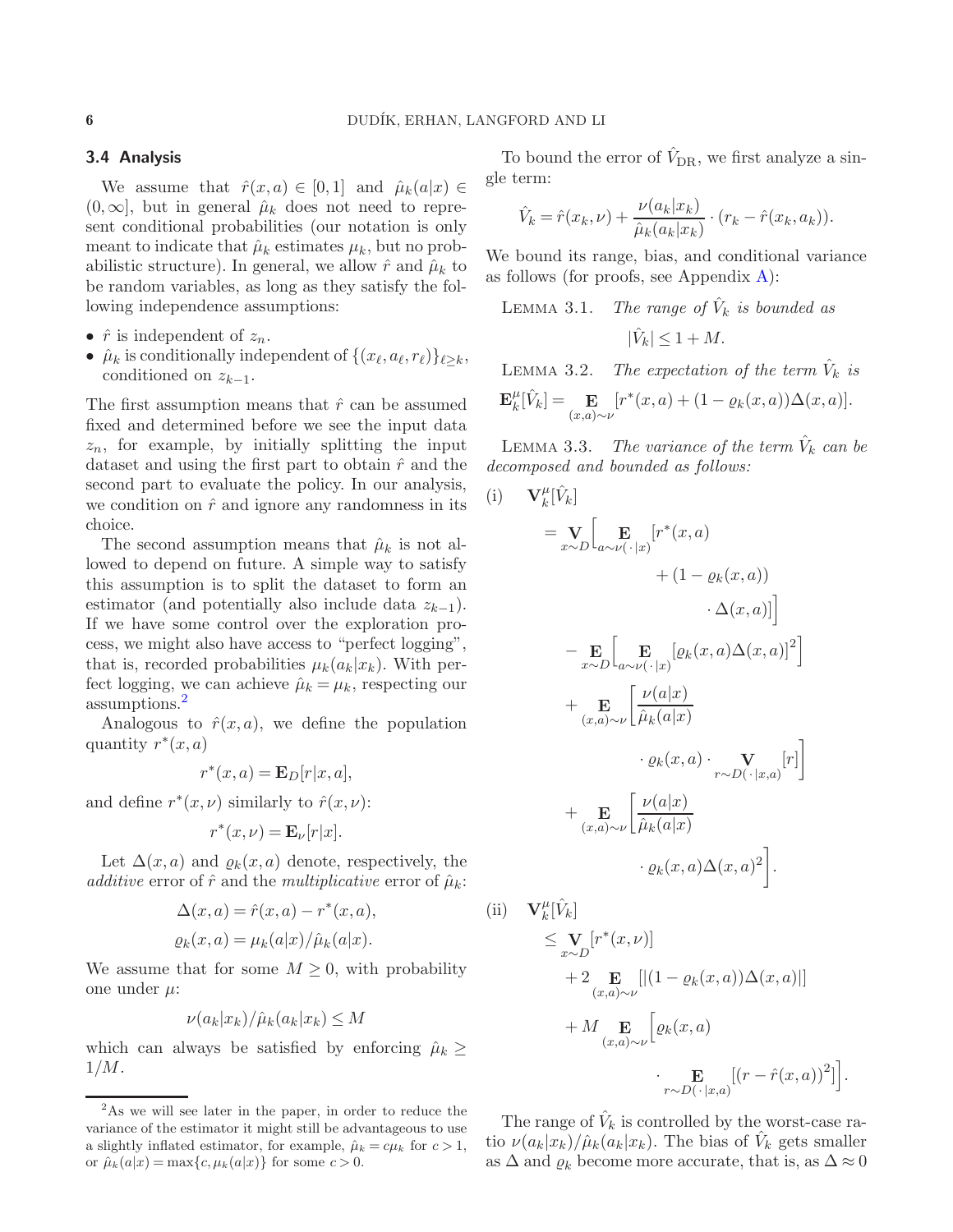### 3.4 Analysis

We assume that $\hat{r}(x,a) \in [0,1]$ and $\hat{\mu}_k(a|x) \in (0,\infty]$, but in general $\hat{\mu}_k$ does not need to represent conditional probabilities (our notation is only meant to indicate that $\hat{\mu}_k$ estimates $\mu_k$, but no probabilistic structure). In general, we allow $\hat{r}$ and $\hat{\mu}_k$ to be random variables, as long as they satisfy the following independence assumptions:

- $\hat{r}$ is independent of $z_n$.
- $\hat{\mu}_k$ is conditionally independent of $\{(x_\ell, a_\ell, r_\ell)\}_{\ell \ge k}$, conditioned on $z_{k-1}$.

The first assumption means that $\hat{r}$ can be assumed fixed and determined before we see the input data $z_n$, for example, by initially splitting the input dataset and using the first part to obtain $\hat{r}$ and the second part to evaluate the policy. In our analysis, we condition on $\hat{r}$ and ignore any randomness in its choice.

The second assumption means that $\hat{\mu}_k$ is not allowed to depend on future. A simple way to satisfy this assumption is to split the dataset to form an estimator (and potentially also include data $z_{k-1}$). If we have some control over the exploration process, we might also have access to "perfect logging", that is, recorded probabilities $\mu_k(a_k|x_k)$. With perfect logging, we can achieve $\hat{\mu}_k = \mu_k$, respecting our assumptions.[2]

Analogous to $\hat{r}(x,a)$, we define the population quantity $r^*(x,a)$

$$r^*(x,a) = \mathbf{E}_D[r|x,a],$$

and define $r^*(x,\nu)$ similarly to $\hat{r}(x,\nu)$:

$$r^*(x,\nu) = \mathbf{E}_\nu[r|x].$$

Let $\Delta(x,a)$ and $\varrho_k(x,a)$ denote, respectively, the *additive* error of $\hat{r}$ and the *multiplicative* error of $\hat{\mu}_k$:

$$\Delta(x,a) = \hat{r}(x,a) - r^*(x,a),$$

$$\varrho_k(x,a) = \mu_k(a|x)/\hat{\mu}_k(a|x).$$

We assume that for some $M \ge 0$, with probability one under $\mu$:

$$\nu(a_k|x_k)/\hat{\mu}_k(a_k|x_k) \le M$$

which can always be satisfied by enforcing $\hat{\mu}_k \ge 1/M$.

To bound the error of $\hat{V}_{\mathrm{DR}}$, we first analyze a single term:

$$\hat{V}_k = \hat{r}(x_k,\nu) + \frac{\nu(a_k|x_k)}{\hat{\mu}_k(a_k|x_k)} \cdot (r_k - \hat{r}(x_k,a_k)).$$

We bound its range, bias, and conditional variance as follows (for proofs, see Appendix A):

LEMMA 3.1. *The range of $\hat{V}_k$ is bounded as*

$$|\hat{V}_k| \le 1 + M.$$

LEMMA 3.2. *The expectation of the term $\hat{V}_k$ is*

$$\mathbf{E}_k^\mu[\hat{V}_k] = \mathop{\mathbf{E}}_{(x,a)\sim\nu}[r^*(x,a) + (1-\varrho_k(x,a))\Delta(x,a)].$$

LEMMA 3.3. *The variance of the term $\hat{V}_k$ can be decomposed and bounded as follows:*

(i)
$$\begin{aligned}
\mathbf{V}_k^\mu[\hat{V}_k] &= \mathop{\mathbf{V}}_{x\sim D}\Big[\mathop{\mathbf{E}}_{a\sim\nu(\cdot|x)}[r^*(x,a) + (1-\varrho_k(x,a)) \cdot \Delta(x,a)]\Big] \\
&\quad - \mathop{\mathbf{E}}_{x\sim D}\Big[\mathop{\mathbf{E}}_{a\sim\nu(\cdot|x)}[\varrho_k(x,a)\Delta(x,a)]^2\Big] \\
&\quad + \mathop{\mathbf{E}}_{(x,a)\sim\nu}\Big[\frac{\nu(a|x)}{\hat{\mu}_k(a|x)} \cdot \varrho_k(x,a) \cdot \mathop{\mathbf{V}}_{r\sim D(\cdot|x,a)}[r]\Big] \\
&\quad + \mathop{\mathbf{E}}_{(x,a)\sim\nu}\Big[\frac{\nu(a|x)}{\hat{\mu}_k(a|x)} \cdot \varrho_k(x,a)\Delta(x,a)^2\Big].
\end{aligned}$$

(ii)
$$\begin{aligned}
\mathbf{V}_k^\mu[\hat{V}_k] &\le \mathop{\mathbf{V}}_{x\sim D}[r^*(x,\nu)] \\
&\quad + 2\mathop{\mathbf{E}}_{(x,a)\sim\nu}[|(1-\varrho_k(x,a))\Delta(x,a)|] \\
&\quad + M \mathop{\mathbf{E}}_{(x,a)\sim\nu}\Big[\varrho_k(x,a) \cdot \mathop{\mathbf{E}}_{r\sim D(\cdot|x,a)}[(r-\hat{r}(x,a))^2]\Big].
\end{aligned}$$

The range of $\hat{V}_k$ is controlled by the worst-case ratio $\nu(a_k|x_k)/\hat{\mu}_k(a_k|x_k)$. The bias of $\hat{V}_k$ gets smaller as $\Delta$ and $\varrho_k$ become more accurate, that is, as $\Delta \approx 0$

---

[2] As we will see later in the paper, in order to reduce the variance of the estimator it might still be advantageous to use a slightly inflated estimator, for example, $\hat{\mu}_k = c\mu_k$ for $c > 1$, or $\hat{\mu}_k(a|x) = \max\{c, \mu_k(a|x)\}$ for some $c > 0$.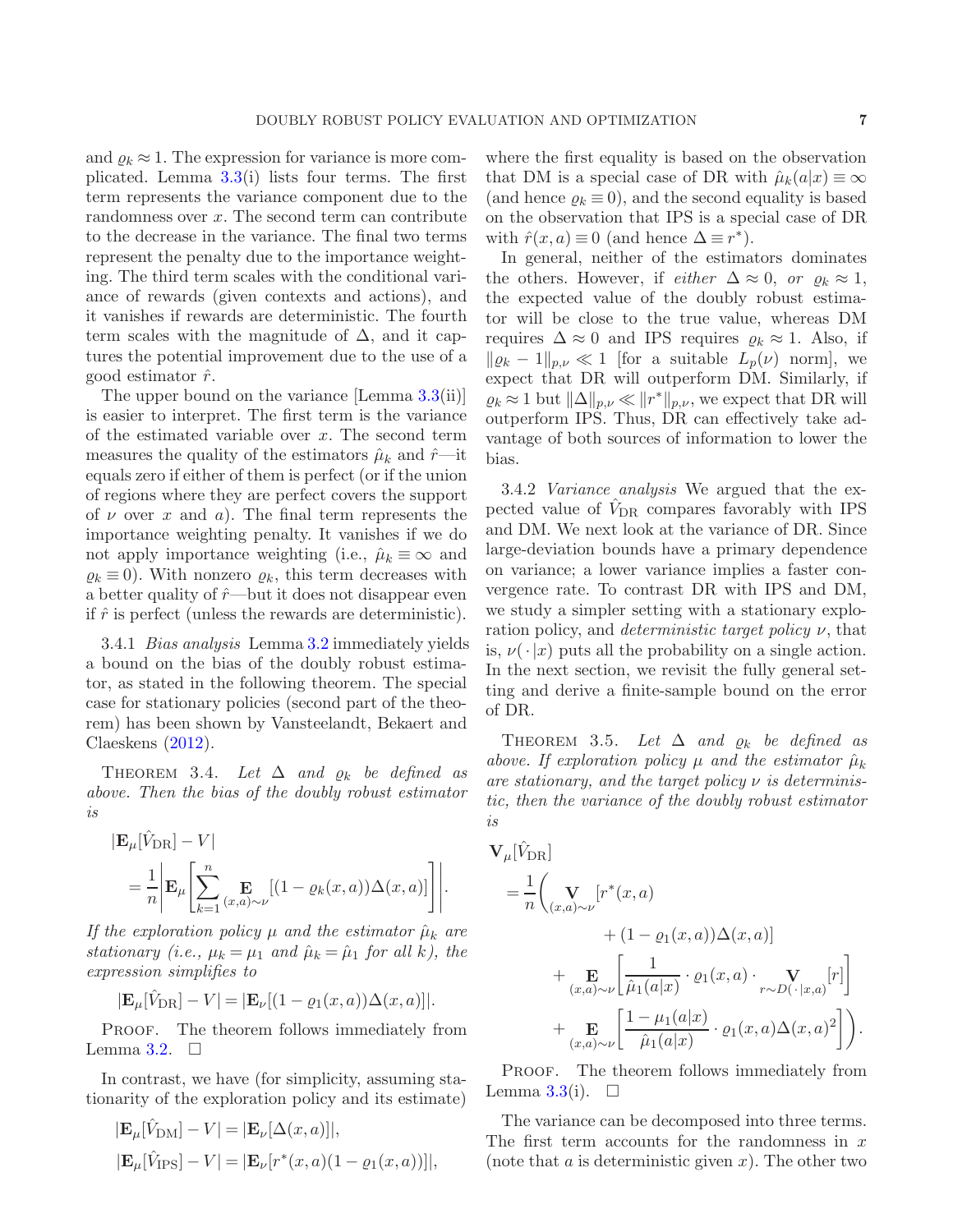and $\varrho_k \approx 1$. The expression for variance is more complicated. Lemma 3.3(i) lists four terms. The first term represents the variance component due to the randomness over $x$. The second term can contribute to the decrease in the variance. The final two terms represent the penalty due to the importance weighting. The third term scales with the conditional variance of rewards (given contexts and actions), and it vanishes if rewards are deterministic. The fourth term scales with the magnitude of $\Delta$, and it captures the potential improvement due to the use of a good estimator $\hat{r}$.

The upper bound on the variance [Lemma 3.3(ii)] is easier to interpret. The first term is the variance of the estimated variable over $x$. The second term measures the quality of the estimators $\hat{\mu}_k$ and $\hat{r}$—it equals zero if either of them is perfect (or if the union of regions where they are perfect covers the support of $\nu$ over $x$ and $a$). The final term represents the importance weighting penalty. It vanishes if we do not apply importance weighting (i.e., $\hat{\mu}_k \equiv \infty$ and $\varrho_k \equiv 0$). With nonzero $\varrho_k$, this term decreases with a better quality of $\hat{r}$—but it does not disappear even if $\hat{r}$ is perfect (unless the rewards are deterministic).

3.4.1 *Bias analysis* Lemma 3.2 immediately yields a bound on the bias of the doubly robust estimator, as stated in the following theorem. The special case for stationary policies (second part of the theorem) has been shown by Vansteelandt, Bekaert and Claeskens (2012).

Theorem 3.4. *Let $\Delta$ and $\varrho_k$ be defined as above. Then the bias of the doubly robust estimator is*

$$
\begin{aligned}
&|\mathbf{E}_\mu[\hat{V}_{\mathrm{DR}}] - V| \\
&\quad = \frac{1}{n}\left|\mathbf{E}_\mu\left[\sum_{k=1}^{n} \mathop{\mathbf{E}}_{(x,a)\sim\nu}[(1-\varrho_k(x,a))\Delta(x,a)]\right]\right|.
\end{aligned}
$$

*If the exploration policy $\mu$ and the estimator $\hat{\mu}_k$ are stationary (i.e., $\mu_k = \mu_1$ and $\hat{\mu}_k = \hat{\mu}_1$ for all $k$), the expression simplifies to*

$$
|\mathbf{E}_\mu[\hat{V}_{\mathrm{DR}}] - V| = |\mathbf{E}_\nu[(1-\varrho_1(x,a))\Delta(x,a)]|.
$$

Proof. The theorem follows immediately from Lemma 3.2. □

In contrast, we have (for simplicity, assuming stationarity of the exploration policy and its estimate)

$$
\begin{aligned}
|\mathbf{E}_\mu[\hat{V}_{\mathrm{DM}}] - V| &= |\mathbf{E}_\nu[\Delta(x,a)]|, \\
|\mathbf{E}_\mu[\hat{V}_{\mathrm{IPS}}] - V| &= |\mathbf{E}_\nu[r^*(x,a)(1-\varrho_1(x,a))]|,
\end{aligned}
$$

where the first equality is based on the observation that DM is a special case of DR with $\hat{\mu}_k(a|x) \equiv \infty$ (and hence $\varrho_k \equiv 0$), and the second equality is based on the observation that IPS is a special case of DR with $\hat{r}(x,a) \equiv 0$ (and hence $\Delta \equiv r^*$).

In general, neither of the estimators dominates the others. However, if *either* $\Delta \approx 0$, *or* $\varrho_k \approx 1$, the expected value of the doubly robust estimator will be close to the true value, whereas DM requires $\Delta \approx 0$ and IPS requires $\varrho_k \approx 1$. Also, if $\|\varrho_k - 1\|_{p,\nu} \ll 1$ [for a suitable $L_p(\nu)$ norm], we expect that DR will outperform DM. Similarly, if $\varrho_k \approx 1$ but $\|\Delta\|_{p,\nu} \ll \|r^*\|_{p,\nu}$, we expect that DR will outperform IPS. Thus, DR can effectively take advantage of both sources of information to lower the bias.

3.4.2 *Variance analysis* We argued that the expected value of $\hat{V}_{\mathrm{DR}}$ compares favorably with IPS and DM. We next look at the variance of DR. Since large-deviation bounds have a primary dependence on variance; a lower variance implies a faster convergence rate. To contrast DR with IPS and DM, we study a simpler setting with a stationary exploration policy, and *deterministic target policy* $\nu$, that is, $\nu(\cdot|x)$ puts all the probability on a single action. In the next section, we revisit the fully general setting and derive a finite-sample bound on the error of DR.

Theorem 3.5. *Let $\Delta$ and $\varrho_k$ be defined as above. If exploration policy $\mu$ and the estimator $\hat{\mu}_k$ are stationary, and the target policy $\nu$ is deterministic, then the variance of the doubly robust estimator is*

$$
\begin{aligned}
&\mathbf{V}_\mu[\hat{V}_{\mathrm{DR}}] \\
&\quad = \frac{1}{n}\Bigg(\mathop{\mathbf{V}}_{(x,a)\sim\nu}[r^*(x,a) \\
&\qquad\qquad + (1-\varrho_1(x,a))\Delta(x,a)] \\
&\qquad + \mathop{\mathbf{E}}_{(x,a)\sim\nu}\left[\frac{1}{\hat{\mu}_1(a|x)} \cdot \varrho_1(x,a) \cdot \mathop{\mathbf{V}}_{r\sim D(\cdot|x,a)}[r]\right] \\
&\qquad + \mathop{\mathbf{E}}_{(x,a)\sim\nu}\left[\frac{1-\mu_1(a|x)}{\hat{\mu}_1(a|x)} \cdot \varrho_1(x,a)\Delta(x,a)^2\right]\Bigg).
\end{aligned}
$$

Proof. The theorem follows immediately from Lemma 3.3(i). □

The variance can be decomposed into three terms. The first term accounts for the randomness in $x$ (note that $a$ is deterministic given $x$). The other two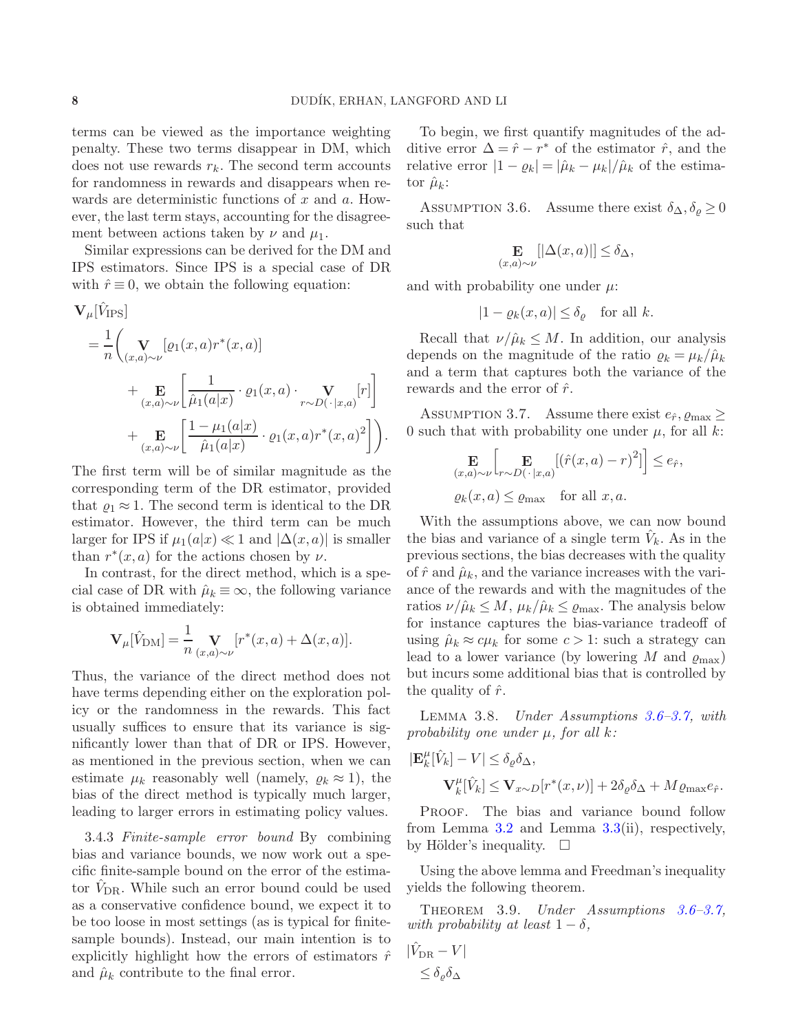terms can be viewed as the importance weighting penalty. These two terms disappear in DM, which does not use rewards $r_k$. The second term accounts for randomness in rewards and disappears when rewards are deterministic functions of $x$ and $a$. However, the last term stays, accounting for the disagreement between actions taken by $\nu$ and $\mu_1$.

Similar expressions can be derived for the DM and IPS estimators. Since IPS is a special case of DR with $\hat{r} \equiv 0$, we obtain the following equation:

$$
\begin{aligned}
\mathbf{V}_\mu[\hat{V}_{\mathrm{IPS}}] \\
= \frac{1}{n}\Bigg( & \mathop{\mathbf{V}}_{(x,a)\sim\nu}[\varrho_1(x,a) r^*(x,a)] \\
& + \mathop{\mathbf{E}}_{(x,a)\sim\nu}\left[\frac{1}{\hat{\mu}_1(a|x)} \cdot \varrho_1(x,a) \cdot \mathop{\mathbf{V}}_{r\sim D(\cdot|x,a)}[r]\right] \\
& + \mathop{\mathbf{E}}_{(x,a)\sim\nu}\left[\frac{1-\mu_1(a|x)}{\hat{\mu}_1(a|x)} \cdot \varrho_1(x,a) r^*(x,a)^2\right]\Bigg).
\end{aligned}
$$

The first term will be of similar magnitude as the corresponding term of the DR estimator, provided that $\varrho_1 \approx 1$. The second term is identical to the DR estimator. However, the third term can be much larger for IPS if $\mu_1(a|x) \ll 1$ and $|\Delta(x,a)|$ is smaller than $r^*(x,a)$ for the actions chosen by $\nu$.

In contrast, for the direct method, which is a special case of DR with $\hat{\mu}_k \equiv \infty$, the following variance is obtained immediately:

$$\mathbf{V}_\mu[\hat{V}_{\mathrm{DM}}] = \frac{1}{n} \mathop{\mathbf{V}}_{(x,a)\sim\nu}[r^*(x,a) + \Delta(x,a)].$$

Thus, the variance of the direct method does not have terms depending either on the exploration policy or the randomness in the rewards. This fact usually suffices to ensure that its variance is significantly lower than that of DR or IPS. However, as mentioned in the previous section, when we can estimate $\mu_k$ reasonably well (namely, $\varrho_k \approx 1$), the bias of the direct method is typically much larger, leading to larger errors in estimating policy values.

3.4.3 *Finite-sample error bound* By combining bias and variance bounds, we now work out a specific finite-sample bound on the error of the estimator $\hat{V}_{\mathrm{DR}}$. While such an error bound could be used as a conservative confidence bound, we expect it to be too loose in most settings (as is typical for finite-sample bounds). Instead, our main intention is to explicitly highlight how the errors of estimators $\hat{r}$ and $\hat{\mu}_k$ contribute to the final error.

To begin, we first quantify magnitudes of the additive error $\Delta = \hat{r} - r^*$ of the estimator $\hat{r}$, and the relative error $|1 - \varrho_k| = |\hat{\mu}_k - \mu_k|/\hat{\mu}_k$ of the estimator $\hat{\mu}_k$:

Assumption 3.6. Assume there exist $\delta_\Delta, \delta_\varrho \geq 0$ such that

$$\mathop{\mathbf{E}}_{(x,a)\sim\nu}[|\Delta(x,a)|] \leq \delta_\Delta,$$

and with probability one under $\mu$:

$$|1 - \varrho_k(x,a)| \leq \delta_\varrho \quad \text{for all } k.$$

Recall that $\nu/\hat{\mu}_k \leq M$. In addition, our analysis depends on the magnitude of the ratio $\varrho_k = \mu_k/\hat{\mu}_k$ and a term that captures both the variance of the rewards and the error of $\hat{r}$.

Assumption 3.7. Assume there exist $e_{\hat{r}}, \varrho_{\max} \geq 0$ such that with probability one under $\mu$, for all $k$:

$$\mathop{\mathbf{E}}_{(x,a)\sim\nu}\left[\mathop{\mathbf{E}}_{r\sim D(\cdot|x,a)}[(\hat{r}(x,a) - r)^2]\right] \leq e_{\hat{r}},$$

$$\varrho_k(x,a) \leq \varrho_{\max} \quad \text{for all } x, a.$$

With the assumptions above, we can now bound the bias and variance of a single term $\hat{V}_k$. As in the previous sections, the bias decreases with the quality of $\hat{r}$ and $\hat{\mu}_k$, and the variance increases with the variance of the rewards and with the magnitudes of the ratios $\nu/\hat{\mu}_k \leq M$, $\mu_k/\hat{\mu}_k \leq \varrho_{\max}$. The analysis below for instance captures the bias-variance tradeoff of using $\hat{\mu}_k \approx c\mu_k$ for some $c > 1$: such a strategy can lead to a lower variance (by lowering $M$ and $\varrho_{\max}$) but incurs some additional bias that is controlled by the quality of $\hat{r}$.

Lemma 3.8. *Under Assumptions 3.6–3.7, with probability one under $\mu$, for all $k$:*

$$|\mathbf{E}^\mu_k[\hat{V}_k] - V| \leq \delta_\varrho \delta_\Delta,$$

$$\mathbf{V}^\mu_k[\hat{V}_k] \leq \mathbf{V}_{x\sim D}[r^*(x,\nu)] + 2\delta_\varrho\delta_\Delta + M\varrho_{\max} e_{\hat{r}}.$$

Proof. The bias and variance bound follow from Lemma 3.2 and Lemma 3.3(ii), respectively, by Hölder's inequality. □

Using the above lemma and Freedman's inequality yields the following theorem.

Theorem 3.9. *Under Assumptions 3.6–3.7, with probability at least $1 - \delta$,*

$$|\hat{V}_{\mathrm{DR}} - V|$$
$$\leq \delta_\varrho \delta_\Delta$$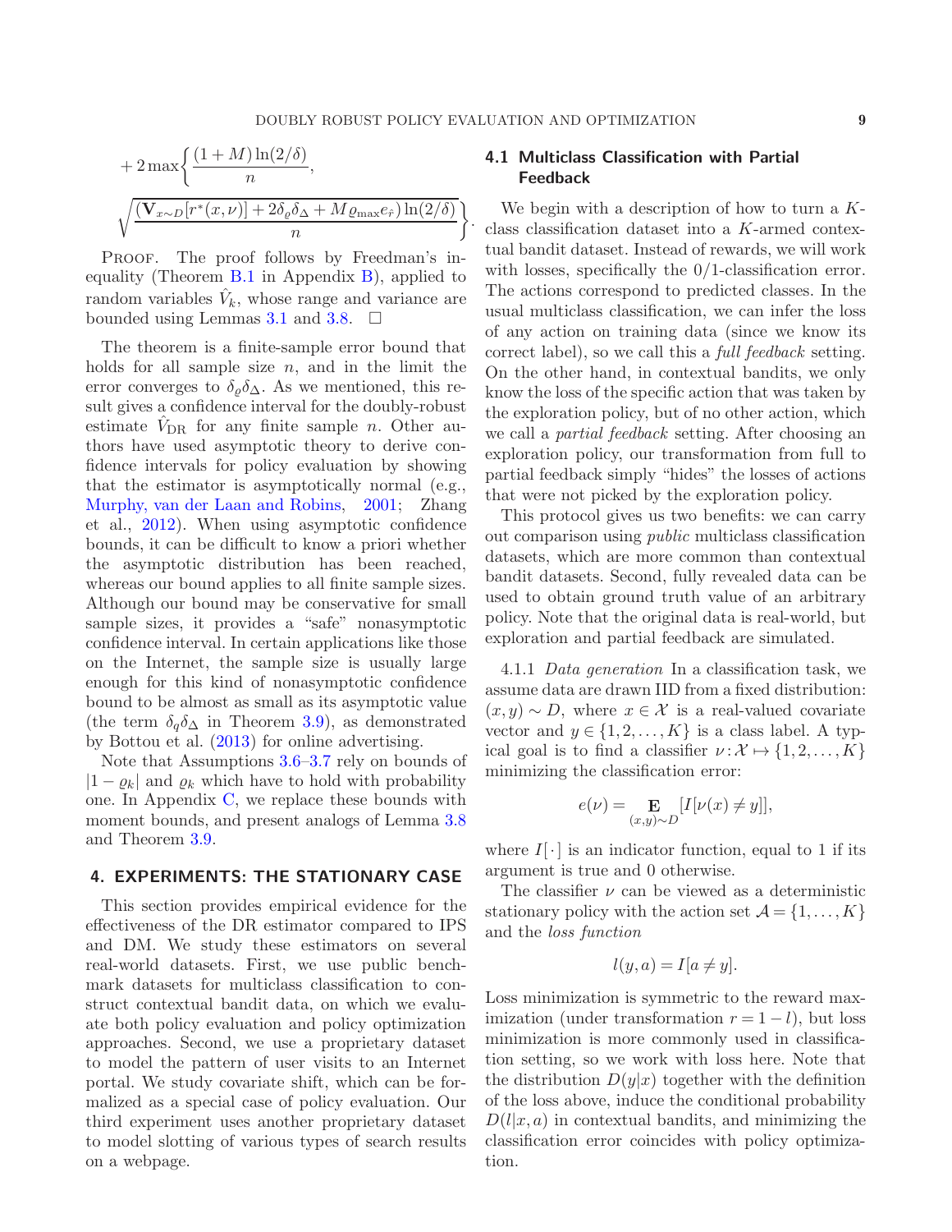$$
+ 2\max\left\{\frac{(1+M)\ln(2/\delta)}{n},\right.
$$

$$
\left.\sqrt{\frac{(\mathbf{V}_{x\sim D}[r^*(x,\nu)] + 2\delta_\varrho\delta_\Delta + M\varrho_{\max}e_{\hat{r}})\ln(2/\delta)}{n}}\right\}.
$$

Proof. The proof follows by Freedman's inequality (Theorem B.1 in Appendix B), applied to random variables $\hat{V}_k$, whose range and variance are bounded using Lemmas 3.1 and 3.8. $\square$

The theorem is a finite-sample error bound that holds for all sample size $n$, and in the limit the error converges to $\delta_\varrho\delta_\Delta$. As we mentioned, this result gives a confidence interval for the doubly-robust estimate $\hat{V}_{\mathrm{DR}}$ for any finite sample $n$. Other authors have used asymptotic theory to derive confidence intervals for policy evaluation by showing that the estimator is asymptotically normal (e.g., Murphy, van der Laan and Robins, 2001; Zhang et al., 2012). When using asymptotic confidence bounds, it can be difficult to know a priori whether the asymptotic distribution has been reached, whereas our bound applies to all finite sample sizes. Although our bound may be conservative for small sample sizes, it provides a "safe" nonasymptotic confidence interval. In certain applications like those on the Internet, the sample size is usually large enough for this kind of nonasymptotic confidence bound to be almost as small as its asymptotic value (the term $\delta_q\delta_\Delta$ in Theorem 3.9), as demonstrated by Bottou et al. (2013) for online advertising.

Note that Assumptions 3.6–3.7 rely on bounds of $|1-\varrho_k|$ and $\varrho_k$ which have to hold with probability one. In Appendix C, we replace these bounds with moment bounds, and present analogs of Lemma 3.8 and Theorem 3.9.

## 4. EXPERIMENTS: THE STATIONARY CASE

This section provides empirical evidence for the effectiveness of the DR estimator compared to IPS and DM. We study these estimators on several real-world datasets. First, we use public benchmark datasets for multiclass classification to construct contextual bandit data, on which we evaluate both policy evaluation and policy optimization approaches. Second, we use a proprietary dataset to model the pattern of user visits to an Internet portal. We study covariate shift, which can be formalized as a special case of policy evaluation. Our third experiment uses another proprietary dataset to model slotting of various types of search results on a webpage.

### 4.1 Multiclass Classification with Partial Feedback

We begin with a description of how to turn a $K$-class classification dataset into a $K$-armed contextual bandit dataset. Instead of rewards, we will work with losses, specifically the 0/1-classification error. The actions correspond to predicted classes. In the usual multiclass classification, we can infer the loss of any action on training data (since we know its correct label), so we call this a *full feedback* setting. On the other hand, in contextual bandits, we only know the loss of the specific action that was taken by the exploration policy, but of no other action, which we call a *partial feedback* setting. After choosing an exploration policy, our transformation from full to partial feedback simply "hides" the losses of actions that were not picked by the exploration policy.

This protocol gives us two benefits: we can carry out comparison using *public* multiclass classification datasets, which are more common than contextual bandit datasets. Second, fully revealed data can be used to obtain ground truth value of an arbitrary policy. Note that the original data is real-world, but exploration and partial feedback are simulated.

4.1.1 *Data generation* In a classification task, we assume data are drawn IID from a fixed distribution: $(x,y)\sim D$, where $x\in\mathcal{X}$ is a real-valued covariate vector and $y\in\{1,2,\ldots,K\}$ is a class label. A typical goal is to find a classifier $\nu:\mathcal{X}\mapsto\{1,2,\ldots,K\}$ minimizing the classification error:

$$
e(\nu) = \mathop{\mathbf{E}}_{(x,y)\sim D}[I[\nu(x)\neq y]],
$$

where $I[\cdot]$ is an indicator function, equal to 1 if its argument is true and 0 otherwise.

The classifier $\nu$ can be viewed as a deterministic stationary policy with the action set $\mathcal{A}=\{1,\ldots,K\}$ and the *loss function*

$$
l(y,a) = I[a\neq y].
$$

Loss minimization is symmetric to the reward maximization (under transformation $r = 1-l$), but loss minimization is more commonly used in classification setting, so we work with loss here. Note that the distribution $D(y|x)$ together with the definition of the loss above, induce the conditional probability $D(l|x,a)$ in contextual bandits, and minimizing the classification error coincides with policy optimization.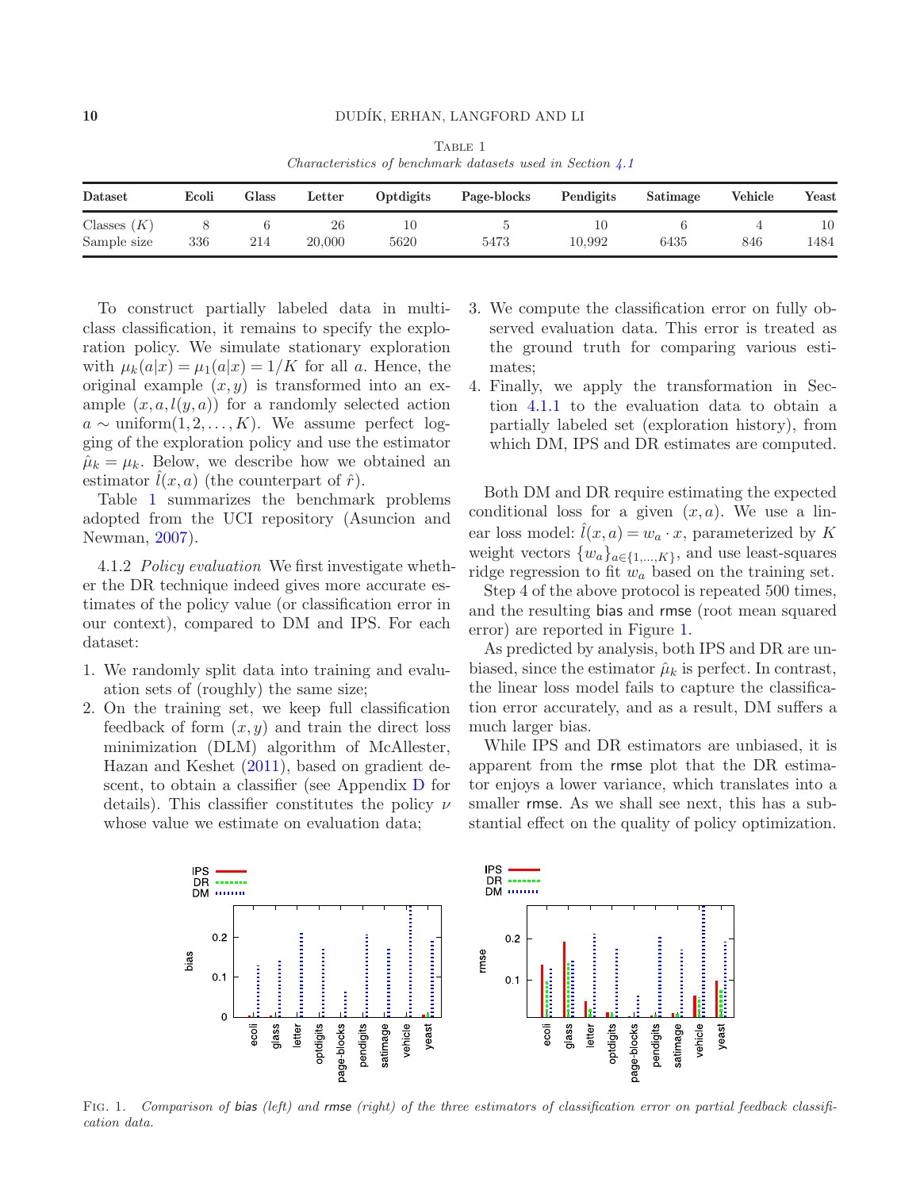TABLE 1
*Characteristics of benchmark datasets used in Section 4.1*

| Dataset | Ecoli | Glass | Letter | Optdigits | Page-blocks | Pendigits | Satimage | Vehicle | Yeast |
|---|---|---|---|---|---|---|---|---|---|
| Classes ($K$) | 8 | 6 | 26 | 10 | 5 | 10 | 6 | 4 | 10 |
| Sample size | 336 | 214 | 20,000 | 5620 | 5473 | 10,992 | 6435 | 846 | 1484 |

To construct partially labeled data in multiclass classification, it remains to specify the exploration policy. We simulate stationary exploration with $\mu_k(a|x) = \mu_1(a|x) = 1/K$ for all $a$. Hence, the original example $(x, y)$ is transformed into an example $(x, a, l(y, a))$ for a randomly selected action $a \sim \text{uniform}(1, 2, \ldots, K)$. We assume perfect logging of the exploration policy and use the estimator $\hat{\mu}_k = \mu_k$. Below, we describe how we obtained an estimator $\hat{l}(x, a)$ (the counterpart of $\hat{r}$).

Table 1 summarizes the benchmark problems adopted from the UCI repository (Asuncion and Newman, 2007).

4.1.2 *Policy evaluation* We first investigate whether the DR technique indeed gives more accurate estimates of the policy value (or classification error in our context), compared to DM and IPS. For each dataset:

1. We randomly split data into training and evaluation sets of (roughly) the same size;
2. On the training set, we keep full classification feedback of form $(x, y)$ and train the direct loss minimization (DLM) algorithm of McAllester, Hazan and Keshet (2011), based on gradient descent, to obtain a classifier (see Appendix D for details). This classifier constitutes the policy $\nu$ whose value we estimate on evaluation data;
3. We compute the classification error on fully observed evaluation data. This error is treated as the ground truth for comparing various estimates;
4. Finally, we apply the transformation in Section 4.1.1 to the evaluation data to obtain a partially labeled set (exploration history), from which DM, IPS and DR estimates are computed.

Both DM and DR require estimating the expected conditional loss for a given $(x, a)$. We use a linear loss model: $\hat{l}(x, a) = w_a \cdot x$, parameterized by $K$ weight vectors $\{w_a\}_{a \in \{1,\ldots,K\}}$, and use least-squares ridge regression to fit $w_a$ based on the training set.

Step 4 of the above protocol is repeated 500 times, and the resulting bias and rmse (root mean squared error) are reported in Figure 1.

As predicted by analysis, both IPS and DR are unbiased, since the estimator $\hat{\mu}_k$ is perfect. In contrast, the linear loss model fails to capture the classification error accurately, and as a result, DM suffers a much larger bias.

While IPS and DR estimators are unbiased, it is apparent from the rmse plot that the DR estimator enjoys a lower variance, which translates into a smaller rmse. As we shall see next, this has a substantial effect on the quality of policy optimization.

IPS
DR
DM
bias
0
0.1
0.2
ecoli glass letter optdigits page-blocks pendigits satimage vehicle yeast

IPS
DR
DM
rmse
0.1
0.2
ecoli glass letter optdigits page-blocks pendigits satimage vehicle yeast

FIG. 1. *Comparison of bias (left) and rmse (right) of the three estimators of classification error on partial feedback classification data.*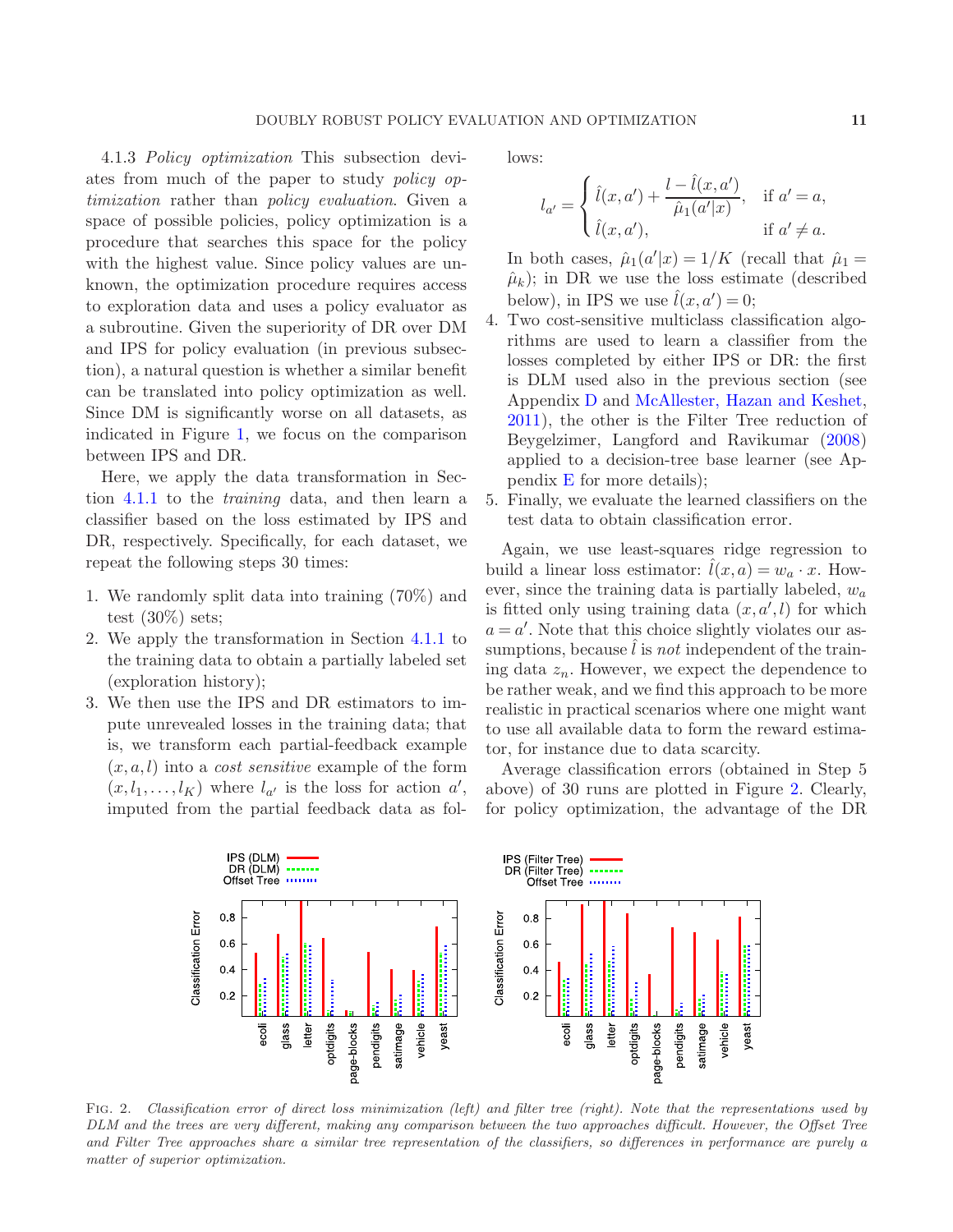4.1.3 *Policy optimization* This subsection deviates from much of the paper to study *policy optimization* rather than *policy evaluation*. Given a space of possible policies, policy optimization is a procedure that searches this space for the policy with the highest value. Since policy values are unknown, the optimization procedure requires access to exploration data and uses a policy evaluator as a subroutine. Given the superiority of DR over DM and IPS for policy evaluation (in previous subsection), a natural question is whether a similar benefit can be translated into policy optimization as well. Since DM is significantly worse on all datasets, as indicated in Figure 1, we focus on the comparison between IPS and DR.

Here, we apply the data transformation in Section 4.1.1 to the *training* data, and then learn a classifier based on the loss estimated by IPS and DR, respectively. Specifically, for each dataset, we repeat the following steps 30 times:

1. We randomly split data into training (70%) and test (30%) sets;
2. We apply the transformation in Section 4.1.1 to the training data to obtain a partially labeled set (exploration history);
3. We then use the IPS and DR estimators to impute unrevealed losses in the training data; that is, we transform each partial-feedback example $(x, a, l)$ into a *cost sensitive* example of the form $(x, l_1, \ldots, l_K)$ where $l_{a'}$ is the loss for action $a'$, imputed from the partial feedback data as follows:
$$l_{a'} = \begin{cases} \hat{l}(x, a') + \dfrac{l - \hat{l}(x, a')}{\hat{\mu}_1(a'|x)}, & \text{if } a' = a, \\ \hat{l}(x, a'), & \text{if } a' \neq a. \end{cases}$$
In both cases, $\hat{\mu}_1(a'|x) = 1/K$ (recall that $\hat{\mu}_1 = \hat{\mu}_k$); in DR we use the loss estimate (described below), in IPS we use $\hat{l}(x, a') = 0$;
4. Two cost-sensitive multiclass classification algorithms are used to learn a classifier from the losses completed by either IPS or DR: the first is DLM used also in the previous section (see Appendix D and McAllester, Hazan and Keshet, 2011), the other is the Filter Tree reduction of Beygelzimer, Langford and Ravikumar (2008) applied to a decision-tree base learner (see Appendix E for more details);
5. Finally, we evaluate the learned classifiers on the test data to obtain classification error.

Again, we use least-squares ridge regression to build a linear loss estimator: $\hat{l}(x, a) = w_a \cdot x$. However, since the training data is partially labeled, $w_a$ is fitted only using training data $(x, a', l)$ for which $a = a'$. Note that this choice slightly violates our assumptions, because $\hat{l}$ is *not* independent of the training data $z_n$. However, we expect the dependence to be rather weak, and we find this approach to be more realistic in practical scenarios where one might want to use all available data to form the reward estimator, for instance due to data scarcity.

Average classification errors (obtained in Step 5 above) of 30 runs are plotted in Figure 2. Clearly, for policy optimization, the advantage of the DR

IPS (DLM)
DR (DLM)
Offset Tree
Classification Error
0.2
0.4
0.6
0.8
ecoli
glass
letter
optdigits
page-blocks
pendigits
satimage
vehicle
yeast

IPS (Filter Tree)
DR (Filter Tree)
Offset Tree
Classification Error
0.2
0.4
0.6
0.8
ecoli
glass
letter
optdigits
page-blocks
pendigits
satimage
vehicle
yeast

FIG. 2. *Classification error of direct loss minimization (left) and filter tree (right). Note that the representations used by DLM and the trees are very different, making any comparison between the two approaches difficult. However, the Offset Tree and Filter Tree approaches share a similar tree representation of the classifiers, so differences in performance are purely a matter of superior optimization.*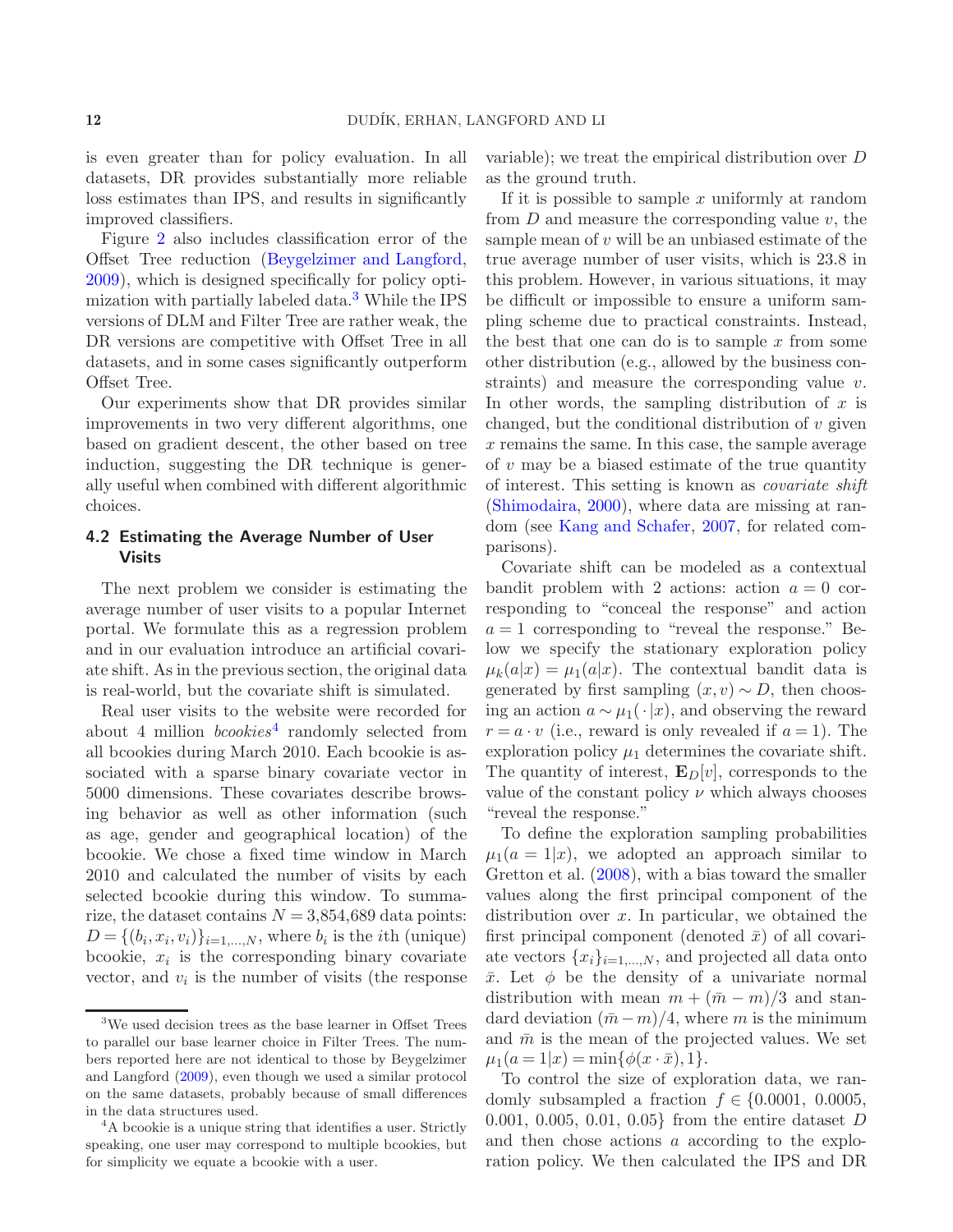is even greater than for policy evaluation. In all datasets, DR provides substantially more reliable loss estimates than IPS, and results in significantly improved classifiers.

Figure 2 also includes classification error of the Offset Tree reduction (Beygelzimer and Langford, 2009), which is designed specifically for policy optimization with partially labeled data.[3] While the IPS versions of DLM and Filter Tree are rather weak, the DR versions are competitive with Offset Tree in all datasets, and in some cases significantly outperform Offset Tree.

Our experiments show that DR provides similar improvements in two very different algorithms, one based on gradient descent, the other based on tree induction, suggesting the DR technique is generally useful when combined with different algorithmic choices.

### 4.2 Estimating the Average Number of User Visits

The next problem we consider is estimating the average number of user visits to a popular Internet portal. We formulate this as a regression problem and in our evaluation introduce an artificial covariate shift. As in the previous section, the original data is real-world, but the covariate shift is simulated.

Real user visits to the website were recorded for about 4 million *bcookies*[4] randomly selected from all bcookies during March 2010. Each bcookie is associated with a sparse binary covariate vector in 5000 dimensions. These covariates describe browsing behavior as well as other information (such as age, gender and geographical location) of the bcookie. We chose a fixed time window in March 2010 and calculated the number of visits by each selected bcookie during this window. To summarize, the dataset contains $N = 3{,}854{,}689$ data points: $D = \{(b_i, x_i, v_i)\}_{i=1,\ldots,N}$, where $b_i$ is the $i$th (unique) bcookie, $x_i$ is the corresponding binary covariate vector, and $v_i$ is the number of visits (the response variable); we treat the empirical distribution over $D$ as the ground truth.

If it is possible to sample $x$ uniformly at random from $D$ and measure the corresponding value $v$, the sample mean of $v$ will be an unbiased estimate of the true average number of user visits, which is 23.8 in this problem. However, in various situations, it may be difficult or impossible to ensure a uniform sampling scheme due to practical constraints. Instead, the best that one can do is to sample $x$ from some other distribution (e.g., allowed by the business constraints) and measure the corresponding value $v$. In other words, the sampling distribution of $x$ is changed, but the conditional distribution of $v$ given $x$ remains the same. In this case, the sample average of $v$ may be a biased estimate of the true quantity of interest. This setting is known as *covariate shift* (Shimodaira, 2000), where data are missing at random (see Kang and Schafer, 2007, for related comparisons).

Covariate shift can be modeled as a contextual bandit problem with 2 actions: action $a = 0$ corresponding to "conceal the response" and action $a = 1$ corresponding to "reveal the response." Below we specify the stationary exploration policy $\mu_k(a|x) = \mu_1(a|x)$. The contextual bandit data is generated by first sampling $(x, v) \sim D$, then choosing an action $a \sim \mu_1(\cdot\,|x)$, and observing the reward $r = a \cdot v$ (i.e., reward is only revealed if $a = 1$). The exploration policy $\mu_1$ determines the covariate shift. The quantity of interest, $\mathbf{E}_D[v]$, corresponds to the value of the constant policy $\nu$ which always chooses "reveal the response."

To define the exploration sampling probabilities $\mu_1(a = 1|x)$, we adopted an approach similar to Gretton et al. (2008), with a bias toward the smaller values along the first principal component of the distribution over $x$. In particular, we obtained the first principal component (denoted $\bar{x}$) of all covariate vectors $\{x_i\}_{i=1,\ldots,N}$, and projected all data onto $\bar{x}$. Let $\phi$ be the density of a univariate normal distribution with mean $m + (\bar{m} - m)/3$ and standard deviation $(\bar{m} - m)/4$, where $m$ is the minimum and $\bar{m}$ is the mean of the projected values. We set $\mu_1(a = 1|x) = \min\{\phi(x \cdot \bar{x}), 1\}$.

To control the size of exploration data, we randomly subsampled a fraction $f \in \{0.0001,\ 0.0005,\ 0.001,\ 0.005,\ 0.01,\ 0.05\}$ from the entire dataset $D$ and then chose actions $a$ according to the exploration policy. We then calculated the IPS and DR

[3] We used decision trees as the base learner in Offset Trees to parallel our base learner choice in Filter Trees. The numbers reported here are not identical to those by Beygelzimer and Langford (2009), even though we used a similar protocol on the same datasets, probably because of small differences in the data structures used.

[4] A bcookie is a unique string that identifies a user. Strictly speaking, one user may correspond to multiple bcookies, but for simplicity we equate a bcookie with a user.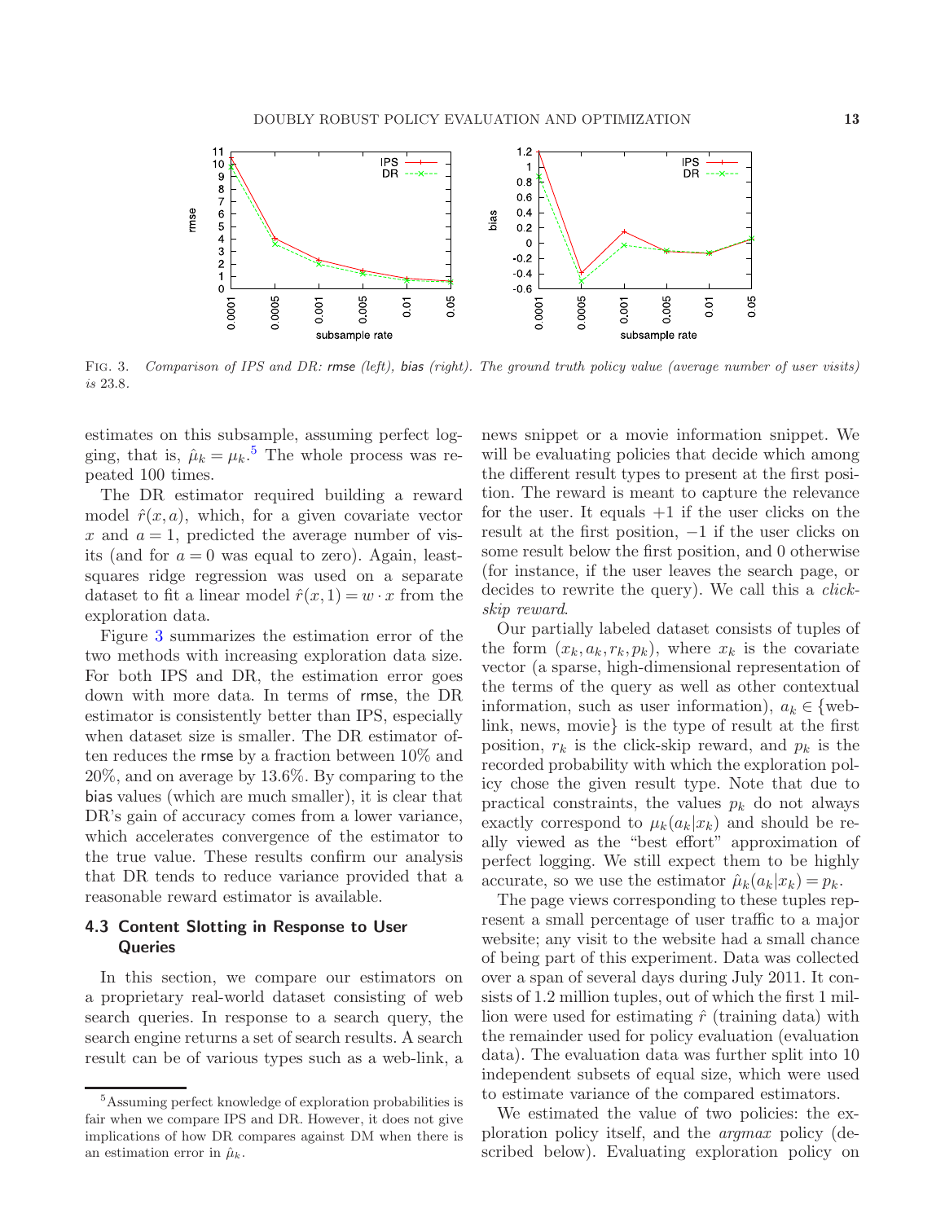rmse

11
10
9
8
7
6
5
4
3
2
1
0

IPS
DR

0.0001
0.0005
0.001
0.005
0.01
0.05

subsample rate

bias

1.2
1
0.8
0.6
0.4
0.2
0
-0.2
-0.4
-0.6

IPS
DR

0.0001
0.0005
0.001
0.005
0.01
0.05

subsample rate

Fig. 3. *Comparison of IPS and DR:* rmse *(left),* bias *(right). The ground truth policy value (average number of user visits) is* 23.8.

estimates on this subsample, assuming perfect logging, that is, $\hat{\mu}_k = \mu_k$.[5] The whole process was repeated 100 times.

The DR estimator required building a reward model $\hat{r}(x, a)$, which, for a given covariate vector $x$ and $a = 1$, predicted the average number of visits (and for $a = 0$ was equal to zero). Again, least-squares ridge regression was used on a separate dataset to fit a linear model $\hat{r}(x, 1) = w \cdot x$ from the exploration data.

Figure 3 summarizes the estimation error of the two methods with increasing exploration data size. For both IPS and DR, the estimation error goes down with more data. In terms of rmse, the DR estimator is consistently better than IPS, especially when dataset size is smaller. The DR estimator often reduces the rmse by a fraction between 10% and 20%, and on average by 13.6%. By comparing to the bias values (which are much smaller), it is clear that DR's gain of accuracy comes from a lower variance, which accelerates convergence of the estimator to the true value. These results confirm our analysis that DR tends to reduce variance provided that a reasonable reward estimator is available.

### 4.3 Content Slotting in Response to User Queries

In this section, we compare our estimators on a proprietary real-world dataset consisting of web search queries. In response to a search query, the search engine returns a set of search results. A search result can be of various types such as a web-link, a news snippet or a movie information snippet. We will be evaluating policies that decide which among the different result types to present at the first position. The reward is meant to capture the relevance for the user. It equals $+1$ if the user clicks on the result at the first position, $-1$ if the user clicks on some result below the first position, and 0 otherwise (for instance, if the user leaves the search page, or decides to rewrite the query). We call this a *click-skip reward*.

Our partially labeled dataset consists of tuples of the form $(x_k, a_k, r_k, p_k)$, where $x_k$ is the covariate vector (a sparse, high-dimensional representation of the terms of the query as well as other contextual information, such as user information), $a_k \in \{$web-link, news, movie$\}$ is the type of result at the first position, $r_k$ is the click-skip reward, and $p_k$ is the recorded probability with which the exploration policy chose the given result type. Note that due to practical constraints, the values $p_k$ do not always exactly correspond to $\mu_k(a_k|x_k)$ and should be really viewed as the "best effort" approximation of perfect logging. We still expect them to be highly accurate, so we use the estimator $\hat{\mu}_k(a_k|x_k) = p_k$.

The page views corresponding to these tuples represent a small percentage of user traffic to a major website; any visit to the website had a small chance of being part of this experiment. Data was collected over a span of several days during July 2011. It consists of 1.2 million tuples, out of which the first 1 million were used for estimating $\hat{r}$ (training data) with the remainder used for policy evaluation (evaluation data). The evaluation data was further split into 10 independent subsets of equal size, which were used to estimate variance of the compared estimators.

We estimated the value of two policies: the exploration policy itself, and the *argmax* policy (described below). Evaluating exploration policy on

[5]Assuming perfect knowledge of exploration probabilities is fair when we compare IPS and DR. However, it does not give implications of how DR compares against DM when there is an estimation error in $\hat{\mu}_k$.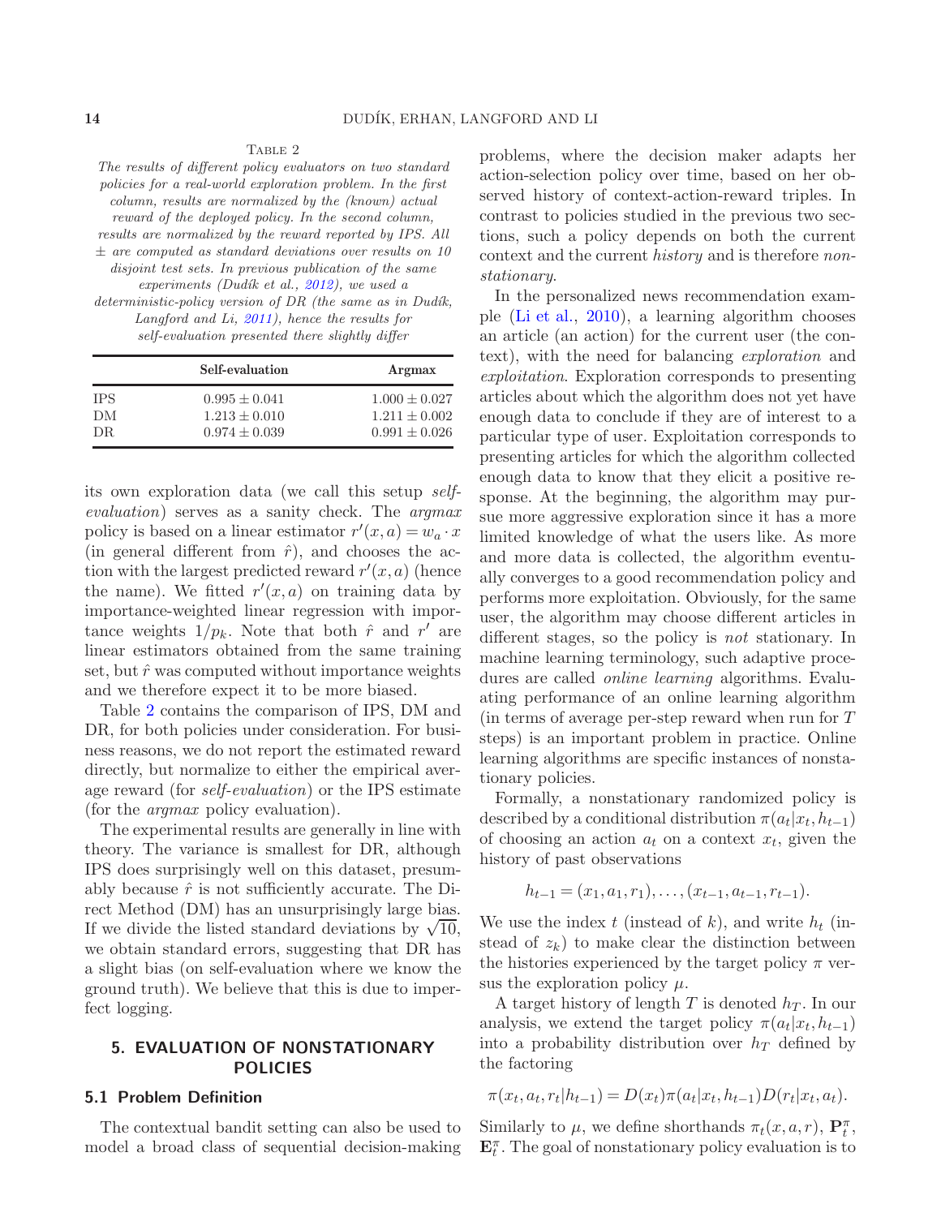Table 2

*The results of different policy evaluators on two standard policies for a real-world exploration problem. In the first column, results are normalized by the (known) actual reward of the deployed policy. In the second column, results are normalized by the reward reported by IPS. All ± are computed as standard deviations over results on 10 disjoint test sets. In previous publication of the same experiments (Dudík et al., 2012), we used a deterministic-policy version of DR (the same as in Dudík, Langford and Li, 2011), hence the results for self-evaluation presented there slightly differ*

| | **Self-evaluation** | **Argmax** |
|---|---|---|
| IPS | $0.995 \pm 0.041$ | $1.000 \pm 0.027$ |
| DM | $1.213 \pm 0.010$ | $1.211 \pm 0.002$ |
| DR | $0.974 \pm 0.039$ | $0.991 \pm 0.026$ |

its own exploration data (we call this setup *self-evaluation*) serves as a sanity check. The *argmax* policy is based on a linear estimator $r'(x, a) = w_a \cdot x$ (in general different from $\hat{r}$), and chooses the action with the largest predicted reward $r'(x, a)$ (hence the name). We fitted $r'(x, a)$ on training data by importance-weighted linear regression with importance weights $1/p_k$. Note that both $\hat{r}$ and $r'$ are linear estimators obtained from the same training set, but $\hat{r}$ was computed without importance weights and we therefore expect it to be more biased.

Table 2 contains the comparison of IPS, DM and DR, for both policies under consideration. For business reasons, we do not report the estimated reward directly, but normalize to either the empirical average reward (for *self-evaluation*) or the IPS estimate (for the *argmax* policy evaluation).

The experimental results are generally in line with theory. The variance is smallest for DR, although IPS does surprisingly well on this dataset, presumably because $\hat{r}$ is not sufficiently accurate. The Direct Method (DM) has an unsurprisingly large bias. If we divide the listed standard deviations by $\sqrt{10}$, we obtain standard errors, suggesting that DR has a slight bias (on self-evaluation where we know the ground truth). We believe that this is due to imperfect logging.

## 5. EVALUATION OF NONSTATIONARY POLICIES

### 5.1 Problem Definition

The contextual bandit setting can also be used to model a broad class of sequential decision-making problems, where the decision maker adapts her action-selection policy over time, based on her observed history of context-action-reward triples. In contrast to policies studied in the previous two sections, such a policy depends on both the current context and the current *history* and is therefore *nonstationary*.

In the personalized news recommendation example (Li et al., 2010), a learning algorithm chooses an article (an action) for the current user (the context), with the need for balancing *exploration* and *exploitation*. Exploration corresponds to presenting articles about which the algorithm does not yet have enough data to conclude if they are of interest to a particular type of user. Exploitation corresponds to presenting articles for which the algorithm collected enough data to know that they elicit a positive response. At the beginning, the algorithm may pursue more aggressive exploration since it has a more limited knowledge of what the users like. As more and more data is collected, the algorithm eventually converges to a good recommendation policy and performs more exploitation. Obviously, for the same user, the algorithm may choose different articles in different stages, so the policy is *not* stationary. In machine learning terminology, such adaptive procedures are called *online learning* algorithms. Evaluating performance of an online learning algorithm (in terms of average per-step reward when run for $T$ steps) is an important problem in practice. Online learning algorithms are specific instances of nonstationary policies.

Formally, a nonstationary randomized policy is described by a conditional distribution $\pi(a_t|x_t, h_{t-1})$ of choosing an action $a_t$ on a context $x_t$, given the history of past observations

$$h_{t-1} = (x_1, a_1, r_1), \ldots, (x_{t-1}, a_{t-1}, r_{t-1}).$$

We use the index $t$ (instead of $k$), and write $h_t$ (instead of $z_k$) to make clear the distinction between the histories experienced by the target policy $\pi$ versus the exploration policy $\mu$.

A target history of length $T$ is denoted $h_T$. In our analysis, we extend the target policy $\pi(a_t|x_t, h_{t-1})$ into a probability distribution over $h_T$ defined by the factoring

$$\pi(x_t, a_t, r_t|h_{t-1}) = D(x_t)\pi(a_t|x_t, h_{t-1})D(r_t|x_t, a_t).$$

Similarly to $\mu$, we define shorthands $\pi_t(x, a, r)$, $\mathbf{P}_t^\pi$, $\mathbf{E}_t^\pi$. The goal of nonstationary policy evaluation is to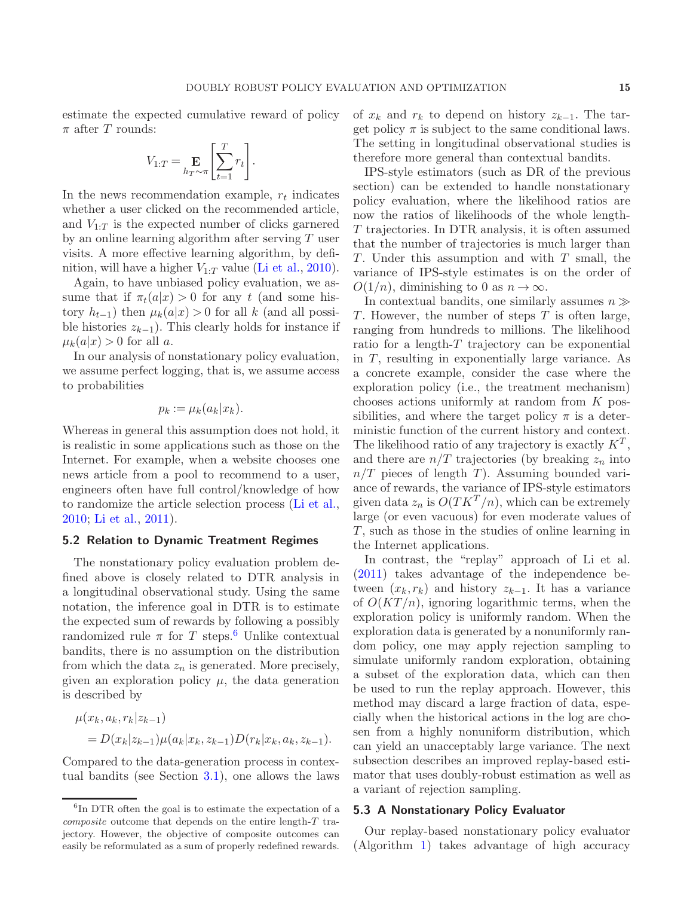estimate the expected cumulative reward of policy $\pi$ after $T$ rounds:

$$V_{1:T} = \mathop{\mathbf{E}}_{h_T \sim \pi}\left[\sum_{t=1}^{T} r_t\right].$$

In the news recommendation example, $r_t$ indicates whether a user clicked on the recommended article, and $V_{1:T}$ is the expected number of clicks garnered by an online learning algorithm after serving $T$ user visits. A more effective learning algorithm, by definition, will have a higher $V_{1:T}$ value (Li et al., 2010).

Again, to have unbiased policy evaluation, we assume that if $\pi_t(a|x) > 0$ for any $t$ (and some history $h_{t-1}$) then $\mu_k(a|x) > 0$ for all $k$ (and all possible histories $z_{k-1}$). This clearly holds for instance if $\mu_k(a|x) > 0$ for all $a$.

In our analysis of nonstationary policy evaluation, we assume perfect logging, that is, we assume access to probabilities

$$p_k := \mu_k(a_k|x_k).$$

Whereas in general this assumption does not hold, it is realistic in some applications such as those on the Internet. For example, when a website chooses one news article from a pool to recommend to a user, engineers often have full control/knowledge of how to randomize the article selection process (Li et al., 2010; Li et al., 2011).

### 5.2 Relation to Dynamic Treatment Regimes

The nonstationary policy evaluation problem defined above is closely related to DTR analysis in a longitudinal observational study. Using the same notation, the inference goal in DTR is to estimate the expected sum of rewards by following a possibly randomized rule $\pi$ for $T$ steps.[6] Unlike contextual bandits, there is no assumption on the distribution from which the data $z_n$ is generated. More precisely, given an exploration policy $\mu$, the data generation is described by

$$\begin{aligned}
&\mu(x_k, a_k, r_k|z_{k-1}) \\
&\quad = D(x_k|z_{k-1})\mu(a_k|x_k, z_{k-1})D(r_k|x_k, a_k, z_{k-1}).
\end{aligned}$$

Compared to the data-generation process in contextual bandits (see Section 3.1), one allows the laws of $x_k$ and $r_k$ to depend on history $z_{k-1}$. The target policy $\pi$ is subject to the same conditional laws. The setting in longitudinal observational studies is therefore more general than contextual bandits.

IPS-style estimators (such as DR of the previous section) can be extended to handle nonstationary policy evaluation, where the likelihood ratios are now the ratios of likelihoods of the whole length-$T$ trajectories. In DTR analysis, it is often assumed that the number of trajectories is much larger than $T$. Under this assumption and with $T$ small, the variance of IPS-style estimates is on the order of $O(1/n)$, diminishing to 0 as $n \to \infty$.

In contextual bandits, one similarly assumes $n \gg T$. However, the number of steps $T$ is often large, ranging from hundreds to millions. The likelihood ratio for a length-$T$ trajectory can be exponential in $T$, resulting in exponentially large variance. As a concrete example, consider the case where the exploration policy (i.e., the treatment mechanism) chooses actions uniformly at random from $K$ possibilities, and where the target policy $\pi$ is a deterministic function of the current history and context. The likelihood ratio of any trajectory is exactly $K^T$, and there are $n/T$ trajectories (by breaking $z_n$ into $n/T$ pieces of length $T$). Assuming bounded variance of rewards, the variance of IPS-style estimators given data $z_n$ is $O(TK^T/n)$, which can be extremely large (or even vacuous) for even moderate values of $T$, such as those in the studies of online learning in the Internet applications.

In contrast, the "replay" approach of Li et al. (2011) takes advantage of the independence between $(x_k, r_k)$ and history $z_{k-1}$. It has a variance of $O(KT/n)$, ignoring logarithmic terms, when the exploration policy is uniformly random. When the exploration data is generated by a nonuniformly random policy, one may apply rejection sampling to simulate uniformly random exploration, obtaining a subset of the exploration data, which can then be used to run the replay approach. However, this method may discard a large fraction of data, especially when the historical actions in the log are chosen from a highly nonuniform distribution, which can yield an unacceptably large variance. The next subsection describes an improved replay-based estimator that uses doubly-robust estimation as well as a variant of rejection sampling.

### 5.3 A Nonstationary Policy Evaluator

Our replay-based nonstationary policy evaluator (Algorithm 1) takes advantage of high accuracy

[6] In DTR often the goal is to estimate the expectation of a *composite* outcome that depends on the entire length-$T$ trajectory. However, the objective of composite outcomes can easily be reformulated as a sum of properly redefined rewards.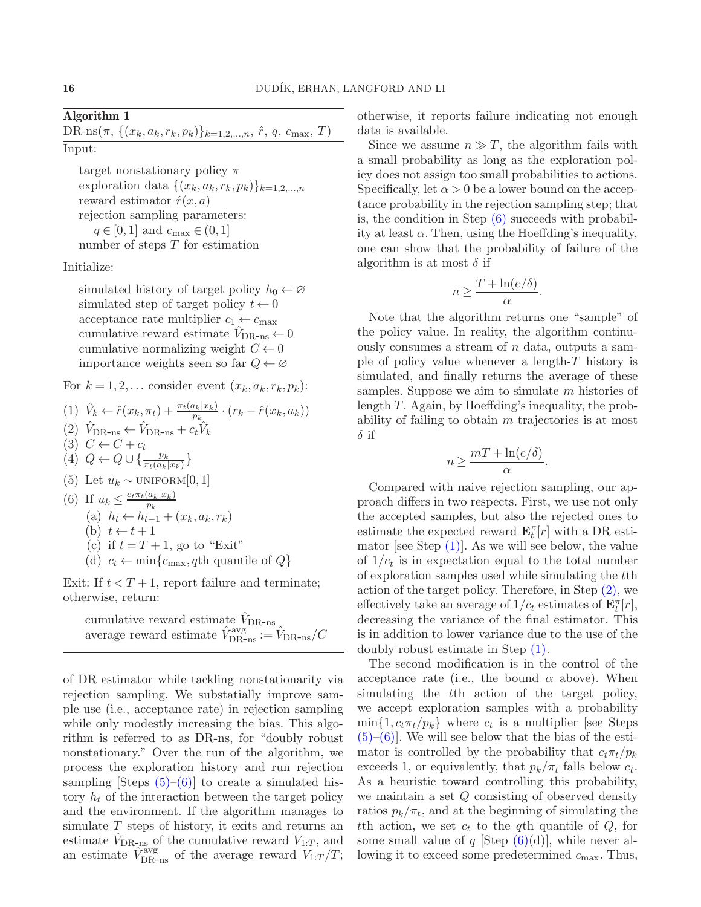**Algorithm 1**

DR-ns($\pi$, $\{(x_k, a_k, r_k, p_k)\}_{k=1,2,\ldots,n}$, $\hat{r}$, $q$, $c_{\max}$, $T$)

Input:

- target nonstationary policy $\pi$
- exploration data $\{(x_k, a_k, r_k, p_k)\}_{k=1,2,\ldots,n}$
- reward estimator $\hat{r}(x, a)$
- rejection sampling parameters:
  - $q \in [0, 1]$ and $c_{\max} \in (0, 1]$
- number of steps $T$ for estimation

Initialize:

- simulated history of target policy $h_0 \leftarrow \varnothing$
- simulated step of target policy $t \leftarrow 0$
- acceptance rate multiplier $c_1 \leftarrow c_{\max}$
- cumulative reward estimate $\hat{V}_{\text{DR-ns}} \leftarrow 0$
- cumulative normalizing weight $C \leftarrow 0$
- importance weights seen so far $Q \leftarrow \varnothing$

For $k = 1, 2, \ldots$ consider event $(x_k, a_k, r_k, p_k)$:

(1) $\hat{V}_k \leftarrow \hat{r}(x_k, \pi_t) + \frac{\pi_t(a_k|x_k)}{p_k} \cdot (r_k - \hat{r}(x_k, a_k))$
(2) $\hat{V}_{\text{DR-ns}} \leftarrow \hat{V}_{\text{DR-ns}} + c_t \hat{V}_k$
(3) $C \leftarrow C + c_t$
(4) $Q \leftarrow Q \cup \{\frac{p_k}{\pi_t(a_k|x_k)}\}$
(5) Let $u_k \sim \text{UNIFORM}[0, 1]$
(6) If $u_k \le \frac{c_t \pi_t(a_k|x_k)}{p_k}$
  (a) $h_t \leftarrow h_{t-1} + (x_k, a_k, r_k)$
  (b) $t \leftarrow t + 1$
  (c) if $t = T + 1$, go to "Exit"
  (d) $c_t \leftarrow \min\{c_{\max}, q\text{th quantile of } Q\}$

Exit: If $t < T + 1$, report failure and terminate; otherwise, return:

- cumulative reward estimate $\hat{V}_{\text{DR-ns}}$
- average reward estimate $\hat{V}^{\text{avg}}_{\text{DR-ns}} := \hat{V}_{\text{DR-ns}}/C$

---

of DR estimator while tackling nonstationarity via rejection sampling. We substatially improve sample use (i.e., acceptance rate) in rejection sampling while only modestly increasing the bias. This algorithm is referred to as DR-ns, for "doubly robust nonstationary." Over the run of the algorithm, we process the exploration history and run rejection sampling [Steps (5)–(6)] to create a simulated history $h_t$ of the interaction between the target policy and the environment. If the algorithm manages to simulate $T$ steps of history, it exits and returns an estimate $\hat{V}_{\text{DR-ns}}$ of the cumulative reward $V_{1:T}$, and an estimate $\hat{V}^{\text{avg}}_{\text{DR-ns}}$ of the average reward $V_{1:T}/T$; otherwise, it reports failure indicating not enough data is available.

Since we assume $n \gg T$, the algorithm fails with a small probability as long as the exploration policy does not assign too small probabilities to actions. Specifically, let $\alpha > 0$ be a lower bound on the acceptance probability in the rejection sampling step; that is, the condition in Step (6) succeeds with probability at least $\alpha$. Then, using the Hoeffding's inequality, one can show that the probability of failure of the algorithm is at most $\delta$ if

$$n \ge \frac{T + \ln(e/\delta)}{\alpha}.$$

Note that the algorithm returns one "sample" of the policy value. In reality, the algorithm continuously consumes a stream of $n$ data, outputs a sample of policy value whenever a length-$T$ history is simulated, and finally returns the average of these samples. Suppose we aim to simulate $m$ histories of length $T$. Again, by Hoeffding's inequality, the probability of failing to obtain $m$ trajectories is at most $\delta$ if

$$n \ge \frac{mT + \ln(e/\delta)}{\alpha}.$$

Compared with naive rejection sampling, our approach differs in two respects. First, we use not only the accepted samples, but also the rejected ones to estimate the expected reward $\mathbf{E}^{\pi}_t[r]$ with a DR estimator [see Step (1)]. As we will see below, the value of $1/c_t$ is in expectation equal to the total number of exploration samples used while simulating the $t$th action of the target policy. Therefore, in Step (2), we effectively take an average of $1/c_t$ estimates of $\mathbf{E}^{\pi}_t[r]$, decreasing the variance of the final estimator. This is in addition to lower variance due to the use of the doubly robust estimate in Step (1).

The second modification is in the control of the acceptance rate (i.e., the bound $\alpha$ above). When simulating the $t$th action of the target policy, we accept exploration samples with a probability $\min\{1, c_t\pi_t/p_k\}$ where $c_t$ is a multiplier [see Steps (5)–(6)]. We will see below that the bias of the estimator is controlled by the probability that $c_t\pi_t/p_k$ exceeds 1, or equivalently, that $p_k/\pi_t$ falls below $c_t$. As a heuristic toward controlling this probability, we maintain a set $Q$ consisting of observed density ratios $p_k/\pi_t$, and at the beginning of simulating the $t$th action, we set $c_t$ to the $q$th quantile of $Q$, for some small value of $q$ [Step (6)(d)], while never allowing it to exceed some predetermined $c_{\max}$. Thus,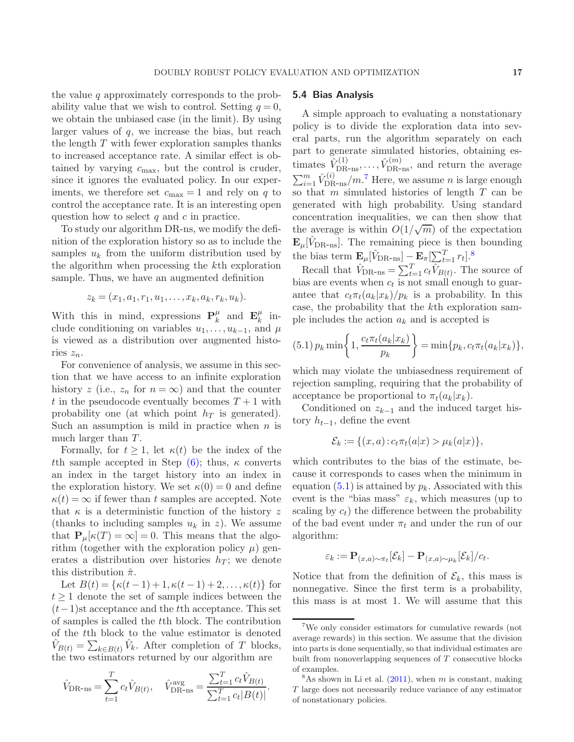the value $q$ approximately corresponds to the probability value that we wish to control. Setting $q = 0$, we obtain the unbiased case (in the limit). By using larger values of $q$, we increase the bias, but reach the length $T$ with fewer exploration samples thanks to increased acceptance rate. A similar effect is obtained by varying $c_{\max}$, but the control is cruder, since it ignores the evaluated policy. In our experiments, we therefore set $c_{\max} = 1$ and rely on $q$ to control the acceptance rate. It is an interesting open question how to select $q$ and $c$ in practice.

To study our algorithm DR-ns, we modify the definition of the exploration history so as to include the samples $u_k$ from the uniform distribution used by the algorithm when processing the $k$th exploration sample. Thus, we have an augmented definition

$$z_k = (x_1, a_1, r_1, u_1, \ldots, x_k, a_k, r_k, u_k).$$

With this in mind, expressions $\mathbf{P}_k^\mu$ and $\mathbf{E}_k^\mu$ include conditioning on variables $u_1, \ldots, u_{k-1}$, and $\mu$ is viewed as a distribution over augmented histories $z_n$.

For convenience of analysis, we assume in this section that we have access to an infinite exploration history $z$ (i.e., $z_n$ for $n = \infty$) and that the counter $t$ in the pseudocode eventually becomes $T+1$ with probability one (at which point $h_T$ is generated). Such an assumption is mild in practice when $n$ is much larger than $T$.

Formally, for $t \geq 1$, let $\kappa(t)$ be the index of the $t$th sample accepted in Step (6); thus, $\kappa$ converts an index in the target history into an index in the exploration history. We set $\kappa(0) = 0$ and define $\kappa(t) = \infty$ if fewer than $t$ samples are accepted. Note that $\kappa$ is a deterministic function of the history $z$ (thanks to including samples $u_k$ in $z$). We assume that $\mathbf{P}_\mu[\kappa(T) = \infty] = 0$. This means that the algorithm (together with the exploration policy $\mu$) generates a distribution over histories $h_T$; we denote this distribution $\hat{\pi}$.

Let $B(t) = \{\kappa(t-1)+1, \kappa(t-1)+2, \ldots, \kappa(t)\}$ for $t \geq 1$ denote the set of sample indices between the $(t-1)$st acceptance and the $t$th acceptance. This set of samples is called the $t$th block. The contribution of the $t$th block to the value estimator is denoted $\hat{V}_{B(t)} = \sum_{k \in B(t)} \hat{V}_k$. After completion of $T$ blocks, the two estimators returned by our algorithm are

$$\hat{V}_{\text{DR-ns}} = \sum_{t=1}^{T} c_t \hat{V}_{B(t)}, \quad \hat{V}_{\text{DR-ns}}^{\text{avg}} = \frac{\sum_{t=1}^{T} c_t \hat{V}_{B(t)}}{\sum_{t=1}^{T} c_t |B(t)|}.$$

### 5.4 Bias Analysis

A simple approach to evaluating a nonstationary policy is to divide the exploration data into several parts, run the algorithm separately on each part to generate simulated histories, obtaining estimates $\hat{V}_{\text{DR-ns}}^{(1)}, \ldots, \hat{V}_{\text{DR-ns}}^{(m)}$, and return the average $\sum_{i=1}^{m} \hat{V}_{\text{DR-ns}}^{(i)}/m$.[7] Here, we assume $n$ is large enough so that $m$ simulated histories of length $T$ can be generated with high probability. Using standard concentration inequalities, we can then show that the average is within $O(1/\sqrt{m})$ of the expectation $\mathbf{E}_\mu[\hat{V}_{\text{DR-ns}}]$. The remaining piece is then bounding the bias term $\mathbf{E}_\mu[\hat{V}_{\text{DR-ns}}] - \mathbf{E}_\pi[\sum_{t=1}^{T} r_t]$.[8]

Recall that $\hat{V}_{\text{DR-ns}} = \sum_{t=1}^{T} c_t \hat{V}_{B(t)}$. The source of bias are events when $c_t$ is not small enough to guarantee that $c_t \pi_t(a_k|x_k)/p_k$ is a probability. In this case, the probability that the $k$th exploration sample includes the action $a_k$ and is accepted is

$$(5.1)\; p_k \min\left\{1, \frac{c_t \pi_t(a_k|x_k)}{p_k}\right\} = \min\{p_k, c_t \pi_t(a_k|x_k)\},$$

which may violate the unbiasedness requirement of rejection sampling, requiring that the probability of acceptance be proportional to $\pi_t(a_k|x_k)$.

Conditioned on $z_{k-1}$ and the induced target history $h_{t-1}$, define the event

$$\mathcal{E}_k := \{(x,a) : c_t \pi_t(a|x) > \mu_k(a|x)\},$$

which contributes to the bias of the estimate, because it corresponds to cases when the minimum in equation (5.1) is attained by $p_k$. Associated with this event is the "bias mass" $\varepsilon_k$, which measures (up to scaling by $c_t$) the difference between the probability of the bad event under $\pi_t$ and under the run of our algorithm:

$$\varepsilon_k := \mathbf{P}_{(x,a)\sim\pi_t}[\mathcal{E}_k] - \mathbf{P}_{(x,a)\sim\mu_k}[\mathcal{E}_k]/c_t.$$

Notice that from the definition of $\mathcal{E}_k$, this mass is nonnegative. Since the first term is a probability, this mass is at most 1. We will assume that this

---

[7] We only consider estimators for cumulative rewards (not average rewards) in this section. We assume that the division into parts is done sequentially, so that individual estimates are built from nonoverlapping sequences of $T$ consecutive blocks of examples.

[8] As shown in Li et al. (2011), when $m$ is constant, making $T$ large does not necessarily reduce variance of any estimator of nonstationary policies.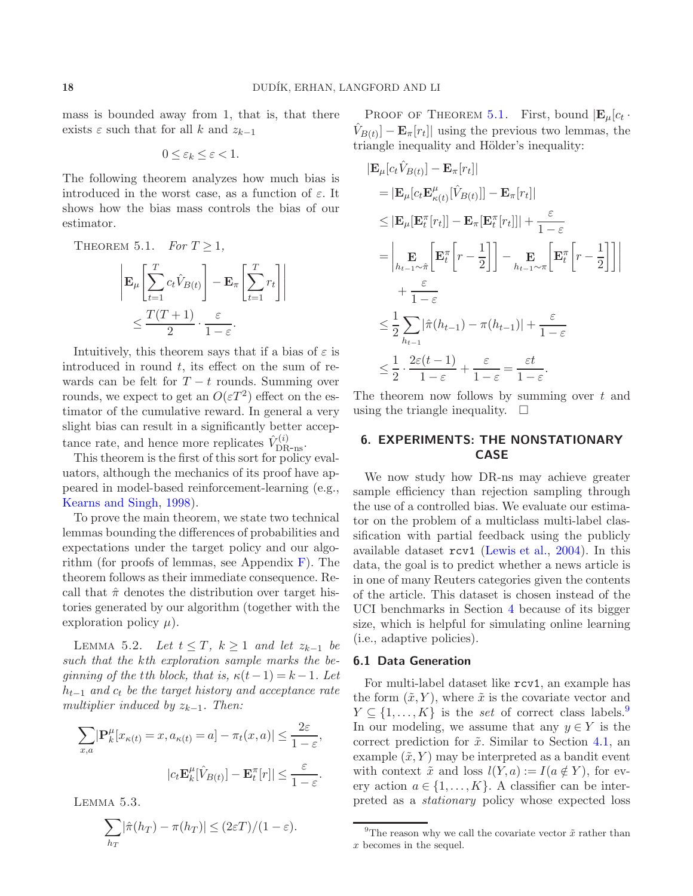mass is bounded away from 1, that is, that there exists $\varepsilon$ such that for all $k$ and $z_{k-1}$

$$0 \le \varepsilon_k \le \varepsilon < 1.$$

The following theorem analyzes how much bias is introduced in the worst case, as a function of $\varepsilon$. It shows how the bias mass controls the bias of our estimator.

THEOREM 5.1. *For $T \ge 1$,*

$$\left| \mathbf{E}_\mu \left[ \sum_{t=1}^{T} c_t \hat{V}_{B(t)} \right] - \mathbf{E}_\pi \left[ \sum_{t=1}^{T} r_t \right] \right| \le \frac{T(T+1)}{2} \cdot \frac{\varepsilon}{1-\varepsilon}.$$

Intuitively, this theorem says that if a bias of $\varepsilon$ is introduced in round $t$, its effect on the sum of rewards can be felt for $T - t$ rounds. Summing over rounds, we expect to get an $O(\varepsilon T^2)$ effect on the estimator of the cumulative reward. In general a very slight bias can result in a significantly better acceptance rate, and hence more replicates $\hat{V}^{(i)}_{\text{DR-ns}}$.

This theorem is the first of this sort for policy evaluators, although the mechanics of its proof have appeared in model-based reinforcement-learning (e.g., Kearns and Singh, 1998).

To prove the main theorem, we state two technical lemmas bounding the differences of probabilities and expectations under the target policy and our algorithm (for proofs of lemmas, see Appendix F). The theorem follows as their immediate consequence. Recall that $\hat{\pi}$ denotes the distribution over target histories generated by our algorithm (together with the exploration policy $\mu$).

LEMMA 5.2. *Let $t \le T$, $k \ge 1$ and let $z_{k-1}$ be such that the $k$th exploration sample marks the beginning of the $t$th block, that is, $\kappa(t-1) = k-1$. Let $h_{t-1}$ and $c_t$ be the target history and acceptance rate multiplier induced by $z_{k-1}$. Then:*

$$\sum_{x,a} |\mathbf{P}^\mu_k[x_{\kappa(t)} = x, a_{\kappa(t)} = a] - \pi_t(x,a)| \le \frac{2\varepsilon}{1-\varepsilon},$$

$$|c_t \mathbf{E}^\mu_k[\hat{V}_{B(t)}] - \mathbf{E}^\pi_t[r]| \le \frac{\varepsilon}{1-\varepsilon}.$$

LEMMA 5.3.

$$\sum_{h_T} |\hat{\pi}(h_T) - \pi(h_T)| \le (2\varepsilon T)/(1-\varepsilon).$$

PROOF OF THEOREM 5.1. First, bound $|\mathbf{E}_\mu[c_t \cdot \hat{V}_{B(t)}] - \mathbf{E}_\pi[r_t]|$ using the previous two lemmas, the triangle inequality and Hölder's inequality:

$$\begin{aligned}
&|\mathbf{E}_\mu[c_t \hat{V}_{B(t)}] - \mathbf{E}_\pi[r_t]| \\
&\quad = |\mathbf{E}_\mu[c_t \mathbf{E}^\mu_{\kappa(t)}[\hat{V}_{B(t)}]] - \mathbf{E}_\pi[r_t]| \\
&\quad \le |\mathbf{E}_\mu[\mathbf{E}^\pi_t[r_t]] - \mathbf{E}_\pi[\mathbf{E}^\pi_t[r_t]]| + \frac{\varepsilon}{1-\varepsilon} \\
&\quad = \left| \mathop{\mathbf{E}}_{h_{t-1}\sim\hat{\pi}}\left[\mathbf{E}^\pi_t\left[r - \frac{1}{2}\right]\right] - \mathop{\mathbf{E}}_{h_{t-1}\sim\pi}\left[\mathbf{E}^\pi_t\left[r - \frac{1}{2}\right]\right] \right| \\
&\qquad + \frac{\varepsilon}{1-\varepsilon} \\
&\quad \le \frac{1}{2} \sum_{h_{t-1}} |\hat{\pi}(h_{t-1}) - \pi(h_{t-1})| + \frac{\varepsilon}{1-\varepsilon} \\
&\quad \le \frac{1}{2} \cdot \frac{2\varepsilon(t-1)}{1-\varepsilon} + \frac{\varepsilon}{1-\varepsilon} = \frac{\varepsilon t}{1-\varepsilon}.
\end{aligned}$$

The theorem now follows by summing over $t$ and using the triangle inequality. $\square$

## 6. EXPERIMENTS: THE NONSTATIONARY CASE

We now study how DR-ns may achieve greater sample efficiency than rejection sampling through the use of a controlled bias. We evaluate our estimator on the problem of a multiclass multi-label classification with partial feedback using the publicly available dataset `rcv1` (Lewis et al., 2004). In this data, the goal is to predict whether a news article is in one of many Reuters categories given the contents of the article. This dataset is chosen instead of the UCI benchmarks in Section 4 because of its bigger size, which is helpful for simulating online learning (i.e., adaptive policies).

### 6.1 Data Generation

For multi-label dataset like `rcv1`, an example has the form $(\tilde{x}, Y)$, where $\tilde{x}$ is the covariate vector and $Y \subseteq \{1, \ldots, K\}$ is the *set* of correct class labels.[9] In our modeling, we assume that any $y \in Y$ is the correct prediction for $\tilde{x}$. Similar to Section 4.1, an example $(\tilde{x}, Y)$ may be interpreted as a bandit event with context $\tilde{x}$ and loss $l(Y, a) := I(a \notin Y)$, for every action $a \in \{1, \ldots, K\}$. A classifier can be interpreted as a *stationary* policy whose expected loss

[9]The reason why we call the covariate vector $\tilde{x}$ rather than $x$ becomes in the sequel.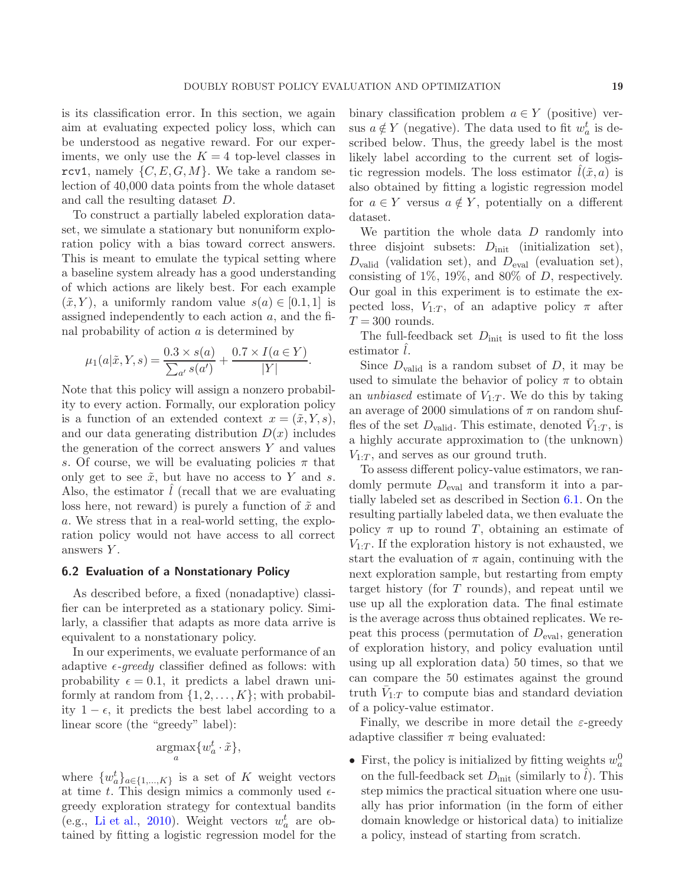is its classification error. In this section, we again aim at evaluating expected policy loss, which can be understood as negative reward. For our experiments, we only use the $K = 4$ top-level classes in `rcv1`, namely $\{C, E, G, M\}$. We take a random selection of 40,000 data points from the whole dataset and call the resulting dataset $D$.

To construct a partially labeled exploration dataset, we simulate a stationary but nonuniform exploration policy with a bias toward correct answers. This is meant to emulate the typical setting where a baseline system already has a good understanding of which actions are likely best. For each example $(\tilde{x}, Y)$, a uniformly random value $s(a) \in [0.1, 1]$ is assigned independently to each action $a$, and the final probability of action $a$ is determined by

$$\mu_1(a|\tilde{x}, Y, s) = \frac{0.3 \times s(a)}{\sum_{a'} s(a')} + \frac{0.7 \times I(a \in Y)}{|Y|}.$$

Note that this policy will assign a nonzero probability to every action. Formally, our exploration policy is a function of an extended context $x = (\tilde{x}, Y, s)$, and our data generating distribution $D(x)$ includes the generation of the correct answers $Y$ and values $s$. Of course, we will be evaluating policies $\pi$ that only get to see $\tilde{x}$, but have no access to $Y$ and $s$. Also, the estimator $\hat{l}$ (recall that we are evaluating loss here, not reward) is purely a function of $\tilde{x}$ and $a$. We stress that in a real-world setting, the exploration policy would not have access to all correct answers $Y$.

### 6.2 Evaluation of a Nonstationary Policy

As described before, a fixed (nonadaptive) classifier can be interpreted as a stationary policy. Similarly, a classifier that adapts as more data arrive is equivalent to a nonstationary policy.

In our experiments, we evaluate performance of an adaptive $\epsilon$-*greedy* classifier defined as follows: with probability $\epsilon = 0.1$, it predicts a label drawn uniformly at random from $\{1, 2, \ldots, K\}$; with probability $1 - \epsilon$, it predicts the best label according to a linear score (the "greedy" label):

$$\underset{a}{\operatorname{argmax}}\{w_a^t \cdot \tilde{x}\},$$

where $\{w_a^t\}_{a \in \{1,\ldots,K\}}$ is a set of $K$ weight vectors at time $t$. This design mimics a commonly used $\epsilon$-greedy exploration strategy for contextual bandits (e.g., Li et al., 2010). Weight vectors $w_a^t$ are obtained by fitting a logistic regression model for the binary classification problem $a \in Y$ (positive) versus $a \notin Y$ (negative). The data used to fit $w_a^t$ is described below. Thus, the greedy label is the most likely label according to the current set of logistic regression models. The loss estimator $\hat{l}(\tilde{x}, a)$ is also obtained by fitting a logistic regression model for $a \in Y$ versus $a \notin Y$, potentially on a different dataset.

We partition the whole data $D$ randomly into three disjoint subsets: $D_{\text{init}}$ (initialization set), $D_{\text{valid}}$ (validation set), and $D_{\text{eval}}$ (evaluation set), consisting of 1%, 19%, and 80% of $D$, respectively. Our goal in this experiment is to estimate the expected loss, $V_{1:T}$, of an adaptive policy $\pi$ after $T = 300$ rounds.

The full-feedback set $D_{\text{init}}$ is used to fit the loss estimator $\hat{l}$.

Since $D_{\text{valid}}$ is a random subset of $D$, it may be used to simulate the behavior of policy $\pi$ to obtain an *unbiased* estimate of $V_{1:T}$. We do this by taking an average of 2000 simulations of $\pi$ on random shuffles of the set $D_{\text{valid}}$. This estimate, denoted $\bar{V}_{1:T}$, is a highly accurate approximation to (the unknown) $V_{1:T}$, and serves as our ground truth.

To assess different policy-value estimators, we randomly permute $D_{\text{eval}}$ and transform it into a partially labeled set as described in Section 6.1. On the resulting partially labeled data, we then evaluate the policy $\pi$ up to round $T$, obtaining an estimate of $V_{1:T}$. If the exploration history is not exhausted, we start the evaluation of $\pi$ again, continuing with the next exploration sample, but restarting from empty target history (for $T$ rounds), and repeat until we use up all the exploration data. The final estimate is the average across thus obtained replicates. We repeat this process (permutation of $D_{\text{eval}}$, generation of exploration history, and policy evaluation until using up all exploration data) 50 times, so that we can compare the 50 estimates against the ground truth $\bar{V}_{1:T}$ to compute bias and standard deviation of a policy-value estimator.

Finally, we describe in more detail the $\varepsilon$-greedy adaptive classifier $\pi$ being evaluated:

- First, the policy is initialized by fitting weights $w_a^0$ on the full-feedback set $D_{\text{init}}$ (similarly to $\hat{l}$). This step mimics the practical situation where one usually has prior information (in the form of either domain knowledge or historical data) to initialize a policy, instead of starting from scratch.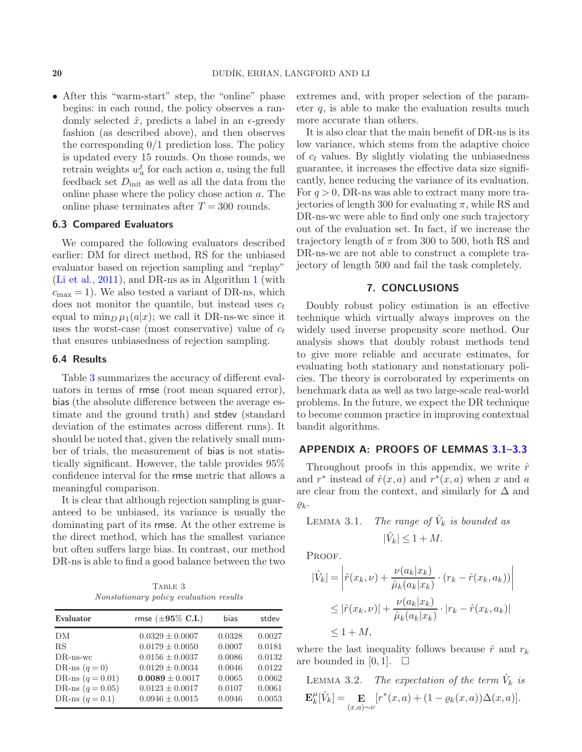- After this "warm-start" step, the "online" phase begins: in each round, the policy observes a randomly selected $\tilde{x}$, predicts a label in an $\epsilon$-greedy fashion (as described above), and then observes the corresponding 0/1 prediction loss. The policy is updated every 15 rounds. On those rounds, we retrain weights $w_a^t$ for each action $a$, using the full feedback set $D_{\text{init}}$ as well as all the data from the online phase where the policy chose action $a$. The online phase terminates after $T = 300$ rounds.

### 6.3 Compared Evaluators

We compared the following evaluators described earlier: DM for direct method, RS for the unbiased evaluator based on rejection sampling and "replay" (Li et al., 2011), and DR-ns as in Algorithm 1 (with $c_{\max} = 1$). We also tested a variant of DR-ns, which does not monitor the quantile, but instead uses $c_t$ equal to $\min_D \mu_1(a|x)$; we call it DR-ns-wc since it uses the worst-case (most conservative) value of $c_t$ that ensures unbiasedness of rejection sampling.

### 6.4 Results

Table 3 summarizes the accuracy of different evaluators in terms of rmse (root mean squared error), bias (the absolute difference between the average estimate and the ground truth) and stdev (standard deviation of the estimates across different runs). It should be noted that, given the relatively small number of trials, the measurement of bias is not statistically significant. However, the table provides 95% confidence interval for the rmse metric that allows a meaningful comparison.

It is clear that although rejection sampling is guaranteed to be unbiased, its variance is usually the dominating part of its rmse. At the other extreme is the direct method, which has the smallest variance but often suffers large bias. In contrast, our method DR-ns is able to find a good balance between the two extremes and, with proper selection of the parameter $q$, is able to make the evaluation results much more accurate than others.

It is also clear that the main benefit of DR-ns is its low variance, which stems from the adaptive choice of $c_t$ values. By slightly violating the unbiasedness guarantee, it increases the effective data size significantly, hence reducing the variance of its evaluation. For $q > 0$, DR-ns was able to extract many more trajectories of length 300 for evaluating $\pi$, while RS and DR-ns-wc were able to find only one such trajectory out of the evaluation set. In fact, if we increase the trajectory length of $\pi$ from 300 to 500, both RS and DR-ns-wc are not able to construct a complete trajectory of length 500 and fail the task completely.

Table 3
*Nonstationary policy evaluation results*

| Evaluator | rmse (±95% C.I.) | bias | stdev |
|---|---|---|---|
| DM | $0.0329 \pm 0.0007$ | 0.0328 | 0.0027 |
| RS | $0.0179 \pm 0.0050$ | 0.0007 | 0.0181 |
| DR-ns-wc | $0.0156 \pm 0.0037$ | 0.0086 | 0.0132 |
| DR-ns ($q = 0$) | $0.0129 \pm 0.0034$ | 0.0046 | 0.0122 |
| DR-ns ($q = 0.01$) | $\mathbf{0.0089} \pm 0.0017$ | 0.0065 | 0.0062 |
| DR-ns ($q = 0.05$) | $0.0123 \pm 0.0017$ | 0.0107 | 0.0061 |
| DR-ns ($q = 0.1$) | $0.0946 \pm 0.0015$ | 0.0946 | 0.0053 |

## 7. CONCLUSIONS

Doubly robust policy estimation is an effective technique which virtually always improves on the widely used inverse propensity score method. Our analysis shows that doubly robust methods tend to give more reliable and accurate estimates, for evaluating both stationary and nonstationary policies. The theory is corroborated by experiments on benchmark data as well as two large-scale real-world problems. In the future, we expect the DR technique to become common practice in improving contextual bandit algorithms.

## APPENDIX A: PROOFS OF LEMMAS 3.1–3.3

Throughout proofs in this appendix, we write $\hat{r}$ and $r^*$ instead of $\hat{r}(x,a)$ and $r^*(x,a)$ when $x$ and $a$ are clear from the context, and similarly for $\Delta$ and $\varrho_k$.

Lemma 3.1. *The range of $\hat{V}_k$ is bounded as*

$$|\hat{V}_k| \le 1 + M.$$

Proof.

$$\begin{aligned}
|\hat{V}_k| &= \left| \hat{r}(x_k, \nu) + \frac{\nu(a_k|x_k)}{\hat{\mu}_k(a_k|x_k)} \cdot (r_k - \hat{r}(x_k, a_k)) \right| \\
&\le |\hat{r}(x_k, \nu)| + \frac{\nu(a_k|x_k)}{\hat{\mu}_k(a_k|x_k)} \cdot |r_k - \hat{r}(x_k, a_k)| \\
&\le 1 + M,
\end{aligned}$$

where the last inequality follows because $\hat{r}$ and $r_k$ are bounded in $[0,1]$. $\square$

Lemma 3.2. *The expectation of the term $\hat{V}_k$ is*

$$\mathbf{E}_k^{\mu}[\hat{V}_k] = \mathop{\mathbf{E}}_{(x,a)\sim\nu}[r^*(x,a) + (1 - \varrho_k(x,a))\Delta(x,a)].$$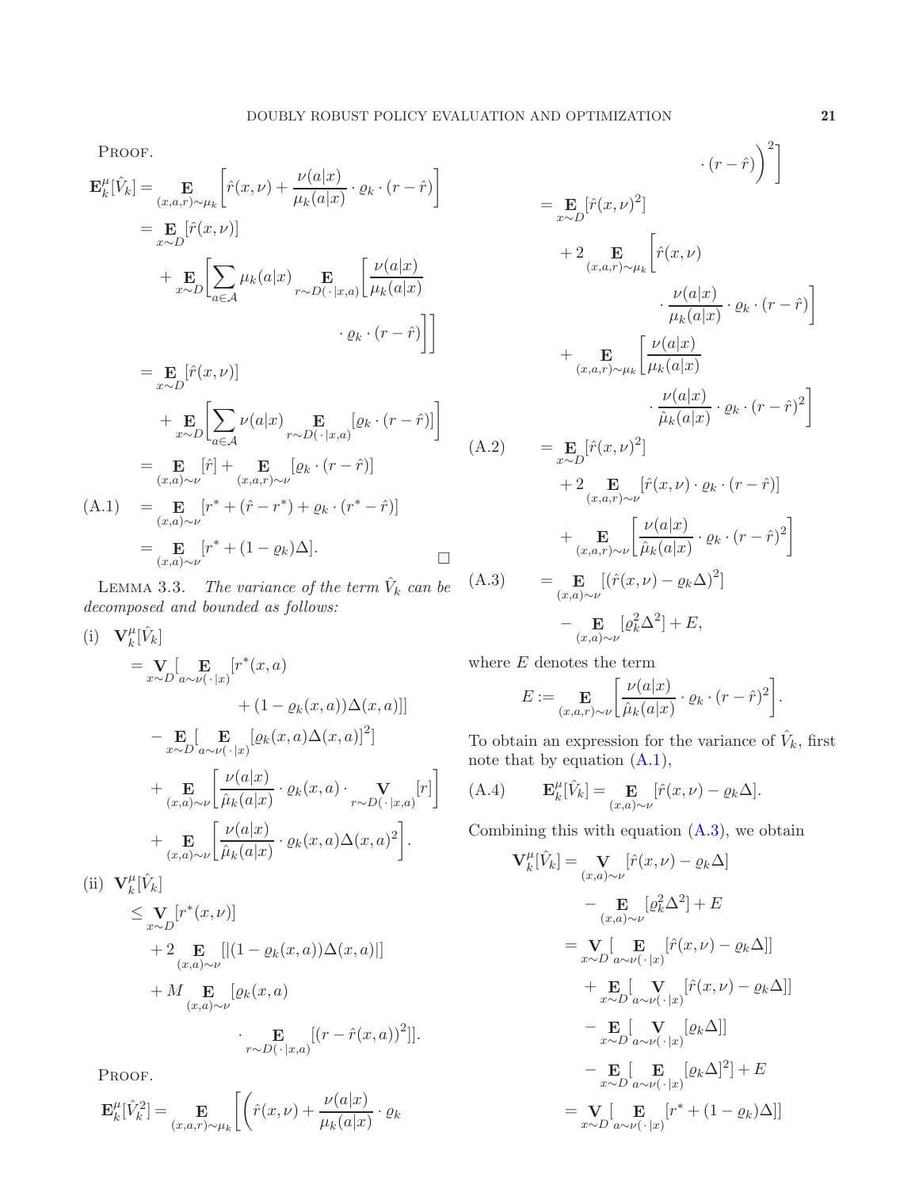PROOF.

$$
\begin{aligned}
\mathbf{E}_k^\mu[\hat{V}_k] &= \mathop{\mathbf{E}}_{(x,a,r)\sim\mu_k}\left[\hat{r}(x,\nu) + \frac{\nu(a|x)}{\mu_k(a|x)}\cdot\varrho_k\cdot(r-\hat{r})\right] \\
&= \mathop{\mathbf{E}}_{x\sim D}[\hat{r}(x,\nu)] \\
&\quad + \mathop{\mathbf{E}}_{x\sim D}\left[\sum_{a\in\mathcal{A}}\mu_k(a|x)\mathop{\mathbf{E}}_{r\sim D(\cdot|x,a)}\left[\frac{\nu(a|x)}{\mu_k(a|x)}\cdot\varrho_k\cdot(r-\hat{r})\right]\right] \\
&= \mathop{\mathbf{E}}_{x\sim D}[\hat{r}(x,\nu)] \\
&\quad + \mathop{\mathbf{E}}_{x\sim D}\left[\sum_{a\in\mathcal{A}}\nu(a|x)\mathop{\mathbf{E}}_{r\sim D(\cdot|x,a)}[\varrho_k\cdot(r-\hat{r})]\right] \\
&= \mathop{\mathbf{E}}_{(x,a)\sim\nu}[\hat{r}] + \mathop{\mathbf{E}}_{(x,a,r)\sim\nu}[\varrho_k\cdot(r-\hat{r})] \\
&= \mathop{\mathbf{E}}_{(x,a)\sim\nu}[r^* + (\hat{r}-r^*) + \varrho_k\cdot(r^*-\hat{r})] \qquad \text{(A.1)} \\
&= \mathop{\mathbf{E}}_{(x,a)\sim\nu}[r^* + (1-\varrho_k)\Delta].
\end{aligned}
$$

□

LEMMA 3.3. *The variance of the term $\hat{V}_k$ can be decomposed and bounded as follows:*

(i)
$$
\begin{aligned}
\mathbf{V}_k^\mu[\hat{V}_k] &= \mathop{\mathbf{V}}_{x\sim D}\left[\mathop{\mathbf{E}}_{a\sim\nu(\cdot|x)}[r^*(x,a) + (1-\varrho_k(x,a))\Delta(x,a)]\right] \\
&\quad - \mathop{\mathbf{E}}_{x\sim D}\left[\mathop{\mathbf{E}}_{a\sim\nu(\cdot|x)}[\varrho_k(x,a)\Delta(x,a)]^2\right] \\
&\quad + \mathop{\mathbf{E}}_{(x,a)\sim\nu}\left[\frac{\nu(a|x)}{\hat{\mu}_k(a|x)}\cdot\varrho_k(x,a)\cdot\mathop{\mathbf{V}}_{r\sim D(\cdot|x,a)}[r]\right] \\
&\quad + \mathop{\mathbf{E}}_{(x,a)\sim\nu}\left[\frac{\nu(a|x)}{\hat{\mu}_k(a|x)}\cdot\varrho_k(x,a)\Delta(x,a)^2\right].
\end{aligned}
$$

(ii)
$$
\begin{aligned}
\mathbf{V}_k^\mu[\hat{V}_k] &\le \mathop{\mathbf{V}}_{x\sim D}[r^*(x,\nu)] \\
&\quad + 2\mathop{\mathbf{E}}_{(x,a)\sim\nu}[|(1-\varrho_k(x,a))\Delta(x,a)|] \\
&\quad + M\mathop{\mathbf{E}}_{(x,a)\sim\nu}\left[\varrho_k(x,a)\cdot\mathop{\mathbf{E}}_{r\sim D(\cdot|x,a)}[(r-\hat{r}(x,a))^2]\right].
\end{aligned}
$$

PROOF.

$$
\begin{aligned}
\mathbf{E}_k^\mu[\hat{V}_k^2] &= \mathop{\mathbf{E}}_{(x,a,r)\sim\mu_k}\left[\left(\hat{r}(x,\nu) + \frac{\nu(a|x)}{\mu_k(a|x)}\cdot\varrho_k\cdot(r-\hat{r})\right)^2\right] \\
&= \mathop{\mathbf{E}}_{x\sim D}[\hat{r}(x,\nu)^2] \\
&\quad + 2\mathop{\mathbf{E}}_{(x,a,r)\sim\mu_k}\left[\hat{r}(x,\nu)\cdot\frac{\nu(a|x)}{\mu_k(a|x)}\cdot\varrho_k\cdot(r-\hat{r})\right] \\
&\quad + \mathop{\mathbf{E}}_{(x,a,r)\sim\mu_k}\left[\frac{\nu(a|x)}{\mu_k(a|x)}\cdot\frac{\nu(a|x)}{\hat{\mu}_k(a|x)}\cdot\varrho_k\cdot(r-\hat{r})^2\right] \\
&= \mathop{\mathbf{E}}_{x\sim D}[\hat{r}(x,\nu)^2] \qquad \text{(A.2)} \\
&\quad + 2\mathop{\mathbf{E}}_{(x,a,r)\sim\nu}[\hat{r}(x,\nu)\cdot\varrho_k\cdot(r-\hat{r})] \\
&\quad + \mathop{\mathbf{E}}_{(x,a,r)\sim\nu}\left[\frac{\nu(a|x)}{\hat{\mu}_k(a|x)}\cdot\varrho_k\cdot(r-\hat{r})^2\right] \\
&= \mathop{\mathbf{E}}_{(x,a)\sim\nu}[(\hat{r}(x,\nu)-\varrho_k\Delta)^2] \qquad \text{(A.3)} \\
&\quad - \mathop{\mathbf{E}}_{(x,a)\sim\nu}[\varrho_k^2\Delta^2] + E,
\end{aligned}
$$

where $E$ denotes the term

$$
E := \mathop{\mathbf{E}}_{(x,a,r)\sim\nu}\left[\frac{\nu(a|x)}{\hat{\mu}_k(a|x)}\cdot\varrho_k\cdot(r-\hat{r})^2\right].
$$

To obtain an expression for the variance of $\hat{V}_k$, first note that by equation (A.1),

$$
\mathbf{E}_k^\mu[\hat{V}_k] = \mathop{\mathbf{E}}_{(x,a)\sim\nu}[\hat{r}(x,\nu) - \varrho_k\Delta]. \qquad \text{(A.4)}
$$

Combining this with equation (A.3), we obtain

$$
\begin{aligned}
\mathbf{V}_k^\mu[\hat{V}_k] &= \mathop{\mathbf{V}}_{(x,a)\sim\nu}[\hat{r}(x,\nu)-\varrho_k\Delta] \\
&\quad - \mathop{\mathbf{E}}_{(x,a)\sim\nu}[\varrho_k^2\Delta^2] + E \\
&= \mathop{\mathbf{V}}_{x\sim D}\left[\mathop{\mathbf{E}}_{a\sim\nu(\cdot|x)}[\hat{r}(x,\nu)-\varrho_k\Delta]\right] \\
&\quad + \mathop{\mathbf{E}}_{x\sim D}\left[\mathop{\mathbf{V}}_{a\sim\nu(\cdot|x)}[\hat{r}(x,\nu)-\varrho_k\Delta]\right] \\
&\quad - \mathop{\mathbf{E}}_{x\sim D}\left[\mathop{\mathbf{V}}_{a\sim\nu(\cdot|x)}[\varrho_k\Delta]\right] \\
&\quad - \mathop{\mathbf{E}}_{x\sim D}\left[\mathop{\mathbf{E}}_{a\sim\nu(\cdot|x)}[\varrho_k\Delta]^2\right] + E \\
&= \mathop{\mathbf{V}}_{x\sim D}\left[\mathop{\mathbf{E}}_{a\sim\nu(\cdot|x)}[r^* + (1-\varrho_k)\Delta]\right]
\end{aligned}
$$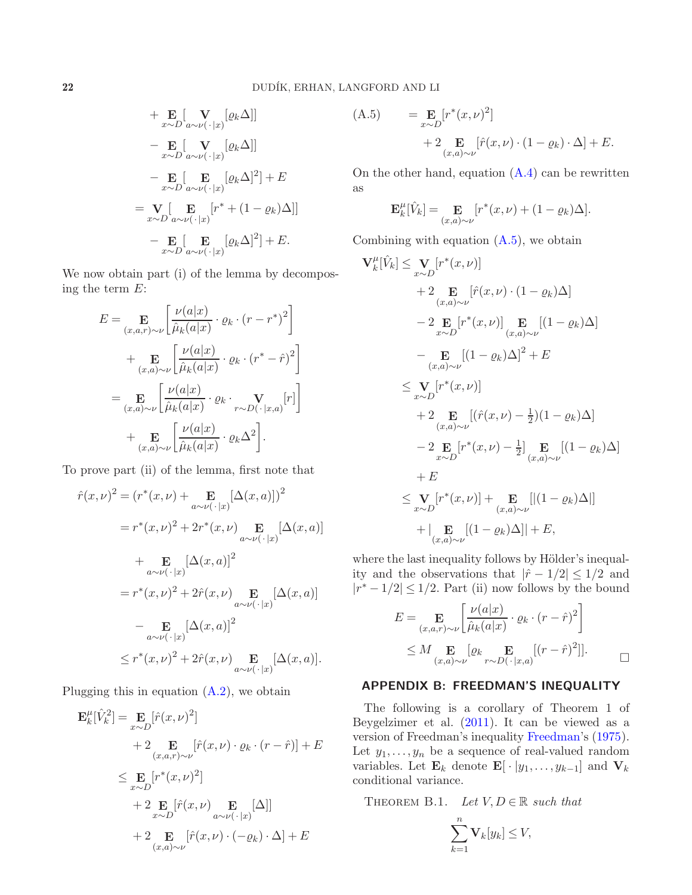$$
\begin{aligned}
&+ \mathop{\mathbf{E}}_{x\sim D}\Big[\mathop{\mathbf{V}}_{a\sim\nu(\cdot|x)}[\varrho_k\Delta]\Big] \\
&- \mathop{\mathbf{E}}_{x\sim D}\Big[\mathop{\mathbf{V}}_{a\sim\nu(\cdot|x)}[\varrho_k\Delta]\Big] \\
&- \mathop{\mathbf{E}}_{x\sim D}\Big[\mathop{\mathbf{E}}_{a\sim\nu(\cdot|x)}[\varrho_k\Delta]^2\Big] + E \\
&= \mathop{\mathbf{V}}_{x\sim D}\Big[\mathop{\mathbf{E}}_{a\sim\nu(\cdot|x)}[r^* + (1-\varrho_k)\Delta]\Big] \\
&\quad - \mathop{\mathbf{E}}_{x\sim D}\Big[\mathop{\mathbf{E}}_{a\sim\nu(\cdot|x)}[\varrho_k\Delta]^2\Big] + E.
\end{aligned}
$$

We now obtain part (i) of the lemma by decomposing the term $E$:

$$
\begin{aligned}
E &= \mathop{\mathbf{E}}_{(x,a,r)\sim\nu}\left[\frac{\nu(a|x)}{\hat{\mu}_k(a|x)}\cdot\varrho_k\cdot(r-r^*)^2\right] \\
&\quad + \mathop{\mathbf{E}}_{(x,a)\sim\nu}\left[\frac{\nu(a|x)}{\hat{\mu}_k(a|x)}\cdot\varrho_k\cdot(r^*-\hat{r})^2\right] \\
&= \mathop{\mathbf{E}}_{(x,a)\sim\nu}\left[\frac{\nu(a|x)}{\hat{\mu}_k(a|x)}\cdot\varrho_k\cdot\mathop{\mathbf{V}}_{r\sim D(\cdot|x,a)}[r]\right] \\
&\quad + \mathop{\mathbf{E}}_{(x,a)\sim\nu}\left[\frac{\nu(a|x)}{\hat{\mu}_k(a|x)}\cdot\varrho_k\Delta^2\right].
\end{aligned}
$$

To prove part (ii) of the lemma, first note that

$$
\begin{aligned}
\hat{r}(x,\nu)^2 &= \Big(r^*(x,\nu) + \mathop{\mathbf{E}}_{a\sim\nu(\cdot|x)}[\Delta(x,a)]\Big)^2 \\
&= r^*(x,\nu)^2 + 2r^*(x,\nu)\mathop{\mathbf{E}}_{a\sim\nu(\cdot|x)}[\Delta(x,a)] \\
&\quad + \mathop{\mathbf{E}}_{a\sim\nu(\cdot|x)}[\Delta(x,a)]^2 \\
&= r^*(x,\nu)^2 + 2\hat{r}(x,\nu)\mathop{\mathbf{E}}_{a\sim\nu(\cdot|x)}[\Delta(x,a)] \\
&\quad - \mathop{\mathbf{E}}_{a\sim\nu(\cdot|x)}[\Delta(x,a)]^2 \\
&\le r^*(x,\nu)^2 + 2\hat{r}(x,\nu)\mathop{\mathbf{E}}_{a\sim\nu(\cdot|x)}[\Delta(x,a)].
\end{aligned}
$$

Plugging this in equation (A.2), we obtain

$$
\begin{aligned}
\mathbf{E}_k^{\mu}[\hat{V}_k^2] &= \mathop{\mathbf{E}}_{x\sim D}[\hat{r}(x,\nu)^2] \\
&\quad + 2\mathop{\mathbf{E}}_{(x,a,r)\sim\nu}[\hat{r}(x,\nu)\cdot\varrho_k\cdot(r-\hat{r})] + E \\
&\le \mathop{\mathbf{E}}_{x\sim D}[r^*(x,\nu)^2] \\
&\quad + 2\mathop{\mathbf{E}}_{x\sim D}\Big[\hat{r}(x,\nu)\mathop{\mathbf{E}}_{a\sim\nu(\cdot|x)}[\Delta]\Big] \\
&\quad + 2\mathop{\mathbf{E}}_{(x,a)\sim\nu}[\hat{r}(x,\nu)\cdot(-\varrho_k)\cdot\Delta] + E
\end{aligned}
$$

$$
\begin{aligned}
\text{(A.5)}\qquad &= \mathop{\mathbf{E}}_{x\sim D}[r^*(x,\nu)^2] \\
&\quad + 2\mathop{\mathbf{E}}_{(x,a)\sim\nu}[\hat{r}(x,\nu)\cdot(1-\varrho_k)\cdot\Delta] + E.
\end{aligned}
$$

On the other hand, equation (A.4) can be rewritten as

$$
\mathbf{E}_k^{\mu}[\hat{V}_k] = \mathop{\mathbf{E}}_{(x,a)\sim\nu}[r^*(x,\nu) + (1-\varrho_k)\Delta].
$$

Combining with equation (A.5), we obtain

$$
\begin{aligned}
\mathbf{V}_k^{\mu}[\hat{V}_k] &\le \mathop{\mathbf{V}}_{x\sim D}[r^*(x,\nu)] \\
&\quad + 2\mathop{\mathbf{E}}_{(x,a)\sim\nu}[\hat{r}(x,\nu)\cdot(1-\varrho_k)\Delta] \\
&\quad - 2\mathop{\mathbf{E}}_{x\sim D}[r^*(x,\nu)]\mathop{\mathbf{E}}_{(x,a)\sim\nu}[(1-\varrho_k)\Delta] \\
&\quad - \mathop{\mathbf{E}}_{(x,a)\sim\nu}[(1-\varrho_k)\Delta]^2 + E \\
&\le \mathop{\mathbf{V}}_{x\sim D}[r^*(x,\nu)] \\
&\quad + 2\mathop{\mathbf{E}}_{(x,a)\sim\nu}[(\hat{r}(x,\nu)-\tfrac{1}{2})(1-\varrho_k)\Delta] \\
&\quad - 2\mathop{\mathbf{E}}_{x\sim D}[r^*(x,\nu)-\tfrac{1}{2}]\mathop{\mathbf{E}}_{(x,a)\sim\nu}[(1-\varrho_k)\Delta] \\
&\quad + E \\
&\le \mathop{\mathbf{V}}_{x\sim D}[r^*(x,\nu)] + \mathop{\mathbf{E}}_{(x,a)\sim\nu}[|(1-\varrho_k)\Delta|] \\
&\quad + \Big|\mathop{\mathbf{E}}_{(x,a)\sim\nu}[(1-\varrho_k)\Delta]\Big| + E,
\end{aligned}
$$

where the last inequality follows by Hölder's inequality and the observations that $|\hat{r}-1/2|\le 1/2$ and $|r^*-1/2|\le 1/2$. Part (ii) now follows by the bound

$$
\begin{aligned}
E &= \mathop{\mathbf{E}}_{(x,a,r)\sim\nu}\left[\frac{\nu(a|x)}{\hat{\mu}_k(a|x)}\cdot\varrho_k\cdot(r-\hat{r})^2\right] \\
&\le M\mathop{\mathbf{E}}_{(x,a)\sim\nu}\Big[\varrho_k\mathop{\mathbf{E}}_{r\sim D(\cdot|x,a)}[(r-\hat{r})^2]\Big]. \qquad \square
\end{aligned}
$$

## APPENDIX B: FREEDMAN'S INEQUALITY

The following is a corollary of Theorem 1 of Beygelzimer et al. (2011). It can be viewed as a version of Freedman's inequality Freedman's (1975). Let $y_1,\dots,y_n$ be a sequence of real-valued random variables. Let $\mathbf{E}_k$ denote $\mathbf{E}[\,\cdot\,|y_1,\dots,y_{k-1}]$ and $\mathbf{V}_k$ conditional variance.

THEOREM B.1. *Let $V, D\in\mathbb{R}$ such that*

$$
\sum_{k=1}^{n}\mathbf{V}_k[y_k]\le V,
$$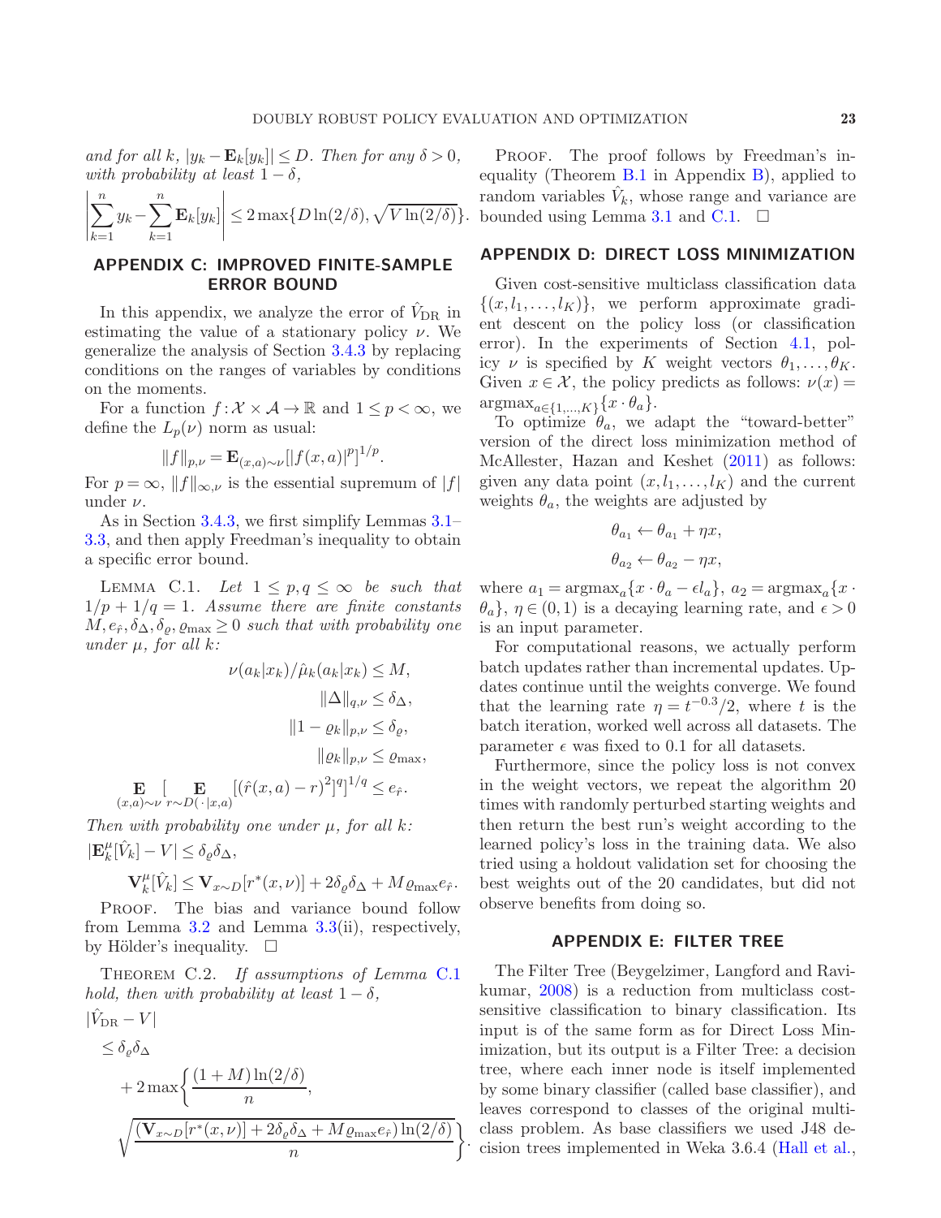*and for all $k$, $|y_k - \mathbf{E}_k[y_k]| \le D$. Then for any $\delta > 0$, with probability at least $1-\delta$,*

$$\left|\sum_{k=1}^{n} y_k - \sum_{k=1}^{n} \mathbf{E}_k[y_k]\right| \le 2\max\{D\ln(2/\delta), \sqrt{V\ln(2/\delta)}\}.$$

## APPENDIX C: IMPROVED FINITE-SAMPLE ERROR BOUND

In this appendix, we analyze the error of $\hat{V}_{\mathrm{DR}}$ in estimating the value of a stationary policy $\nu$. We generalize the analysis of Section 3.4.3 by replacing conditions on the ranges of variables by conditions on the moments.

For a function $f : \mathcal{X} \times \mathcal{A} \to \mathbb{R}$ and $1 \le p < \infty$, we define the $L_p(\nu)$ norm as usual:

$$\|f\|_{p,\nu} = \mathbf{E}_{(x,a)\sim\nu}[|f(x,a)|^p]^{1/p}.$$

For $p = \infty$, $\|f\|_{\infty,\nu}$ is the essential supremum of $|f|$ under $\nu$.

As in Section 3.4.3, we first simplify Lemmas 3.1–3.3, and then apply Freedman's inequality to obtain a specific error bound.

LEMMA C.1. *Let $1 \le p, q \le \infty$ be such that $1/p + 1/q = 1$. Assume there are finite constants $M, e_{\hat{r}}, \delta_\Delta, \delta_\varrho, \varrho_{\max} \ge 0$ such that with probability one under $\mu$, for all $k$:*

$$\nu(a_k|x_k)/\hat{\mu}_k(a_k|x_k) \le M,$$

$$\|\Delta\|_{q,\nu} \le \delta_\Delta,$$

$$\|1 - \varrho_k\|_{p,\nu} \le \delta_\varrho,$$

$$\|\varrho_k\|_{p,\nu} \le \varrho_{\max},$$

$$\mathop{\mathbf{E}}_{(x,a)\sim\nu}\Big[\mathop{\mathbf{E}}_{r\sim D(\cdot|x,a)}[(\hat{r}(x,a) - r)^2]^q\Big]^{1/q} \le e_{\hat{r}}.$$

*Then with probability one under $\mu$, for all $k$:*

$$|\mathbf{E}_k^\mu[\hat{V}_k] - V| \le \delta_\varrho\delta_\Delta,$$

$$\mathbf{V}_k^\mu[\hat{V}_k] \le \mathbf{V}_{x\sim D}[r^*(x,\nu)] + 2\delta_\varrho\delta_\Delta + M\varrho_{\max}e_{\hat{r}}.$$

PROOF. The bias and variance bound follow from Lemma 3.2 and Lemma 3.3(ii), respectively, by Hölder's inequality. $\square$

THEOREM C.2. *If assumptions of Lemma C.1 hold, then with probability at least $1-\delta$,*

$$\begin{aligned}
|\hat{V}_{\mathrm{DR}} - V| &\le \delta_\varrho\delta_\Delta \\
&\quad + 2\max\bigg\{\frac{(1+M)\ln(2/\delta)}{n}, \\
&\qquad \sqrt{\frac{(\mathbf{V}_{x\sim D}[r^*(x,\nu)] + 2\delta_\varrho\delta_\Delta + M\varrho_{\max}e_{\hat{r}})\ln(2/\delta)}{n}}\bigg\}.
\end{aligned}$$

PROOF. The proof follows by Freedman's inequality (Theorem B.1 in Appendix B), applied to random variables $\hat{V}_k$, whose range and variance are bounded using Lemma 3.1 and C.1. $\square$

## APPENDIX D: DIRECT LOSS MINIMIZATION

Given cost-sensitive multiclass classification data $\{(x, l_1, \ldots, l_K)\}$, we perform approximate gradient descent on the policy loss (or classification error). In the experiments of Section 4.1, policy $\nu$ is specified by $K$ weight vectors $\theta_1, \ldots, \theta_K$. Given $x \in \mathcal{X}$, the policy predicts as follows: $\nu(x) = \operatorname{argmax}_{a\in\{1,\ldots,K\}}\{x \cdot \theta_a\}$.

To optimize $\theta_a$, we adapt the "toward-better" version of the direct loss minimization method of McAllester, Hazan and Keshet (2011) as follows: given any data point $(x, l_1, \ldots, l_K)$ and the current weights $\theta_a$, the weights are adjusted by

$$\theta_{a_1} \leftarrow \theta_{a_1} + \eta x,$$

$$\theta_{a_2} \leftarrow \theta_{a_2} - \eta x,$$

where $a_1 = \operatorname{argmax}_a\{x \cdot \theta_a - \epsilon l_a\}$, $a_2 = \operatorname{argmax}_a\{x \cdot \theta_a\}$, $\eta \in (0,1)$ is a decaying learning rate, and $\epsilon > 0$ is an input parameter.

For computational reasons, we actually perform batch updates rather than incremental updates. Updates continue until the weights converge. We found that the learning rate $\eta = t^{-0.3}/2$, where $t$ is the batch iteration, worked well across all datasets. The parameter $\epsilon$ was fixed to 0.1 for all datasets.

Furthermore, since the policy loss is not convex in the weight vectors, we repeat the algorithm 20 times with randomly perturbed starting weights and then return the best run's weight according to the learned policy's loss in the training data. We also tried using a holdout validation set for choosing the best weights out of the 20 candidates, but did not observe benefits from doing so.

## APPENDIX E: FILTER TREE

The Filter Tree (Beygelzimer, Langford and Ravikumar, 2008) is a reduction from multiclass cost-sensitive classification to binary classification. Its input is of the same form as for Direct Loss Minimization, but its output is a Filter Tree: a decision tree, where each inner node is itself implemented by some binary classifier (called base classifier), and leaves correspond to classes of the original multiclass problem. As base classifiers we used J48 decision trees implemented in Weka 3.6.4 (Hall et al.,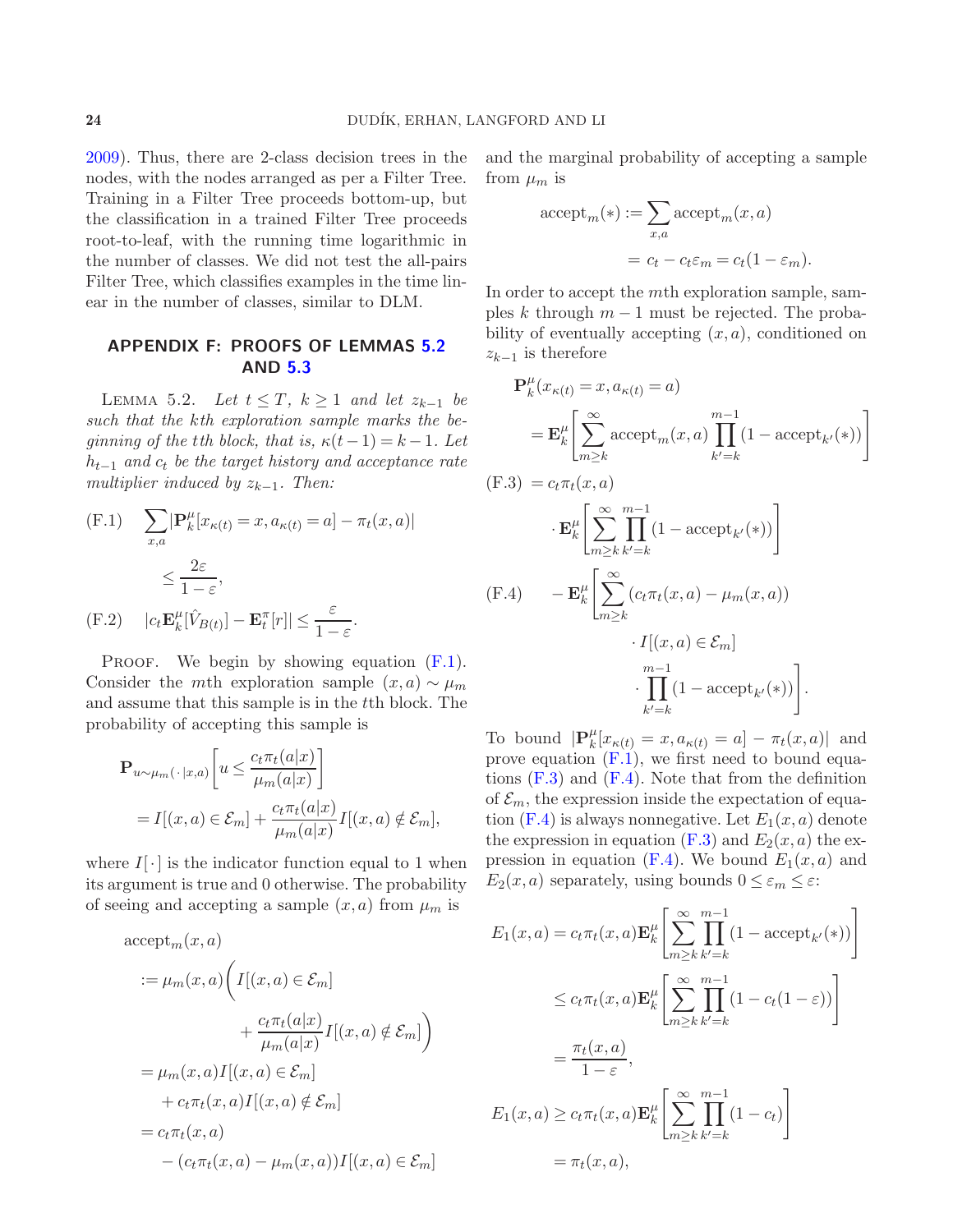2009). Thus, there are 2-class decision trees in the nodes, with the nodes arranged as per a Filter Tree. Training in a Filter Tree proceeds bottom-up, but the classification in a trained Filter Tree proceeds root-to-leaf, with the running time logarithmic in the number of classes. We did not test the all-pairs Filter Tree, which classifies examples in the time linear in the number of classes, similar to DLM.

## APPENDIX F: PROOFS OF LEMMAS 5.2 AND 5.3

LEMMA 5.2. *Let $t \le T$, $k \ge 1$ and let $z_{k-1}$ be such that the $k$th exploration sample marks the beginning of the $t$th block, that is, $\kappa(t-1) = k-1$. Let $h_{t-1}$ and $c_t$ be the target history and acceptance rate multiplier induced by $z_{k-1}$. Then:*

$$\text{(F.1)}\quad \sum_{x,a} |\mathbf{P}_k^\mu[x_{\kappa(t)} = x, a_{\kappa(t)} = a] - \pi_t(x,a)| \le \frac{2\varepsilon}{1-\varepsilon},$$

$$\text{(F.2)}\quad |c_t \mathbf{E}_k^\mu[\hat{V}_{B(t)}] - \mathbf{E}_t^\pi[r]| \le \frac{\varepsilon}{1-\varepsilon}.$$

PROOF. We begin by showing equation (F.1). Consider the $m$th exploration sample $(x,a) \sim \mu_m$ and assume that this sample is in the $t$th block. The probability of accepting this sample is

$$\mathbf{P}_{u \sim \mu_m(\cdot|x,a)}\left[u \le \frac{c_t \pi_t(a|x)}{\mu_m(a|x)}\right] = I[(x,a) \in \mathcal{E}_m] + \frac{c_t \pi_t(a|x)}{\mu_m(a|x)} I[(x,a) \notin \mathcal{E}_m],$$

where $I[\cdot]$ is the indicator function equal to 1 when its argument is true and 0 otherwise. The probability of seeing and accepting a sample $(x,a)$ from $\mu_m$ is

$$\begin{aligned}
\text{accept}_m(x,a) &:= \mu_m(x,a)\left(I[(x,a) \in \mathcal{E}_m] + \frac{c_t \pi_t(a|x)}{\mu_m(a|x)} I[(x,a) \notin \mathcal{E}_m]\right) \\
&= \mu_m(x,a) I[(x,a) \in \mathcal{E}_m] + c_t \pi_t(x,a) I[(x,a) \notin \mathcal{E}_m] \\
&= c_t \pi_t(x,a) - (c_t \pi_t(x,a) - \mu_m(x,a)) I[(x,a) \in \mathcal{E}_m]
\end{aligned}$$

and the marginal probability of accepting a sample from $\mu_m$ is

$$\text{accept}_m(*) := \sum_{x,a} \text{accept}_m(x,a) = c_t - c_t \varepsilon_m = c_t(1-\varepsilon_m).$$

In order to accept the $m$th exploration sample, samples $k$ through $m-1$ must be rejected. The probability of eventually accepting $(x,a)$, conditioned on $z_{k-1}$ is therefore

$$\begin{aligned}
&\mathbf{P}_k^\mu(x_{\kappa(t)} = x, a_{\kappa(t)} = a) \\
&= \mathbf{E}_k^\mu\left[\sum_{m \ge k}^\infty \text{accept}_m(x,a) \prod_{k'=k}^{m-1} (1 - \text{accept}_{k'}(*))\right] \\
\text{(F.3)}\quad &= c_t \pi_t(x,a) \cdot \mathbf{E}_k^\mu\left[\sum_{m \ge k}^\infty \prod_{k'=k}^{m-1} (1 - \text{accept}_{k'}(*))\right] \\
\text{(F.4)}\quad &\quad - \mathbf{E}_k^\mu\left[\sum_{m \ge k}^\infty (c_t \pi_t(x,a) - \mu_m(x,a)) \cdot I[(x,a) \in \mathcal{E}_m] \cdot \prod_{k'=k}^{m-1} (1 - \text{accept}_{k'}(*))\right].
\end{aligned}$$

To bound $|\mathbf{P}_k^\mu[x_{\kappa(t)} = x, a_{\kappa(t)} = a] - \pi_t(x,a)|$ and prove equation (F.1), we first need to bound equations (F.3) and (F.4). Note that from the definition of $\mathcal{E}_m$, the expression inside the expectation of equation (F.4) is always nonnegative. Let $E_1(x,a)$ denote the expression in equation (F.3) and $E_2(x,a)$ the expression in equation (F.4). We bound $E_1(x,a)$ and $E_2(x,a)$ separately, using bounds $0 \le \varepsilon_m \le \varepsilon$:

$$\begin{aligned}
E_1(x,a) &= c_t \pi_t(x,a) \mathbf{E}_k^\mu\left[\sum_{m \ge k}^\infty \prod_{k'=k}^{m-1} (1 - \text{accept}_{k'}(*))\right] \\
&\le c_t \pi_t(x,a) \mathbf{E}_k^\mu\left[\sum_{m \ge k}^\infty \prod_{k'=k}^{m-1} (1 - c_t(1-\varepsilon))\right] \\
&= \frac{\pi_t(x,a)}{1-\varepsilon}, \\
E_1(x,a) &\ge c_t \pi_t(x,a) \mathbf{E}_k^\mu\left[\sum_{m \ge k}^\infty \prod_{k'=k}^{m-1} (1 - c_t)\right] \\
&= \pi_t(x,a),
\end{aligned}$$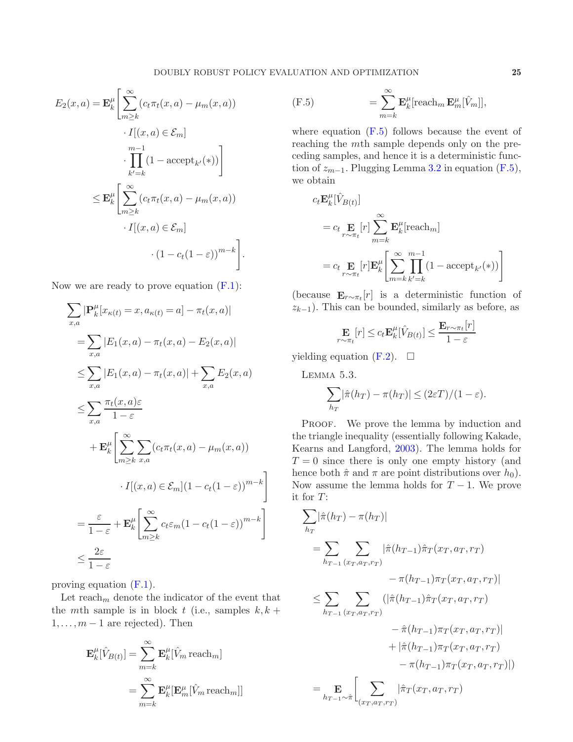$$
\begin{aligned}
E_2(x,a) &= \mathbf{E}_k^\mu\Bigg[\sum_{m\ge k}^{\infty}(c_t\pi_t(x,a)-\mu_m(x,a)) \\
&\qquad \cdot I[(x,a)\in\mathcal{E}_m] \\
&\qquad \cdot \prod_{k'=k}^{m-1}(1-\mathrm{accept}_{k'}(*))\Bigg] \\
&\le \mathbf{E}_k^\mu\Bigg[\sum_{m\ge k}^{\infty}(c_t\pi_t(x,a)-\mu_m(x,a)) \\
&\qquad \cdot I[(x,a)\in\mathcal{E}_m] \\
&\qquad \cdot (1-c_t(1-\varepsilon))^{m-k}\Bigg].
\end{aligned}
$$

Now we are ready to prove equation (F.1):

$$
\begin{aligned}
&\sum_{x,a}|\mathbf{P}_k^\mu[x_{\kappa(t)}=x,a_{\kappa(t)}=a]-\pi_t(x,a)| \\
&\quad = \sum_{x,a}|E_1(x,a)-\pi_t(x,a)-E_2(x,a)| \\
&\quad \le \sum_{x,a}|E_1(x,a)-\pi_t(x,a)|+\sum_{x,a}E_2(x,a) \\
&\quad \le \sum_{x,a}\frac{\pi_t(x,a)\varepsilon}{1-\varepsilon} \\
&\qquad + \mathbf{E}_k^\mu\Bigg[\sum_{m\ge k}^{\infty}\sum_{x,a}(c_t\pi_t(x,a)-\mu_m(x,a)) \\
&\qquad\qquad \cdot I[(x,a)\in\mathcal{E}_m](1-c_t(1-\varepsilon))^{m-k}\Bigg] \\
&\quad = \frac{\varepsilon}{1-\varepsilon}+\mathbf{E}_k^\mu\Bigg[\sum_{m\ge k}^{\infty}c_t\varepsilon_m(1-c_t(1-\varepsilon))^{m-k}\Bigg] \\
&\quad \le \frac{2\varepsilon}{1-\varepsilon}
\end{aligned}
$$

proving equation (F.1).

Let $\mathrm{reach}_m$ denote the indicator of the event that the $m$th sample is in block $t$ (i.e., samples $k, k+1,\dots,m-1$ are rejected). Then

$$
\begin{aligned}
\mathbf{E}_k^\mu[\hat V_{B(t)}] &= \sum_{m=k}^{\infty}\mathbf{E}_k^\mu[\hat V_m\,\mathrm{reach}_m] \\
&= \sum_{m=k}^{\infty}\mathbf{E}_k^\mu[\mathbf{E}_m^\mu[\hat V_m\,\mathrm{reach}_m]]
\end{aligned}
$$

$$
\text{(F.5)}\qquad = \sum_{m=k}^{\infty}\mathbf{E}_k^\mu[\mathrm{reach}_m\,\mathbf{E}_m^\mu[\hat V_m]],
$$

where equation (F.5) follows because the event of reaching the $m$th sample depends only on the preceding samples, and hence it is a deterministic function of $z_{m-1}$. Plugging Lemma 3.2 in equation (F.5), we obtain

$$
\begin{aligned}
&c_t\mathbf{E}_k^\mu[\hat V_{B(t)}] \\
&\quad = c_t\mathop{\mathbf{E}}_{r\sim\pi_t}[r]\sum_{m=k}^{\infty}\mathbf{E}_k^\mu[\mathrm{reach}_m] \\
&\quad = c_t\mathop{\mathbf{E}}_{r\sim\pi_t}[r]\,\mathbf{E}_k^\mu\Bigg[\sum_{m=k}^{\infty}\prod_{k'=k}^{m-1}(1-\mathrm{accept}_{k'}(*))\Bigg]
\end{aligned}
$$

(because $\mathbf{E}_{r\sim\pi_t}[r]$ is a deterministic function of $z_{k-1}$). This can be bounded, similarly as before, as

$$
\mathop{\mathbf{E}}_{r\sim\pi_t}[r]\le c_t\mathbf{E}_k^\mu[\hat V_{B(t)}]\le\frac{\mathbf{E}_{r\sim\pi_t}[r]}{1-\varepsilon}
$$

yielding equation (F.2). $\square$

Lemma 5.3.

$$
\sum_{h_T}|\hat\pi(h_T)-\pi(h_T)|\le(2\varepsilon T)/(1-\varepsilon).
$$

Proof. We prove the lemma by induction and the triangle inequality (essentially following Kakade, Kearns and Langford, 2003). The lemma holds for $T=0$ since there is only one empty history (and hence both $\hat\pi$ and $\pi$ are point distributions over $h_0$). Now assume the lemma holds for $T-1$. We prove it for $T$:

$$
\begin{aligned}
&\sum_{h_T}|\hat\pi(h_T)-\pi(h_T)| \\
&\quad = \sum_{h_{T-1}}\sum_{(x_T,a_T,r_T)}|\hat\pi(h_{T-1})\hat\pi_T(x_T,a_T,r_T) \\
&\qquad\qquad - \pi(h_{T-1})\pi_T(x_T,a_T,r_T)| \\
&\quad \le \sum_{h_{T-1}}\sum_{(x_T,a_T,r_T)}(|\hat\pi(h_{T-1})\hat\pi_T(x_T,a_T,r_T) \\
&\qquad\qquad - \hat\pi(h_{T-1})\pi_T(x_T,a_T,r_T)| \\
&\qquad\qquad + |\hat\pi(h_{T-1})\pi_T(x_T,a_T,r_T) \\
&\qquad\qquad - \pi(h_{T-1})\pi_T(x_T,a_T,r_T)|) \\
&\quad = \mathop{\mathbf{E}}_{h_{T-1}\sim\hat\pi}\Bigg[\sum_{(x_T,a_T,r_T)}|\hat\pi_T(x_T,a_T,r_T)
\end{aligned}
$$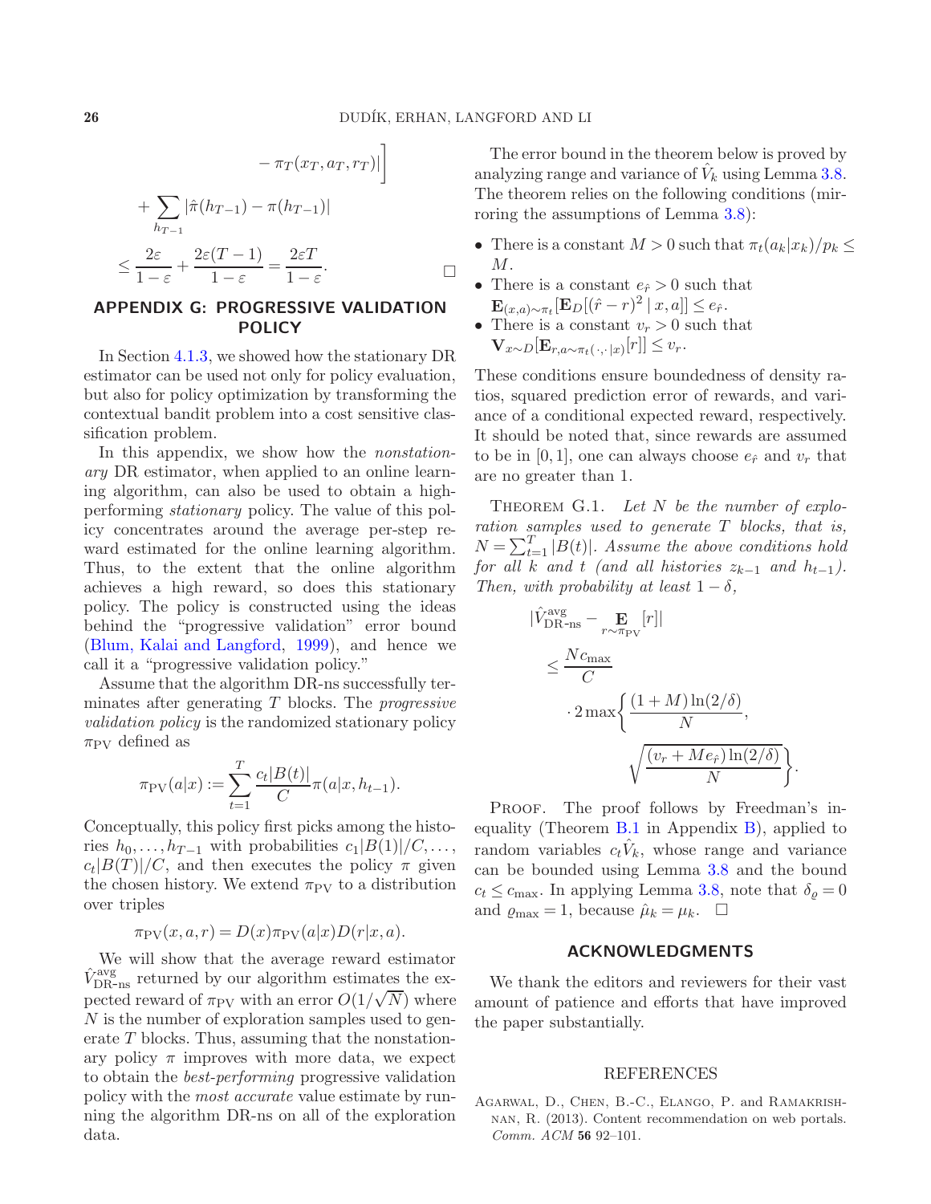$$- \pi_T(x_T, a_T, r_T)| \Bigg]$$

$$+ \sum_{h_{T-1}} |\hat{\pi}(h_{T-1}) - \pi(h_{T-1})|$$

$$\leq \frac{2\varepsilon}{1-\varepsilon} + \frac{2\varepsilon(T-1)}{1-\varepsilon} = \frac{2\varepsilon T}{1-\varepsilon}. \qquad \square$$

## APPENDIX G: PROGRESSIVE VALIDATION POLICY

In Section 4.1.3, we showed how the stationary DR estimator can be used not only for policy evaluation, but also for policy optimization by transforming the contextual bandit problem into a cost sensitive classification problem.

In this appendix, we show how the *nonstationary* DR estimator, when applied to an online learning algorithm, can also be used to obtain a high-performing *stationary* policy. The value of this policy concentrates around the average per-step reward estimated for the online learning algorithm. Thus, to the extent that the online algorithm achieves a high reward, so does this stationary policy. The policy is constructed using the ideas behind the "progressive validation" error bound (Blum, Kalai and Langford, 1999), and hence we call it a "progressive validation policy."

Assume that the algorithm DR-ns successfully terminates after generating $T$ blocks. The *progressive validation policy* is the randomized stationary policy $\pi_{\text{PV}}$ defined as

$$\pi_{\text{PV}}(a|x) := \sum_{t=1}^{T} \frac{c_t|B(t)|}{C} \pi(a|x, h_{t-1}).$$

Conceptually, this policy first picks among the histories $h_0, \ldots, h_{T-1}$ with probabilities $c_1|B(1)|/C, \ldots, c_t|B(T)|/C$, and then executes the policy $\pi$ given the chosen history. We extend $\pi_{\text{PV}}$ to a distribution over triples

$$\pi_{\text{PV}}(x, a, r) = D(x)\pi_{\text{PV}}(a|x)D(r|x, a).$$

We will show that the average reward estimator $\hat{V}^{\text{avg}}_{\text{DR-ns}}$ returned by our algorithm estimates the expected reward of $\pi_{\text{PV}}$ with an error $O(1/\sqrt{N})$ where $N$ is the number of exploration samples used to generate $T$ blocks. Thus, assuming that the nonstationary policy $\pi$ improves with more data, we expect to obtain the *best-performing* progressive validation policy with the *most accurate* value estimate by running the algorithm DR-ns on all of the exploration data.

The error bound in the theorem below is proved by analyzing range and variance of $\hat{V}_k$ using Lemma 3.8. The theorem relies on the following conditions (mirroring the assumptions of Lemma 3.8):

- There is a constant $M > 0$ such that $\pi_t(a_k|x_k)/p_k \leq M$.
- There is a constant $e_{\hat{r}} > 0$ such that $\mathbf{E}_{(x,a)\sim\pi_t}[\mathbf{E}_D[(\hat{r} - r)^2 \mid x, a]] \leq e_{\hat{r}}$.
- There is a constant $v_r > 0$ such that $\mathbf{V}_{x\sim D}[\mathbf{E}_{r,a\sim\pi_t(\cdot,\cdot|x)}[r]] \leq v_r$.

These conditions ensure boundedness of density ratios, squared prediction error of rewards, and variance of a conditional expected reward, respectively. It should be noted that, since rewards are assumed to be in $[0, 1]$, one can always choose $e_{\hat{r}}$ and $v_r$ that are no greater than 1.

THEOREM G.1. *Let $N$ be the number of exploration samples used to generate $T$ blocks, that is, $N = \sum_{t=1}^{T} |B(t)|$. Assume the above conditions hold for all $k$ and $t$ (and all histories $z_{k-1}$ and $h_{t-1}$). Then, with probability at least $1 - \delta$,*

$$\begin{aligned}
|\hat{V}^{\text{avg}}_{\text{DR-ns}} - \mathop{\mathbf{E}}_{r\sim\pi_{\text{PV}}}[r]| &\leq \frac{Nc_{\max}}{C} \\
&\quad \cdot 2\max\left\{\frac{(1+M)\ln(2/\delta)}{N}, \right. \\
&\quad \left. \sqrt{\frac{(v_r + Me_{\hat{r}})\ln(2/\delta)}{N}}\right\}.
\end{aligned}$$

PROOF. The proof follows by Freedman's inequality (Theorem B.1 in Appendix B), applied to random variables $c_t\hat{V}_k$, whose range and variance can be bounded using Lemma 3.8 and the bound $c_t \leq c_{\max}$. In applying Lemma 3.8, note that $\delta_\varrho = 0$ and $\varrho_{\max} = 1$, because $\hat{\mu}_k = \mu_k$. $\square$

## ACKNOWLEDGMENTS

We thank the editors and reviewers for their vast amount of patience and efforts that have improved the paper substantially.

## REFERENCES

AGARWAL, D., CHEN, B.-C., ELANGO, P. and RAMAKRISHNAN, R. (2013). Content recommendation on web portals. *Comm. ACM* **56** 92–101.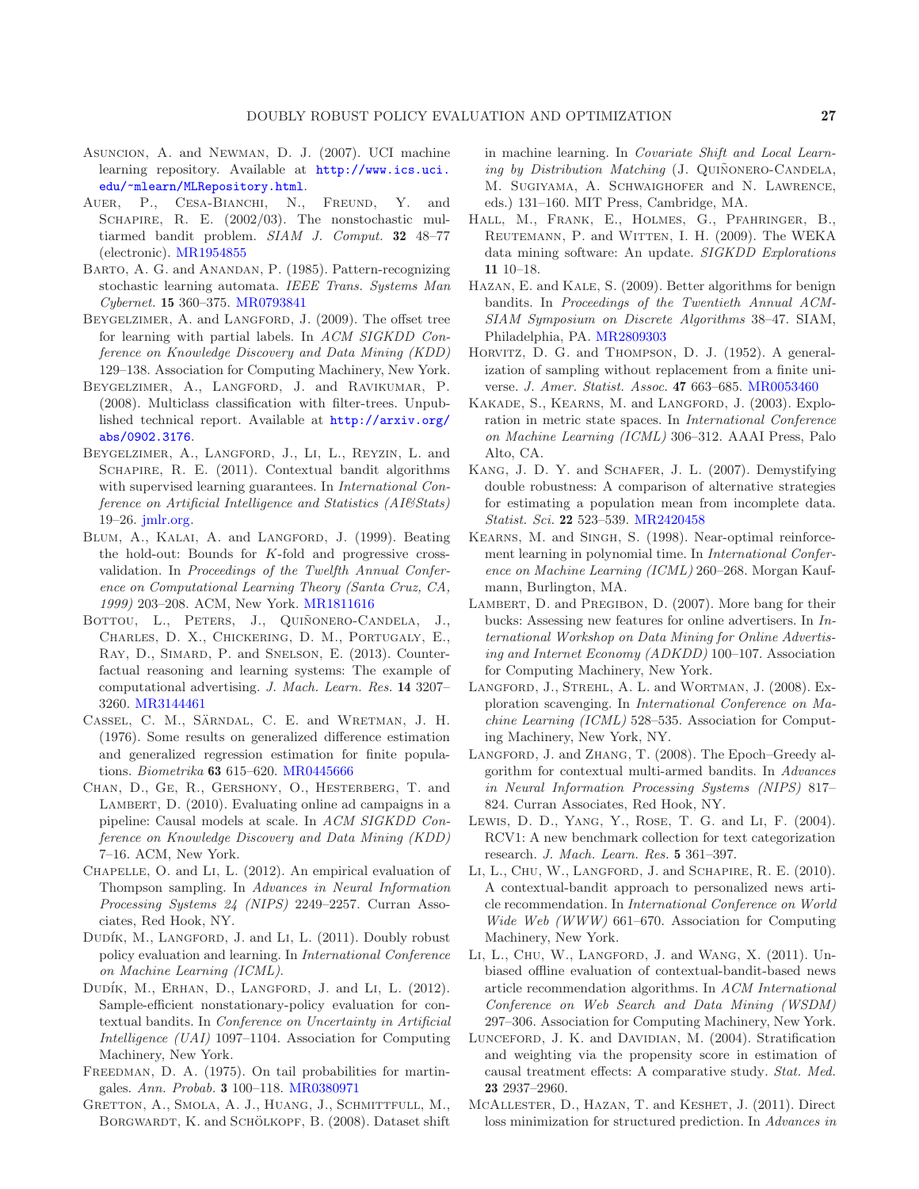Asuncion, A. and Newman, D. J. (2007). UCI machine learning repository. Available at http://www.ics.uci.edu/~mlearn/MLRepository.html.

Auer, P., Cesa-Bianchi, N., Freund, Y. and Schapire, R. E. (2002/03). The nonstochastic multiarmed bandit problem. *SIAM J. Comput.* **32** 48–77 (electronic). MR1954855

Barto, A. G. and Anandan, P. (1985). Pattern-recognizing stochastic learning automata. *IEEE Trans. Systems Man Cybernet.* **15** 360–375. MR0793841

Beygelzimer, A. and Langford, J. (2009). The offset tree for learning with partial labels. In *ACM SIGKDD Conference on Knowledge Discovery and Data Mining (KDD)* 129–138. Association for Computing Machinery, New York.

Beygelzimer, A., Langford, J. and Ravikumar, P. (2008). Multiclass classification with filter-trees. Unpublished technical report. Available at http://arxiv.org/abs/0902.3176.

Beygelzimer, A., Langford, J., Li, L., Reyzin, L. and Schapire, R. E. (2011). Contextual bandit algorithms with supervised learning guarantees. In *International Conference on Artificial Intelligence and Statistics (AI&Stats)* 19–26. jmlr.org.

Blum, A., Kalai, A. and Langford, J. (1999). Beating the hold-out: Bounds for $K$-fold and progressive cross-validation. In *Proceedings of the Twelfth Annual Conference on Computational Learning Theory (Santa Cruz, CA, 1999)* 203–208. ACM, New York. MR1811616

Bottou, L., Peters, J., Quiñonero-Candela, J., Charles, D. X., Chickering, D. M., Portugaly, E., Ray, D., Simard, P. and Snelson, E. (2013). Counterfactual reasoning and learning systems: The example of computational advertising. *J. Mach. Learn. Res.* **14** 3207–3260. MR3144461

Cassel, C. M., Särndal, C. E. and Wretman, J. H. (1976). Some results on generalized difference estimation and generalized regression estimation for finite populations. *Biometrika* **63** 615–620. MR0445666

Chan, D., Ge, R., Gershony, O., Hesterberg, T. and Lambert, D. (2010). Evaluating online ad campaigns in a pipeline: Causal models at scale. In *ACM SIGKDD Conference on Knowledge Discovery and Data Mining (KDD)* 7–16. ACM, New York.

Chapelle, O. and Li, L. (2012). An empirical evaluation of Thompson sampling. In *Advances in Neural Information Processing Systems 24 (NIPS)* 2249–2257. Curran Associates, Red Hook, NY.

Dudík, M., Langford, J. and Li, L. (2011). Doubly robust policy evaluation and learning. In *International Conference on Machine Learning (ICML)*.

Dudík, M., Erhan, D., Langford, J. and Li, L. (2012). Sample-efficient nonstationary-policy evaluation for contextual bandits. In *Conference on Uncertainty in Artificial Intelligence (UAI)* 1097–1104. Association for Computing Machinery, New York.

Freedman, D. A. (1975). On tail probabilities for martingales. *Ann. Probab.* **3** 100–118. MR0380971

Gretton, A., Smola, A. J., Huang, J., Schmittfull, M., Borgwardt, K. and Schölkopf, B. (2008). Dataset shift in machine learning. In *Covariate Shift and Local Learning by Distribution Matching* (J. Quiñonero-Candela, M. Sugiyama, A. Schwaighofer and N. Lawrence, eds.) 131–160. MIT Press, Cambridge, MA.

Hall, M., Frank, E., Holmes, G., Pfahringer, B., Reutemann, P. and Witten, I. H. (2009). The WEKA data mining software: An update. *SIGKDD Explorations* **11** 10–18.

Hazan, E. and Kale, S. (2009). Better algorithms for benign bandits. In *Proceedings of the Twentieth Annual ACM-SIAM Symposium on Discrete Algorithms* 38–47. SIAM, Philadelphia, PA. MR2809303

Horvitz, D. G. and Thompson, D. J. (1952). A generalization of sampling without replacement from a finite universe. *J. Amer. Statist. Assoc.* **47** 663–685. MR0053460

Kakade, S., Kearns, M. and Langford, J. (2003). Exploration in metric state spaces. In *International Conference on Machine Learning (ICML)* 306–312. AAAI Press, Palo Alto, CA.

Kang, J. D. Y. and Schafer, J. L. (2007). Demystifying double robustness: A comparison of alternative strategies for estimating a population mean from incomplete data. *Statist. Sci.* **22** 523–539. MR2420458

Kearns, M. and Singh, S. (1998). Near-optimal reinforcement learning in polynomial time. In *International Conference on Machine Learning (ICML)* 260–268. Morgan Kaufmann, Burlington, MA.

Lambert, D. and Pregibon, D. (2007). More bang for their bucks: Assessing new features for online advertisers. In *International Workshop on Data Mining for Online Advertising and Internet Economy (ADKDD)* 100–107. Association for Computing Machinery, New York.

Langford, J., Strehl, A. L. and Wortman, J. (2008). Exploration scavenging. In *International Conference on Machine Learning (ICML)* 528–535. Association for Computing Machinery, New York, NY.

Langford, J. and Zhang, T. (2008). The Epoch–Greedy algorithm for contextual multi-armed bandits. In *Advances in Neural Information Processing Systems (NIPS)* 817–824. Curran Associates, Red Hook, NY.

Lewis, D. D., Yang, Y., Rose, T. G. and Li, F. (2004). RCV1: A new benchmark collection for text categorization research. *J. Mach. Learn. Res.* **5** 361–397.

Li, L., Chu, W., Langford, J. and Schapire, R. E. (2010). A contextual-bandit approach to personalized news article recommendation. In *International Conference on World Wide Web (WWW)* 661–670. Association for Computing Machinery, New York.

Li, L., Chu, W., Langford, J. and Wang, X. (2011). Unbiased offline evaluation of contextual-bandit-based news article recommendation algorithms. In *ACM International Conference on Web Search and Data Mining (WSDM)* 297–306. Association for Computing Machinery, New York.

Lunceford, J. K. and Davidian, M. (2004). Stratification and weighting via the propensity score in estimation of causal treatment effects: A comparative study. *Stat. Med.* **23** 2937–2960.

McAllester, D., Hazan, T. and Keshet, J. (2011). Direct loss minimization for structured prediction. In *Advances in*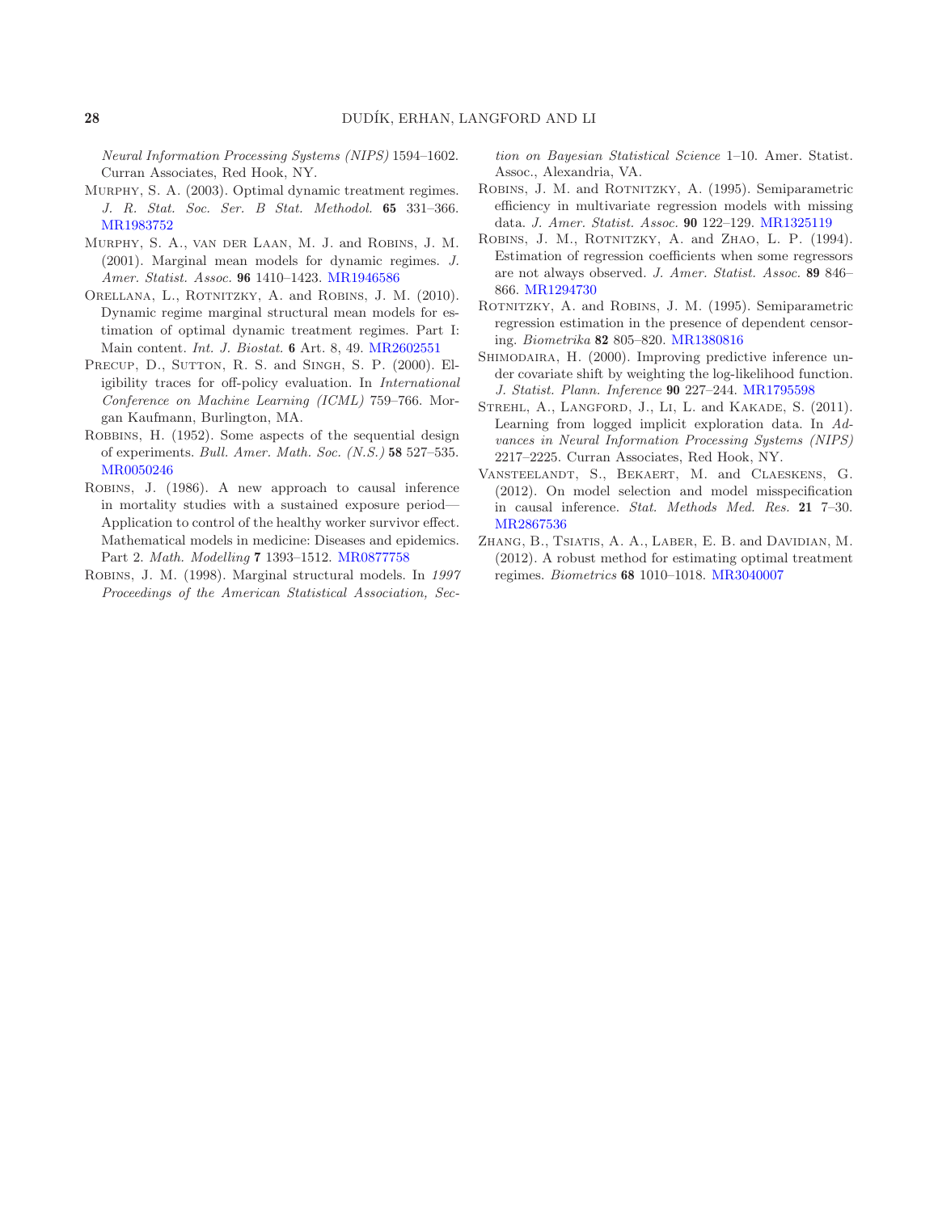*Neural Information Processing Systems (NIPS)* 1594–1602. Curran Associates, Red Hook, NY.

Murphy, S. A. (2003). Optimal dynamic treatment regimes. *J. R. Stat. Soc. Ser. B Stat. Methodol.* **65** 331–366. MR1983752

Murphy, S. A., van der Laan, M. J. and Robins, J. M. (2001). Marginal mean models for dynamic regimes. *J. Amer. Statist. Assoc.* **96** 1410–1423. MR1946586

Orellana, L., Rotnitzky, A. and Robins, J. M. (2010). Dynamic regime marginal structural mean models for estimation of optimal dynamic treatment regimes. Part I: Main content. *Int. J. Biostat.* **6** Art. 8, 49. MR2602551

Precup, D., Sutton, R. S. and Singh, S. P. (2000). Eligibility traces for off-policy evaluation. In *International Conference on Machine Learning (ICML)* 759–766. Morgan Kaufmann, Burlington, MA.

Robbins, H. (1952). Some aspects of the sequential design of experiments. *Bull. Amer. Math. Soc. (N.S.)* **58** 527–535. MR0050246

Robins, J. (1986). A new approach to causal inference in mortality studies with a sustained exposure period—Application to control of the healthy worker survivor effect. Mathematical models in medicine: Diseases and epidemics. Part 2. *Math. Modelling* **7** 1393–1512. MR0877758

Robins, J. M. (1998). Marginal structural models. In *1997 Proceedings of the American Statistical Association, Section on Bayesian Statistical Science* 1–10. Amer. Statist. Assoc., Alexandria, VA.

Robins, J. M. and Rotnitzky, A. (1995). Semiparametric efficiency in multivariate regression models with missing data. *J. Amer. Statist. Assoc.* **90** 122–129. MR1325119

Robins, J. M., Rotnitzky, A. and Zhao, L. P. (1994). Estimation of regression coefficients when some regressors are not always observed. *J. Amer. Statist. Assoc.* **89** 846–866. MR1294730

Rotnitzky, A. and Robins, J. M. (1995). Semiparametric regression estimation in the presence of dependent censoring. *Biometrika* **82** 805–820. MR1380816

Shimodaira, H. (2000). Improving predictive inference under covariate shift by weighting the log-likelihood function. *J. Statist. Plann. Inference* **90** 227–244. MR1795598

Strehl, A., Langford, J., Li, L. and Kakade, S. (2011). Learning from logged implicit exploration data. In *Advances in Neural Information Processing Systems (NIPS)* 2217–2225. Curran Associates, Red Hook, NY.

Vansteelandt, S., Bekaert, M. and Claeskens, G. (2012). On model selection and model misspecification in causal inference. *Stat. Methods Med. Res.* **21** 7–30. MR2867536

Zhang, B., Tsiatis, A. A., Laber, E. B. and Davidian, M. (2012). A robust method for estimating optimal treatment regimes. *Biometrics* **68** 1010–1018. MR3040007